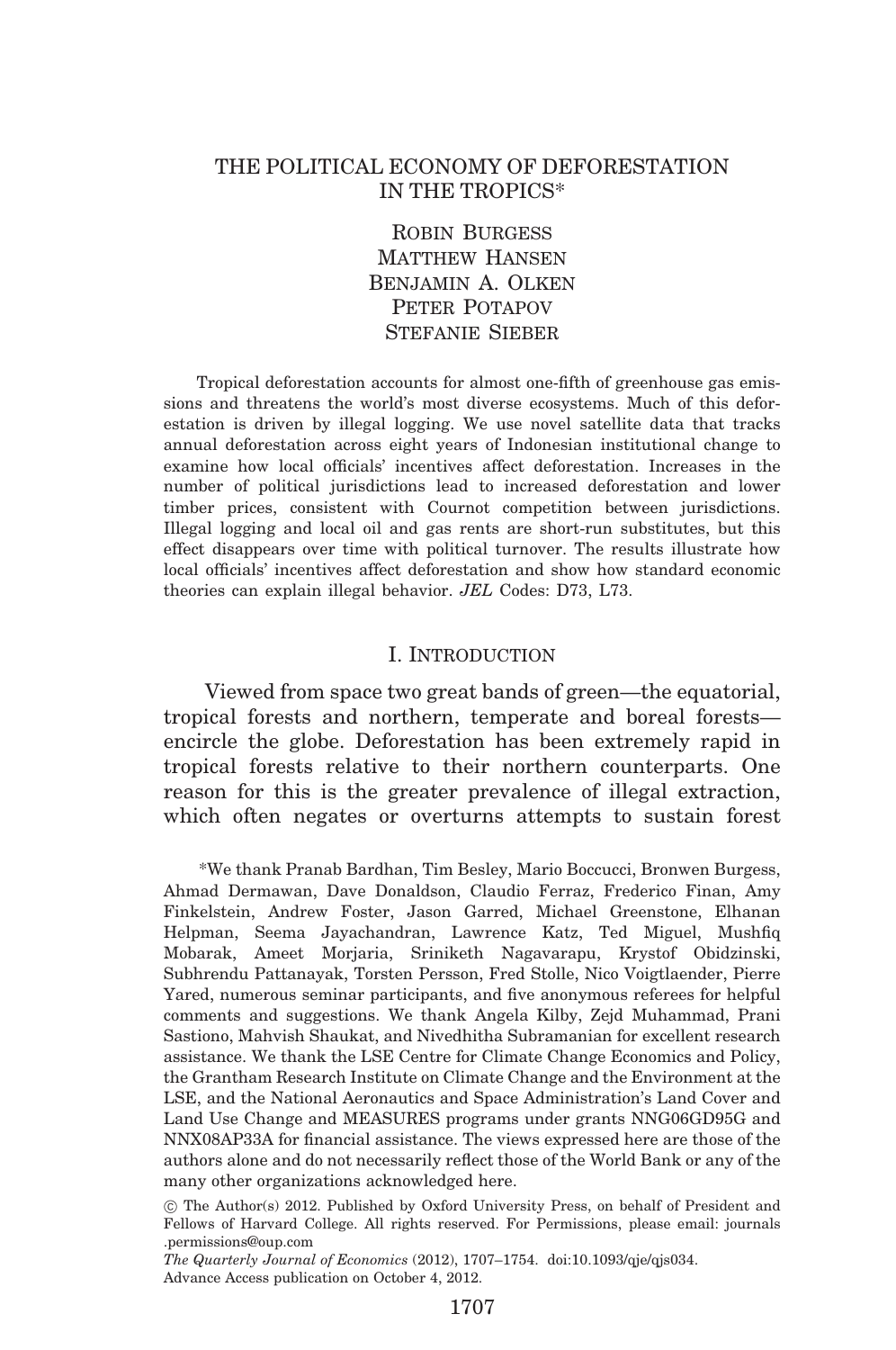# THE POLITICAL ECONOMY OF DEFORESTATION IN THE TROPICS*

Robin Burgess
Matthew Hansen
Benjamin A. Olken
Peter Potapov
Stefanie Sieber

Tropical deforestation accounts for almost one-fifth of greenhouse gas emissions and threatens the world's most diverse ecosystems. Much of this deforestation is driven by illegal logging. We use novel satellite data that tracks annual deforestation across eight years of Indonesian institutional change to examine how local officials' incentives affect deforestation. Increases in the number of political jurisdictions lead to increased deforestation and lower timber prices, consistent with Cournot competition between jurisdictions. Illegal logging and local oil and gas rents are short-run substitutes, but this effect disappears over time with political turnover. The results illustrate how local officials' incentives affect deforestation and show how standard economic theories can explain illegal behavior. *JEL* Codes: D73, L73.

## I. Introduction

Viewed from space two great bands of green—the equatorial, tropical forests and northern, temperate and boreal forests—encircle the globe. Deforestation has been extremely rapid in tropical forests relative to their northern counterparts. One reason for this is the greater prevalence of illegal extraction, which often negates or overturns attempts to sustain forest

*We thank Pranab Bardhan, Tim Besley, Mario Boccucci, Bronwen Burgess, Ahmad Dermawan, Dave Donaldson, Claudio Ferraz, Frederico Finan, Amy Finkelstein, Andrew Foster, Jason Garred, Michael Greenstone, Elhanan Helpman, Seema Jayachandran, Lawrence Katz, Ted Miguel, Mushfiq Mobarak, Ameet Morjaria, Sriniketh Nagavarapu, Krystof Obidzinski, Subhrendu Pattanayak, Torsten Persson, Fred Stolle, Nico Voigtlaender, Pierre Yared, numerous seminar participants, and five anonymous referees for helpful comments and suggestions. We thank Angela Kilby, Zejd Muhammad, Prani Sastiono, Mahvish Shaukat, and Nivedhitha Subramanian for excellent research assistance. We thank the LSE Centre for Climate Change Economics and Policy, the Grantham Research Institute on Climate Change and the Environment at the LSE, and the National Aeronautics and Space Administration's Land Cover and Land Use Change and MEASURES programs under grants NNG06GD95G and NNX08AP33A for financial assistance. The views expressed here are those of the authors alone and do not necessarily reflect those of the World Bank or any of the many other organizations acknowledged here.

© The Author(s) 2012. Published by Oxford University Press, on behalf of President and Fellows of Harvard College. All rights reserved. For Permissions, please email: journals.permissions@oup.com

*The Quarterly Journal of Economics* (2012), 1707–1754. doi:10.1093/qje/qjs034.
Advance Access publication on October 4, 2012.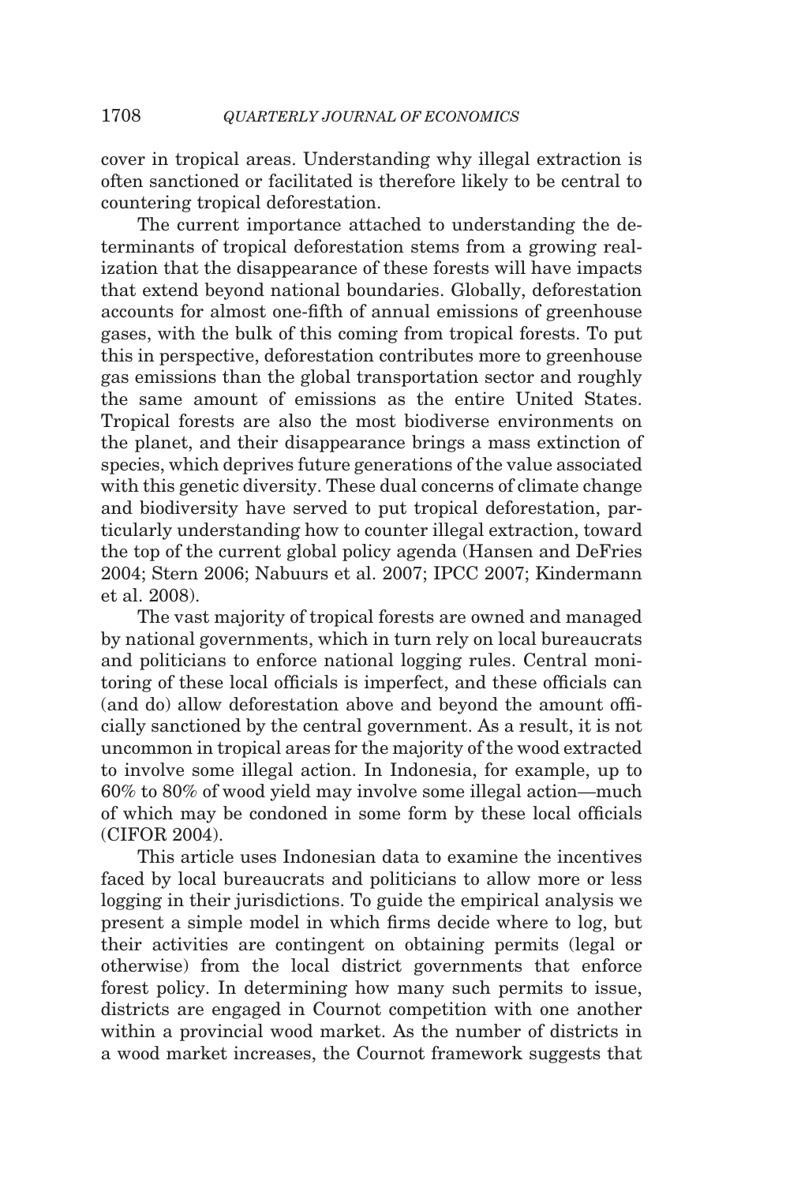cover in tropical areas. Understanding why illegal extraction is often sanctioned or facilitated is therefore likely to be central to countering tropical deforestation.

The current importance attached to understanding the determinants of tropical deforestation stems from a growing realization that the disappearance of these forests will have impacts that extend beyond national boundaries. Globally, deforestation accounts for almost one-fifth of annual emissions of greenhouse gases, with the bulk of this coming from tropical forests. To put this in perspective, deforestation contributes more to greenhouse gas emissions than the global transportation sector and roughly the same amount of emissions as the entire United States. Tropical forests are also the most biodiverse environments on the planet, and their disappearance brings a mass extinction of species, which deprives future generations of the value associated with this genetic diversity. These dual concerns of climate change and biodiversity have served to put tropical deforestation, particularly understanding how to counter illegal extraction, toward the top of the current global policy agenda (Hansen and DeFries 2004; Stern 2006; Nabuurs et al. 2007; IPCC 2007; Kindermann et al. 2008).

The vast majority of tropical forests are owned and managed by national governments, which in turn rely on local bureaucrats and politicians to enforce national logging rules. Central monitoring of these local officials is imperfect, and these officials can (and do) allow deforestation above and beyond the amount officially sanctioned by the central government. As a result, it is not uncommon in tropical areas for the majority of the wood extracted to involve some illegal action. In Indonesia, for example, up to 60% to 80% of wood yield may involve some illegal action—much of which may be condoned in some form by these local officials (CIFOR 2004).

This article uses Indonesian data to examine the incentives faced by local bureaucrats and politicians to allow more or less logging in their jurisdictions. To guide the empirical analysis we present a simple model in which firms decide where to log, but their activities are contingent on obtaining permits (legal or otherwise) from the local district governments that enforce forest policy. In determining how many such permits to issue, districts are engaged in Cournot competition with one another within a provincial wood market. As the number of districts in a wood market increases, the Cournot framework suggests that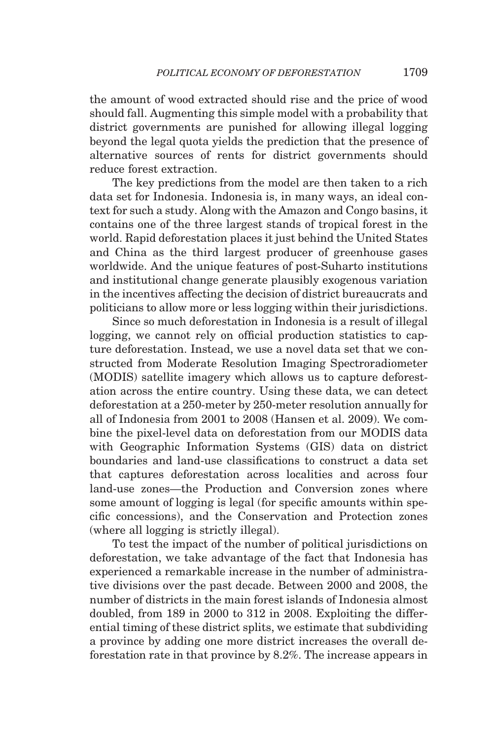the amount of wood extracted should rise and the price of wood should fall. Augmenting this simple model with a probability that district governments are punished for allowing illegal logging beyond the legal quota yields the prediction that the presence of alternative sources of rents for district governments should reduce forest extraction.

The key predictions from the model are then taken to a rich data set for Indonesia. Indonesia is, in many ways, an ideal context for such a study. Along with the Amazon and Congo basins, it contains one of the three largest stands of tropical forest in the world. Rapid deforestation places it just behind the United States and China as the third largest producer of greenhouse gases worldwide. And the unique features of post-Suharto institutions and institutional change generate plausibly exogenous variation in the incentives affecting the decision of district bureaucrats and politicians to allow more or less logging within their jurisdictions.

Since so much deforestation in Indonesia is a result of illegal logging, we cannot rely on official production statistics to capture deforestation. Instead, we use a novel data set that we constructed from Moderate Resolution Imaging Spectroradiometer (MODIS) satellite imagery which allows us to capture deforestation across the entire country. Using these data, we can detect deforestation at a 250-meter by 250-meter resolution annually for all of Indonesia from 2001 to 2008 (Hansen et al. 2009). We combine the pixel-level data on deforestation from our MODIS data with Geographic Information Systems (GIS) data on district boundaries and land-use classifications to construct a data set that captures deforestation across localities and across four land-use zones—the Production and Conversion zones where some amount of logging is legal (for specific amounts within specific concessions), and the Conservation and Protection zones (where all logging is strictly illegal).

To test the impact of the number of political jurisdictions on deforestation, we take advantage of the fact that Indonesia has experienced a remarkable increase in the number of administrative divisions over the past decade. Between 2000 and 2008, the number of districts in the main forest islands of Indonesia almost doubled, from 189 in 2000 to 312 in 2008. Exploiting the differential timing of these district splits, we estimate that subdividing a province by adding one more district increases the overall deforestation rate in that province by 8.2%. The increase appears in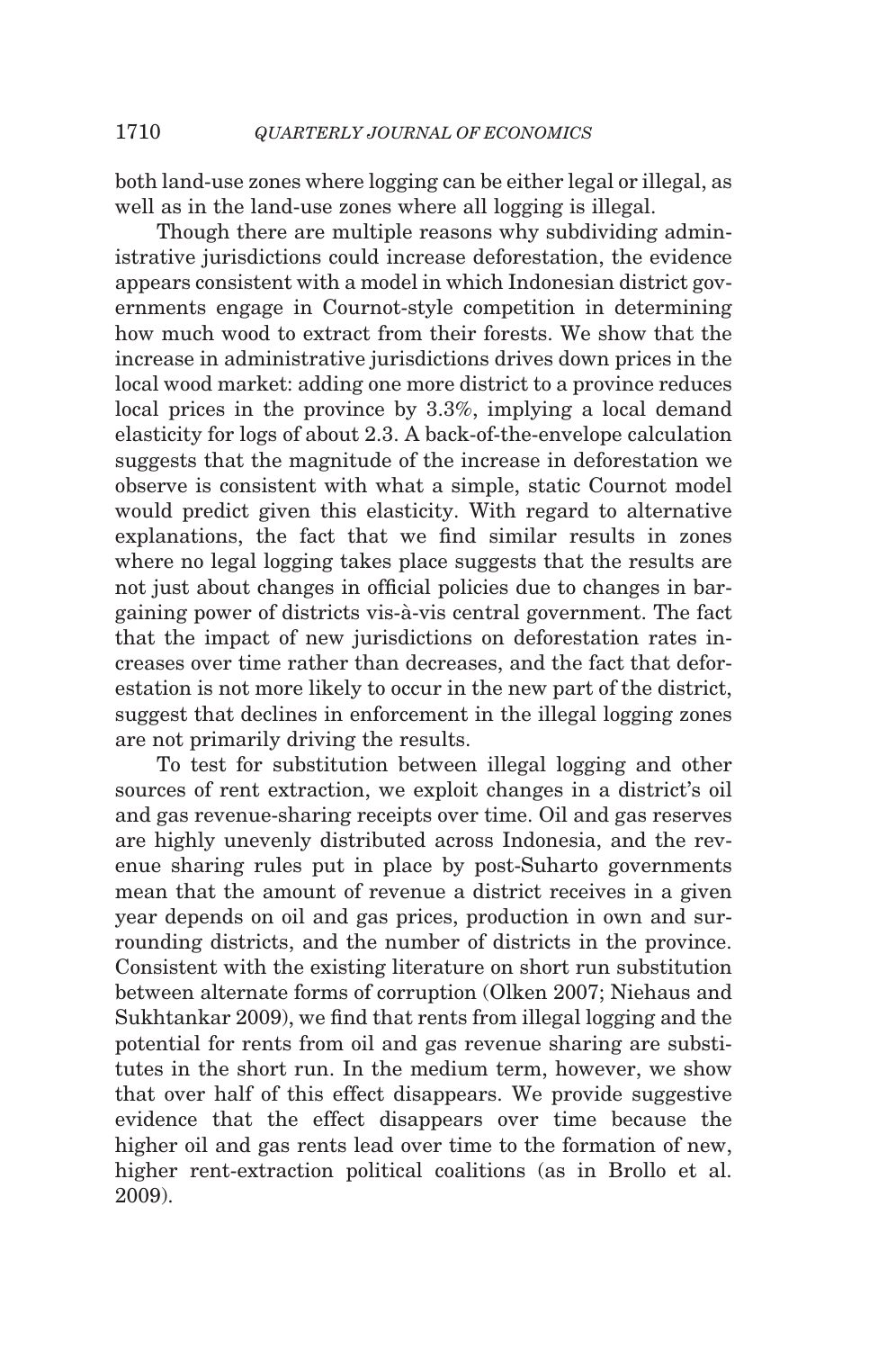both land-use zones where logging can be either legal or illegal, as well as in the land-use zones where all logging is illegal.

Though there are multiple reasons why subdividing administrative jurisdictions could increase deforestation, the evidence appears consistent with a model in which Indonesian district governments engage in Cournot-style competition in determining how much wood to extract from their forests. We show that the increase in administrative jurisdictions drives down prices in the local wood market: adding one more district to a province reduces local prices in the province by 3.3%, implying a local demand elasticity for logs of about 2.3. A back-of-the-envelope calculation suggests that the magnitude of the increase in deforestation we observe is consistent with what a simple, static Cournot model would predict given this elasticity. With regard to alternative explanations, the fact that we find similar results in zones where no legal logging takes place suggests that the results are not just about changes in official policies due to changes in bargaining power of districts vis-à-vis central government. The fact that the impact of new jurisdictions on deforestation rates increases over time rather than decreases, and the fact that deforestation is not more likely to occur in the new part of the district, suggest that declines in enforcement in the illegal logging zones are not primarily driving the results.

To test for substitution between illegal logging and other sources of rent extraction, we exploit changes in a district's oil and gas revenue-sharing receipts over time. Oil and gas reserves are highly unevenly distributed across Indonesia, and the revenue sharing rules put in place by post-Suharto governments mean that the amount of revenue a district receives in a given year depends on oil and gas prices, production in own and surrounding districts, and the number of districts in the province. Consistent with the existing literature on short run substitution between alternate forms of corruption (Olken 2007; Niehaus and Sukhtankar 2009), we find that rents from illegal logging and the potential for rents from oil and gas revenue sharing are substitutes in the short run. In the medium term, however, we show that over half of this effect disappears. We provide suggestive evidence that the effect disappears over time because the higher oil and gas rents lead over time to the formation of new, higher rent-extraction political coalitions (as in Brollo et al. 2009).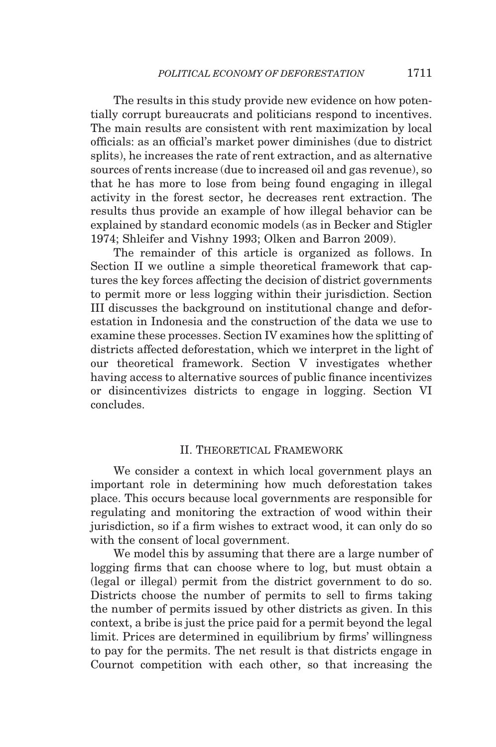The results in this study provide new evidence on how potentially corrupt bureaucrats and politicians respond to incentives. The main results are consistent with rent maximization by local officials: as an official's market power diminishes (due to district splits), he increases the rate of rent extraction, and as alternative sources of rents increase (due to increased oil and gas revenue), so that he has more to lose from being found engaging in illegal activity in the forest sector, he decreases rent extraction. The results thus provide an example of how illegal behavior can be explained by standard economic models (as in Becker and Stigler 1974; Shleifer and Vishny 1993; Olken and Barron 2009).

The remainder of this article is organized as follows. In Section II we outline a simple theoretical framework that captures the key forces affecting the decision of district governments to permit more or less logging within their jurisdiction. Section III discusses the background on institutional change and deforestation in Indonesia and the construction of the data we use to examine these processes. Section IV examines how the splitting of districts affected deforestation, which we interpret in the light of our theoretical framework. Section V investigates whether having access to alternative sources of public finance incentivizes or disincentivizes districts to engage in logging. Section VI concludes.

## II. Theoretical Framework

We consider a context in which local government plays an important role in determining how much deforestation takes place. This occurs because local governments are responsible for regulating and monitoring the extraction of wood within their jurisdiction, so if a firm wishes to extract wood, it can only do so with the consent of local government.

We model this by assuming that there are a large number of logging firms that can choose where to log, but must obtain a (legal or illegal) permit from the district government to do so. Districts choose the number of permits to sell to firms taking the number of permits issued by other districts as given. In this context, a bribe is just the price paid for a permit beyond the legal limit. Prices are determined in equilibrium by firms' willingness to pay for the permits. The net result is that districts engage in Cournot competition with each other, so that increasing the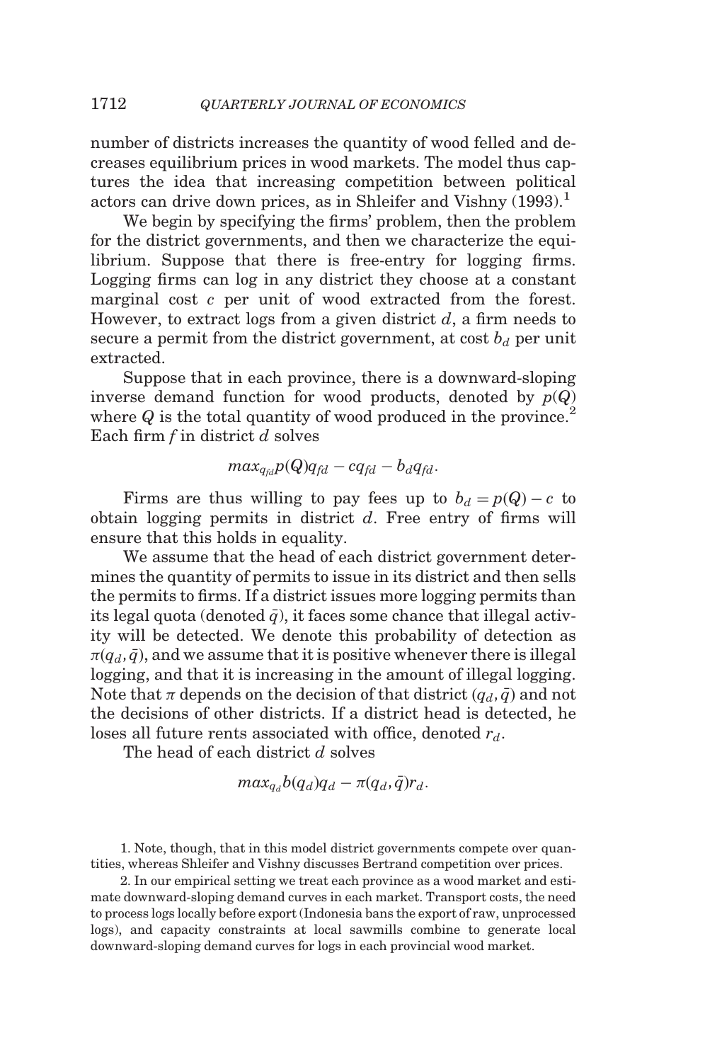number of districts increases the quantity of wood felled and decreases equilibrium prices in wood markets. The model thus captures the idea that increasing competition between political actors can drive down prices, as in Shleifer and Vishny (1993).[1]

We begin by specifying the firms' problem, then the problem for the district governments, and then we characterize the equilibrium. Suppose that there is free-entry for logging firms. Logging firms can log in any district they choose at a constant marginal cost $c$ per unit of wood extracted from the forest. However, to extract logs from a given district $d$, a firm needs to secure a permit from the district government, at cost $b_d$ per unit extracted.

Suppose that in each province, there is a downward-sloping inverse demand function for wood products, denoted by $p(Q)$ where $Q$ is the total quantity of wood produced in the province.[2] Each firm $f$ in district $d$ solves

$$max_{q_{fd}} p(Q)q_{fd} - cq_{fd} - b_d q_{fd}.$$

Firms are thus willing to pay fees up to $b_d = p(Q) - c$ to obtain logging permits in district $d$. Free entry of firms will ensure that this holds in equality.

We assume that the head of each district government determines the quantity of permits to issue in its district and then sells the permits to firms. If a district issues more logging permits than its legal quota (denoted $\bar{q}$), it faces some chance that illegal activity will be detected. We denote this probability of detection as $\pi(q_d, \bar{q})$, and we assume that it is positive whenever there is illegal logging, and that it is increasing in the amount of illegal logging. Note that $\pi$ depends on the decision of that district $(q_d, \bar{q})$ and not the decisions of other districts. If a district head is detected, he loses all future rents associated with office, denoted $r_d$.

The head of each district $d$ solves

$$max_{q_d} b(q_d)q_d - \pi(q_d, \bar{q})r_d.$$

1. Note, though, that in this model district governments compete over quantities, whereas Shleifer and Vishny discusses Bertrand competition over prices.

2. In our empirical setting we treat each province as a wood market and estimate downward-sloping demand curves in each market. Transport costs, the need to process logs locally before export (Indonesia bans the export of raw, unprocessed logs), and capacity constraints at local sawmills combine to generate local downward-sloping demand curves for logs in each provincial wood market.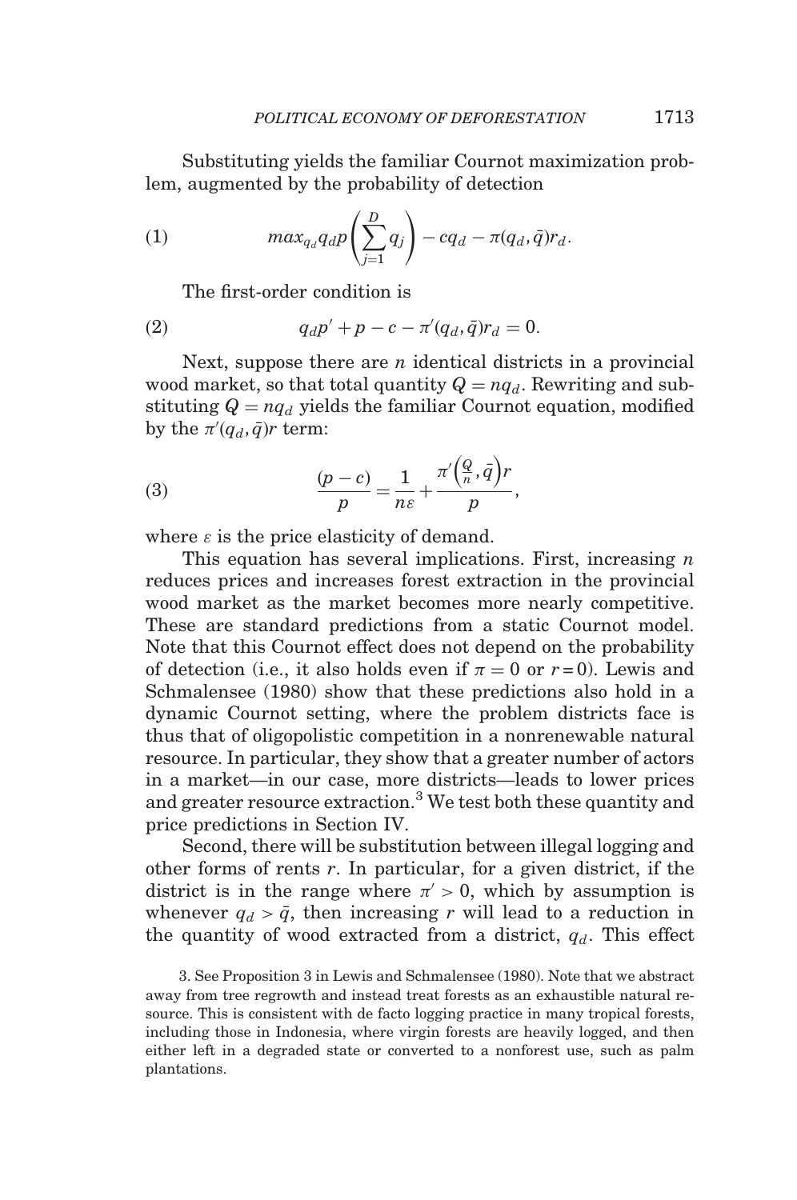Substituting yields the familiar Cournot maximization problem, augmented by the probability of detection

$$max_{q_d} q_d p\left(\sum_{j=1}^{D} q_j\right) - cq_d - \pi(q_d, \bar{q})r_d. \tag{1}$$

The first-order condition is

$$q_d p' + p - c - \pi'(q_d, \bar{q})r_d = 0. \tag{2}$$

Next, suppose there are $n$ identical districts in a provincial wood market, so that total quantity $Q = nq_d$. Rewriting and substituting $Q = nq_d$ yields the familiar Cournot equation, modified by the $\pi'(q_d, \bar{q})r$ term:

$$\frac{(p-c)}{p} = \frac{1}{n\varepsilon} + \frac{\pi'\left(\frac{Q}{n}, \bar{q}\right)r}{p}, \tag{3}$$

where $\varepsilon$ is the price elasticity of demand.

This equation has several implications. First, increasing $n$ reduces prices and increases forest extraction in the provincial wood market as the market becomes more nearly competitive. These are standard predictions from a static Cournot model. Note that this Cournot effect does not depend on the probability of detection (i.e., it also holds even if $\pi = 0$ or $r = 0$). Lewis and Schmalensee (1980) show that these predictions also hold in a dynamic Cournot setting, where the problem districts face is thus that of oligopolistic competition in a nonrenewable natural resource. In particular, they show that a greater number of actors in a market—in our case, more districts—leads to lower prices and greater resource extraction.[3] We test both these quantity and price predictions in Section IV.

Second, there will be substitution between illegal logging and other forms of rents $r$. In particular, for a given district, if the district is in the range where $\pi' > 0$, which by assumption is whenever $q_d > \bar{q}$, then increasing $r$ will lead to a reduction in the quantity of wood extracted from a district, $q_d$. This effect

3. See Proposition 3 in Lewis and Schmalensee (1980). Note that we abstract away from tree regrowth and instead treat forests as an exhaustible natural resource. This is consistent with de facto logging practice in many tropical forests, including those in Indonesia, where virgin forests are heavily logged, and then either left in a degraded state or converted to a nonforest use, such as palm plantations.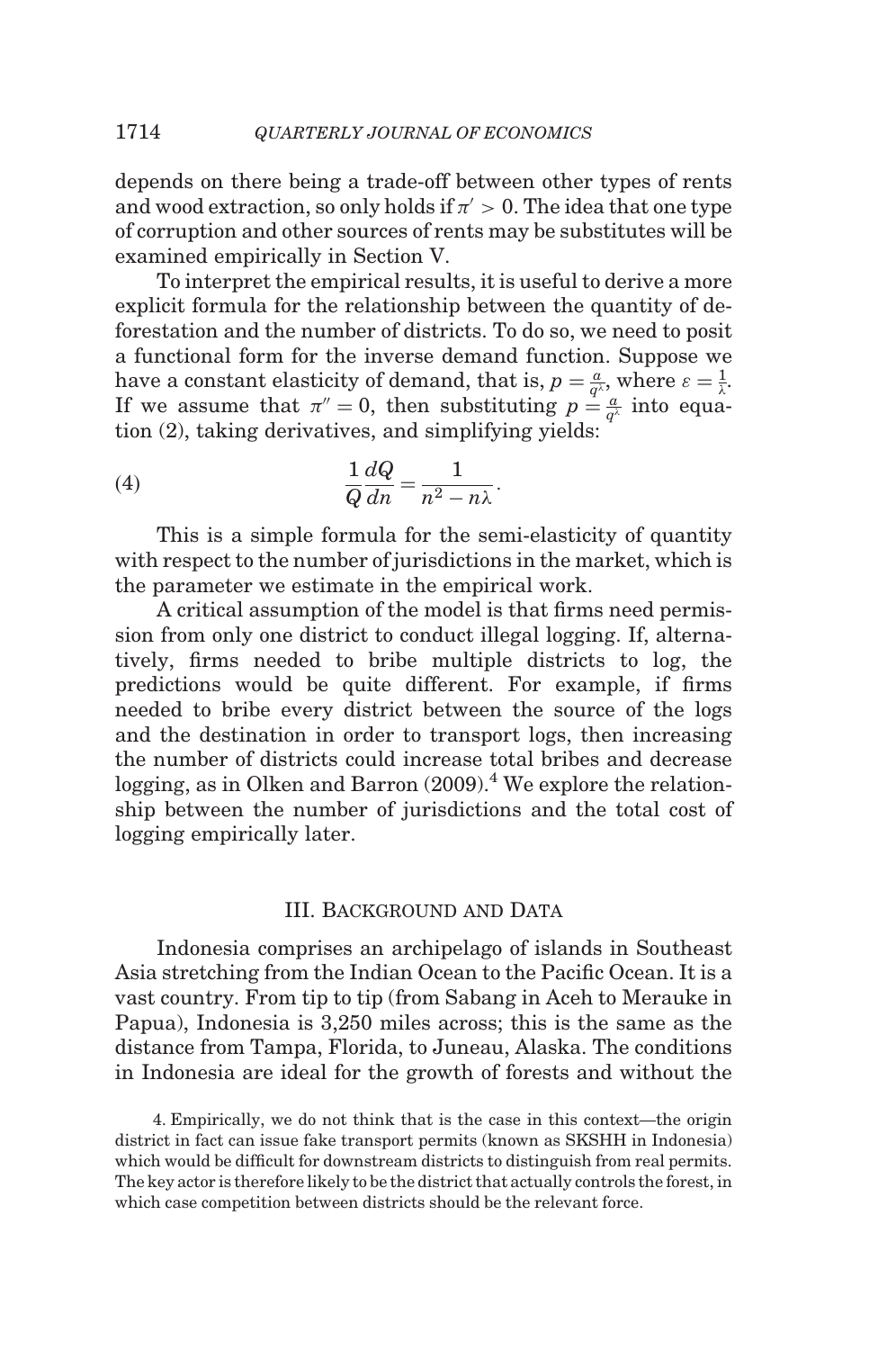depends on there being a trade-off between other types of rents and wood extraction, so only holds if $\pi' > 0$. The idea that one type of corruption and other sources of rents may be substitutes will be examined empirically in Section V.

To interpret the empirical results, it is useful to derive a more explicit formula for the relationship between the quantity of deforestation and the number of districts. To do so, we need to posit a functional form for the inverse demand function. Suppose we have a constant elasticity of demand, that is, $p = \frac{a}{q^{\lambda}}$, where $\varepsilon = \frac{1}{\lambda}$. If we assume that $\pi'' = 0$, then substituting $p = \frac{a}{q^{\lambda}}$ into equation (2), taking derivatives, and simplifying yields:

$$\frac{1}{Q}\frac{dQ}{dn} = \frac{1}{n^2 - n\lambda}. \tag{4}$$

This is a simple formula for the semi-elasticity of quantity with respect to the number of jurisdictions in the market, which is the parameter we estimate in the empirical work.

A critical assumption of the model is that firms need permission from only one district to conduct illegal logging. If, alternatively, firms needed to bribe multiple districts to log, the predictions would be quite different. For example, if firms needed to bribe every district between the source of the logs and the destination in order to transport logs, then increasing the number of districts could increase total bribes and decrease logging, as in Olken and Barron (2009).[4] We explore the relationship between the number of jurisdictions and the total cost of logging empirically later.

## III. Background and Data

Indonesia comprises an archipelago of islands in Southeast Asia stretching from the Indian Ocean to the Pacific Ocean. It is a vast country. From tip to tip (from Sabang in Aceh to Merauke in Papua), Indonesia is 3,250 miles across; this is the same as the distance from Tampa, Florida, to Juneau, Alaska. The conditions in Indonesia are ideal for the growth of forests and without the

4. Empirically, we do not think that is the case in this context—the origin district in fact can issue fake transport permits (known as SKSHH in Indonesia) which would be difficult for downstream districts to distinguish from real permits. The key actor is therefore likely to be the district that actually controls the forest, in which case competition between districts should be the relevant force.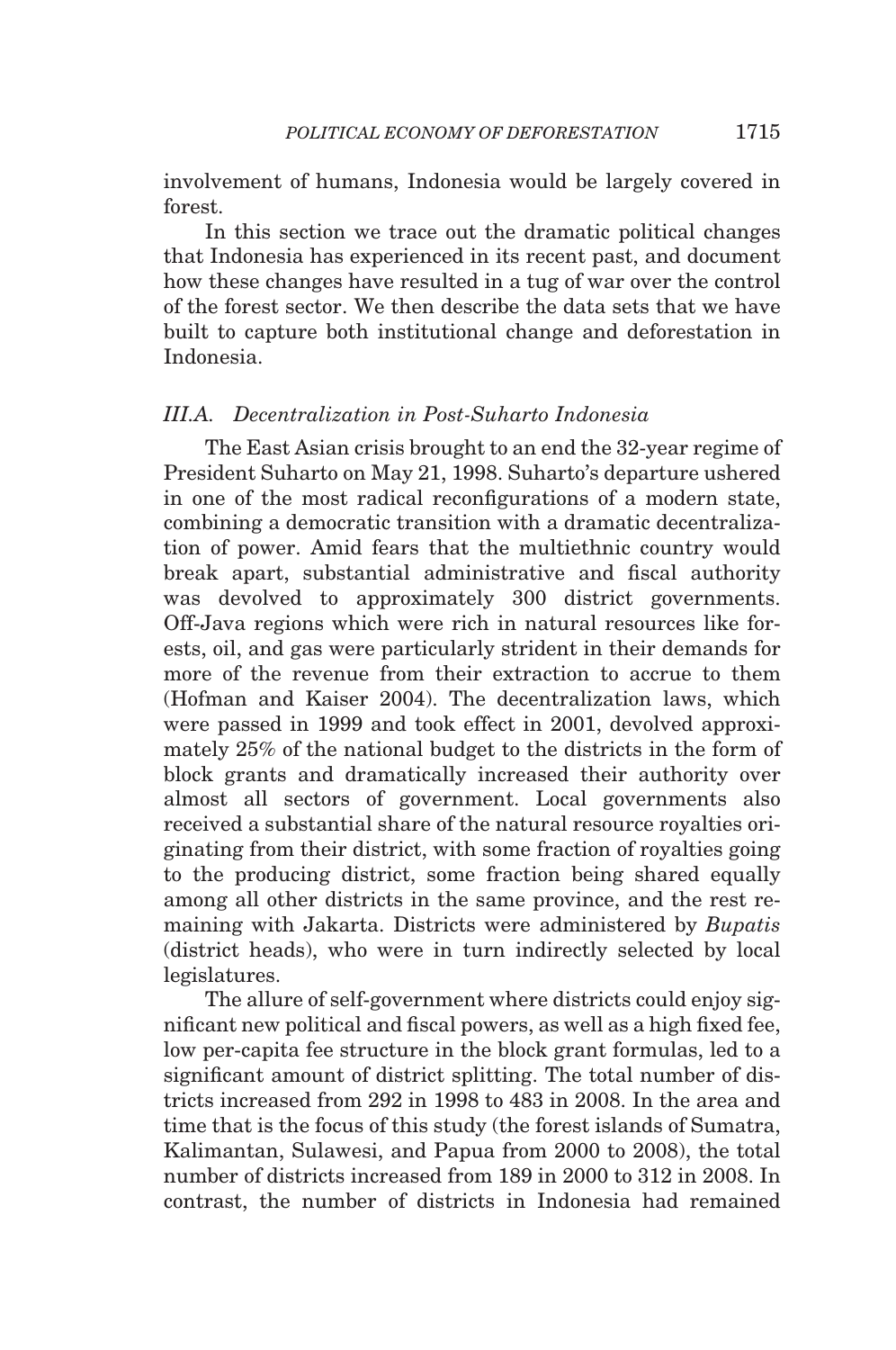involvement of humans, Indonesia would be largely covered in forest.

In this section we trace out the dramatic political changes that Indonesia has experienced in its recent past, and document how these changes have resulted in a tug of war over the control of the forest sector. We then describe the data sets that we have built to capture both institutional change and deforestation in Indonesia.

### *III.A. Decentralization in Post-Suharto Indonesia*

The East Asian crisis brought to an end the 32-year regime of President Suharto on May 21, 1998. Suharto's departure ushered in one of the most radical reconfigurations of a modern state, combining a democratic transition with a dramatic decentralization of power. Amid fears that the multiethnic country would break apart, substantial administrative and fiscal authority was devolved to approximately 300 district governments. Off-Java regions which were rich in natural resources like forests, oil, and gas were particularly strident in their demands for more of the revenue from their extraction to accrue to them (Hofman and Kaiser 2004). The decentralization laws, which were passed in 1999 and took effect in 2001, devolved approximately 25% of the national budget to the districts in the form of block grants and dramatically increased their authority over almost all sectors of government. Local governments also received a substantial share of the natural resource royalties originating from their district, with some fraction of royalties going to the producing district, some fraction being shared equally among all other districts in the same province, and the rest remaining with Jakarta. Districts were administered by *Bupatis* (district heads), who were in turn indirectly selected by local legislatures.

The allure of self-government where districts could enjoy significant new political and fiscal powers, as well as a high fixed fee, low per-capita fee structure in the block grant formulas, led to a significant amount of district splitting. The total number of districts increased from 292 in 1998 to 483 in 2008. In the area and time that is the focus of this study (the forest islands of Sumatra, Kalimantan, Sulawesi, and Papua from 2000 to 2008), the total number of districts increased from 189 in 2000 to 312 in 2008. In contrast, the number of districts in Indonesia had remained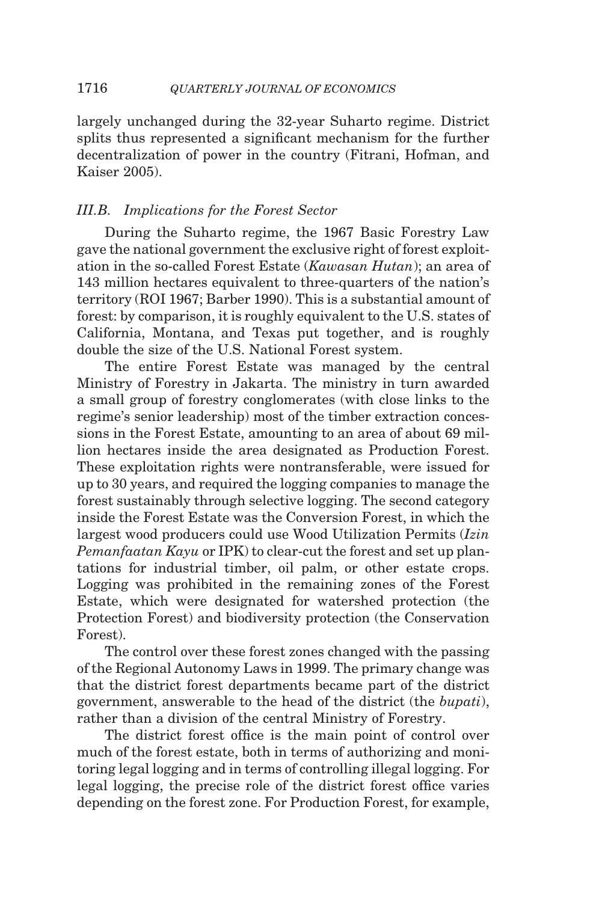largely unchanged during the 32-year Suharto regime. District splits thus represented a significant mechanism for the further decentralization of power in the country (Fitrani, Hofman, and Kaiser 2005).

### III.B. Implications for the Forest Sector

During the Suharto regime, the 1967 Basic Forestry Law gave the national government the exclusive right of forest exploitation in the so-called Forest Estate (*Kawasan Hutan*); an area of 143 million hectares equivalent to three-quarters of the nation's territory (ROI 1967; Barber 1990). This is a substantial amount of forest: by comparison, it is roughly equivalent to the U.S. states of California, Montana, and Texas put together, and is roughly double the size of the U.S. National Forest system.

The entire Forest Estate was managed by the central Ministry of Forestry in Jakarta. The ministry in turn awarded a small group of forestry conglomerates (with close links to the regime's senior leadership) most of the timber extraction concessions in the Forest Estate, amounting to an area of about 69 million hectares inside the area designated as Production Forest. These exploitation rights were nontransferable, were issued for up to 30 years, and required the logging companies to manage the forest sustainably through selective logging. The second category inside the Forest Estate was the Conversion Forest, in which the largest wood producers could use Wood Utilization Permits (*Izin Pemanfaatan Kayu* or IPK) to clear-cut the forest and set up plantations for industrial timber, oil palm, or other estate crops. Logging was prohibited in the remaining zones of the Forest Estate, which were designated for watershed protection (the Protection Forest) and biodiversity protection (the Conservation Forest).

The control over these forest zones changed with the passing of the Regional Autonomy Laws in 1999. The primary change was that the district forest departments became part of the district government, answerable to the head of the district (the *bupati*), rather than a division of the central Ministry of Forestry.

The district forest office is the main point of control over much of the forest estate, both in terms of authorizing and monitoring legal logging and in terms of controlling illegal logging. For legal logging, the precise role of the district forest office varies depending on the forest zone. For Production Forest, for example,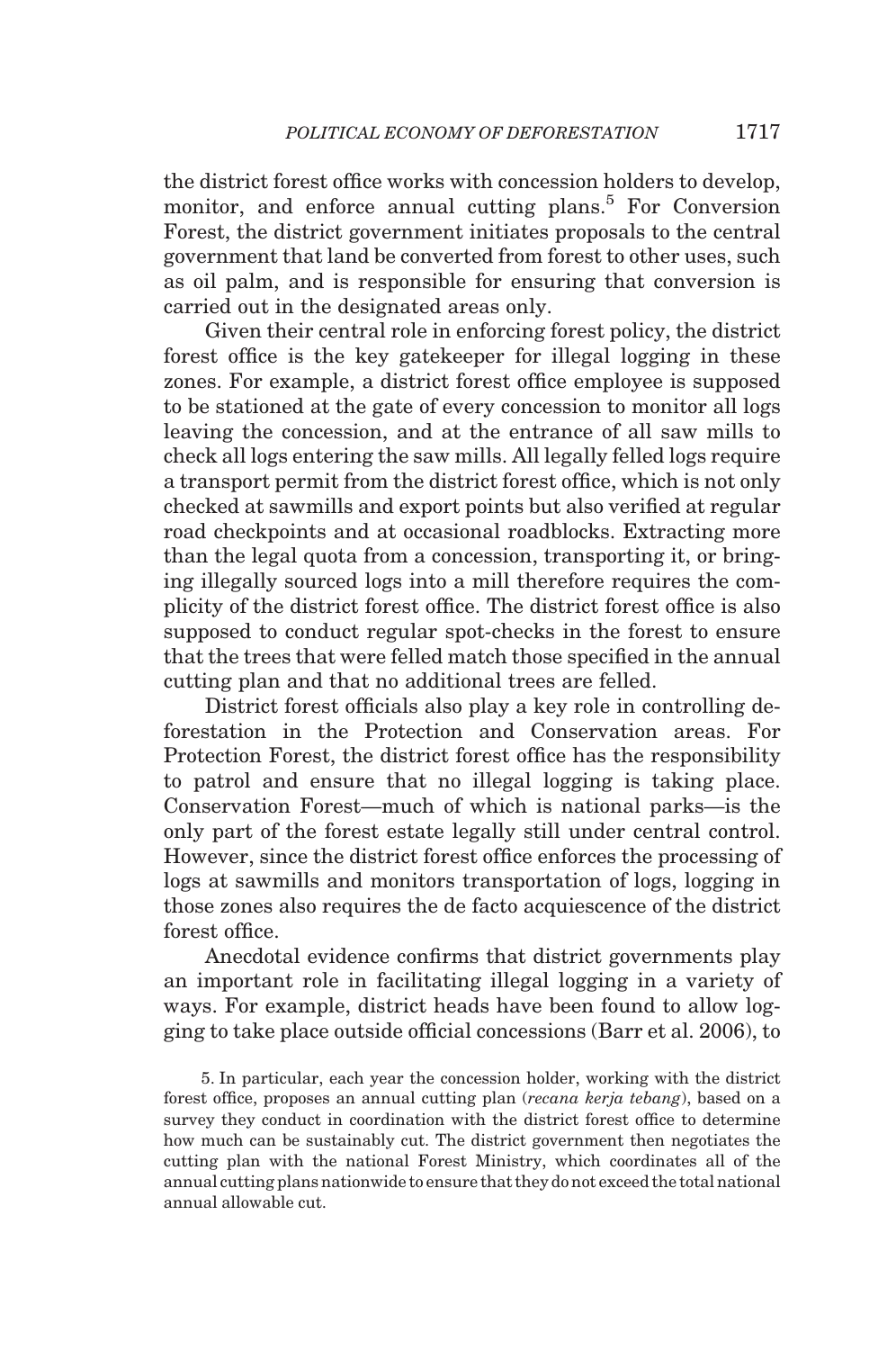the district forest office works with concession holders to develop, monitor, and enforce annual cutting plans.[5] For Conversion Forest, the district government initiates proposals to the central government that land be converted from forest to other uses, such as oil palm, and is responsible for ensuring that conversion is carried out in the designated areas only.

Given their central role in enforcing forest policy, the district forest office is the key gatekeeper for illegal logging in these zones. For example, a district forest office employee is supposed to be stationed at the gate of every concession to monitor all logs leaving the concession, and at the entrance of all saw mills to check all logs entering the saw mills. All legally felled logs require a transport permit from the district forest office, which is not only checked at sawmills and export points but also verified at regular road checkpoints and at occasional roadblocks. Extracting more than the legal quota from a concession, transporting it, or bringing illegally sourced logs into a mill therefore requires the complicity of the district forest office. The district forest office is also supposed to conduct regular spot-checks in the forest to ensure that the trees that were felled match those specified in the annual cutting plan and that no additional trees are felled.

District forest officials also play a key role in controlling deforestation in the Protection and Conservation areas. For Protection Forest, the district forest office has the responsibility to patrol and ensure that no illegal logging is taking place. Conservation Forest—much of which is national parks—is the only part of the forest estate legally still under central control. However, since the district forest office enforces the processing of logs at sawmills and monitors transportation of logs, logging in those zones also requires the de facto acquiescence of the district forest office.

Anecdotal evidence confirms that district governments play an important role in facilitating illegal logging in a variety of ways. For example, district heads have been found to allow logging to take place outside official concessions (Barr et al. 2006), to

5. In particular, each year the concession holder, working with the district forest office, proposes an annual cutting plan (*recana kerja tebang*), based on a survey they conduct in coordination with the district forest office to determine how much can be sustainably cut. The district government then negotiates the cutting plan with the national Forest Ministry, which coordinates all of the annual cutting plans nationwide to ensure that they do not exceed the total national annual allowable cut.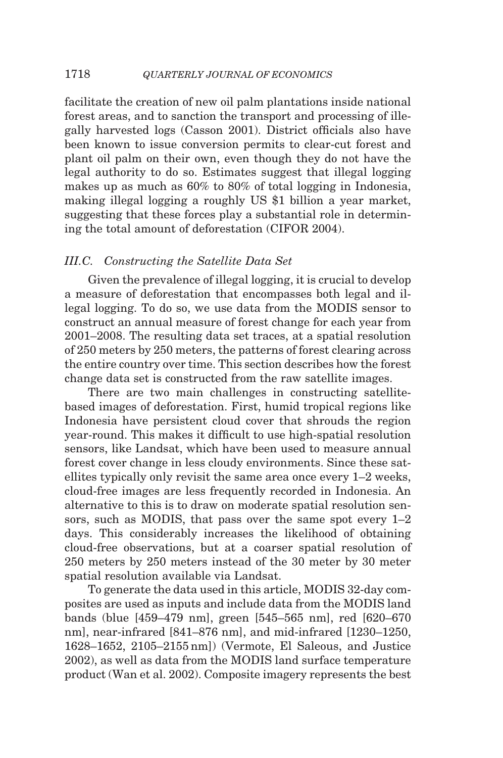facilitate the creation of new oil palm plantations inside national forest areas, and to sanction the transport and processing of illegally harvested logs (Casson 2001). District officials also have been known to issue conversion permits to clear-cut forest and plant oil palm on their own, even though they do not have the legal authority to do so. Estimates suggest that illegal logging makes up as much as 60% to 80% of total logging in Indonesia, making illegal logging a roughly US $1 billion a year market, suggesting that these forces play a substantial role in determining the total amount of deforestation (CIFOR 2004).

### *III.C. Constructing the Satellite Data Set*

Given the prevalence of illegal logging, it is crucial to develop a measure of deforestation that encompasses both legal and illegal logging. To do so, we use data from the MODIS sensor to construct an annual measure of forest change for each year from 2001–2008. The resulting data set traces, at a spatial resolution of 250 meters by 250 meters, the patterns of forest clearing across the entire country over time. This section describes how the forest change data set is constructed from the raw satellite images.

There are two main challenges in constructing satellite-based images of deforestation. First, humid tropical regions like Indonesia have persistent cloud cover that shrouds the region year-round. This makes it difficult to use high-spatial resolution sensors, like Landsat, which have been used to measure annual forest cover change in less cloudy environments. Since these satellites typically only revisit the same area once every 1–2 weeks, cloud-free images are less frequently recorded in Indonesia. An alternative to this is to draw on moderate spatial resolution sensors, such as MODIS, that pass over the same spot every 1–2 days. This considerably increases the likelihood of obtaining cloud-free observations, but at a coarser spatial resolution of 250 meters by 250 meters instead of the 30 meter by 30 meter spatial resolution available via Landsat.

To generate the data used in this article, MODIS 32-day composites are used as inputs and include data from the MODIS land bands (blue [459–479 nm], green [545–565 nm], red [620–670 nm], near-infrared [841–876 nm], and mid-infrared [1230–1250, 1628–1652, 2105–2155 nm]) (Vermote, El Saleous, and Justice 2002), as well as data from the MODIS land surface temperature product (Wan et al. 2002). Composite imagery represents the best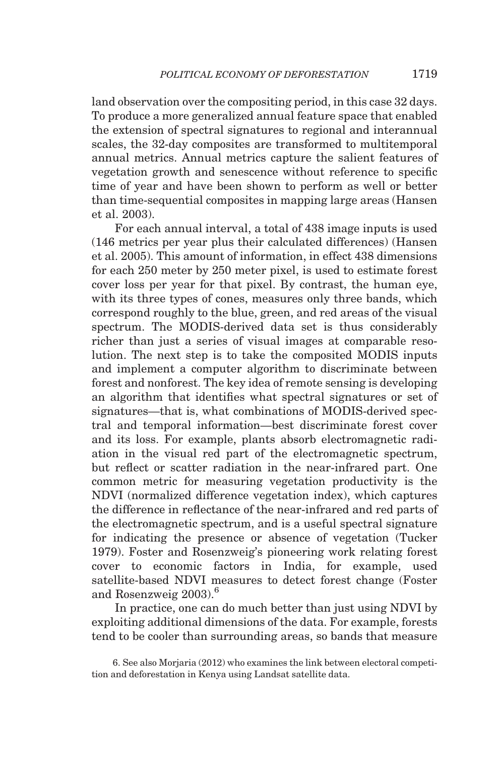land observation over the compositing period, in this case 32 days. To produce a more generalized annual feature space that enabled the extension of spectral signatures to regional and interannual scales, the 32-day composites are transformed to multitemporal annual metrics. Annual metrics capture the salient features of vegetation growth and senescence without reference to specific time of year and have been shown to perform as well or better than time-sequential composites in mapping large areas (Hansen et al. 2003).

For each annual interval, a total of 438 image inputs is used (146 metrics per year plus their calculated differences) (Hansen et al. 2005). This amount of information, in effect 438 dimensions for each 250 meter by 250 meter pixel, is used to estimate forest cover loss per year for that pixel. By contrast, the human eye, with its three types of cones, measures only three bands, which correspond roughly to the blue, green, and red areas of the visual spectrum. The MODIS-derived data set is thus considerably richer than just a series of visual images at comparable resolution. The next step is to take the composited MODIS inputs and implement a computer algorithm to discriminate between forest and nonforest. The key idea of remote sensing is developing an algorithm that identifies what spectral signatures or set of signatures—that is, what combinations of MODIS-derived spectral and temporal information—best discriminate forest cover and its loss. For example, plants absorb electromagnetic radiation in the visual red part of the electromagnetic spectrum, but reflect or scatter radiation in the near-infrared part. One common metric for measuring vegetation productivity is the NDVI (normalized difference vegetation index), which captures the difference in reflectance of the near-infrared and red parts of the electromagnetic spectrum, and is a useful spectral signature for indicating the presence or absence of vegetation (Tucker 1979). Foster and Rosenzweig's pioneering work relating forest cover to economic factors in India, for example, used satellite-based NDVI measures to detect forest change (Foster and Rosenzweig 2003).[6]

In practice, one can do much better than just using NDVI by exploiting additional dimensions of the data. For example, forests tend to be cooler than surrounding areas, so bands that measure

6. See also Morjaria (2012) who examines the link between electoral competition and deforestation in Kenya using Landsat satellite data.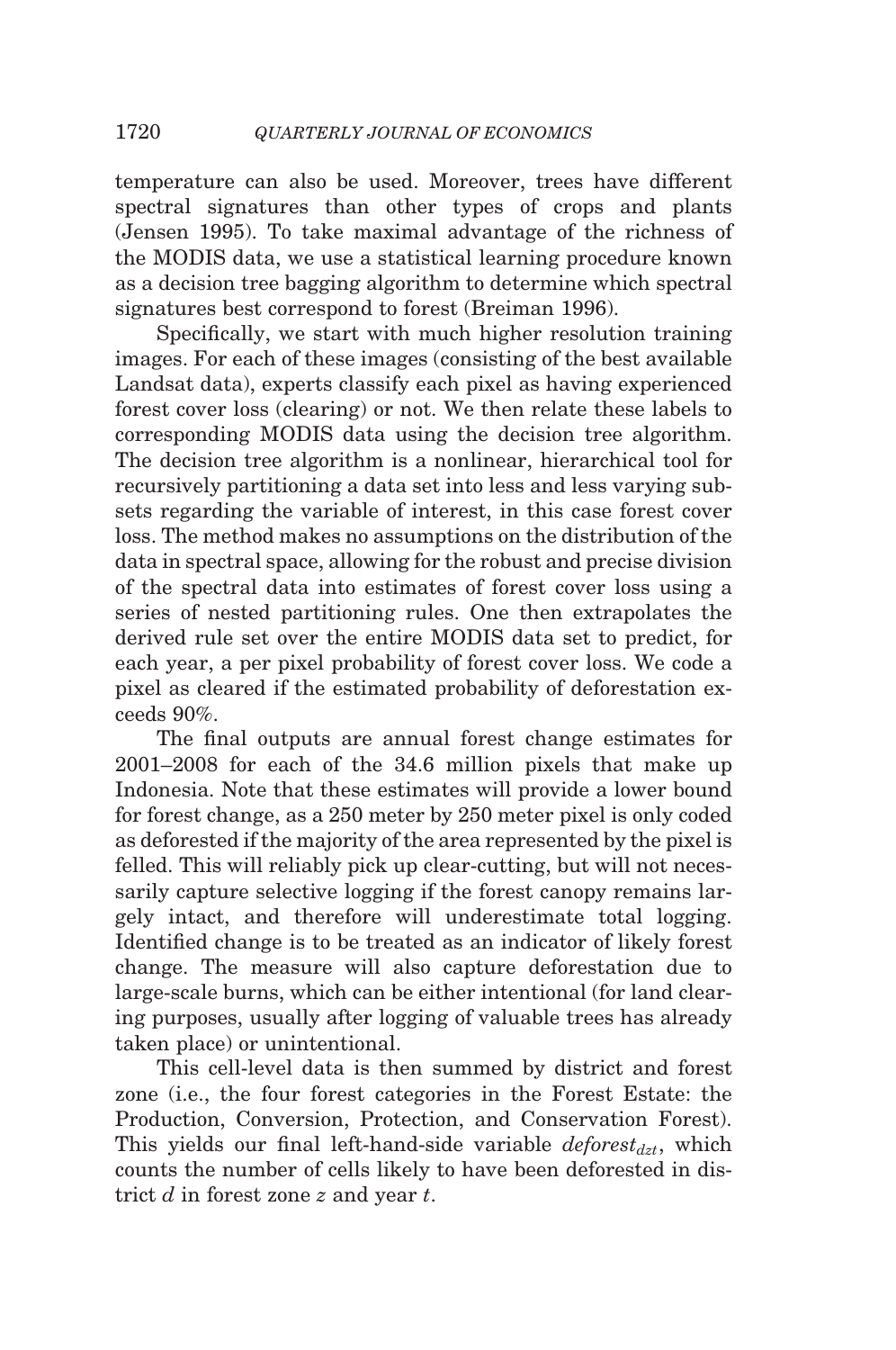temperature can also be used. Moreover, trees have different spectral signatures than other types of crops and plants (Jensen 1995). To take maximal advantage of the richness of the MODIS data, we use a statistical learning procedure known as a decision tree bagging algorithm to determine which spectral signatures best correspond to forest (Breiman 1996).

Specifically, we start with much higher resolution training images. For each of these images (consisting of the best available Landsat data), experts classify each pixel as having experienced forest cover loss (clearing) or not. We then relate these labels to corresponding MODIS data using the decision tree algorithm. The decision tree algorithm is a nonlinear, hierarchical tool for recursively partitioning a data set into less and less varying subsets regarding the variable of interest, in this case forest cover loss. The method makes no assumptions on the distribution of the data in spectral space, allowing for the robust and precise division of the spectral data into estimates of forest cover loss using a series of nested partitioning rules. One then extrapolates the derived rule set over the entire MODIS data set to predict, for each year, a per pixel probability of forest cover loss. We code a pixel as cleared if the estimated probability of deforestation exceeds 90%.

The final outputs are annual forest change estimates for 2001–2008 for each of the 34.6 million pixels that make up Indonesia. Note that these estimates will provide a lower bound for forest change, as a 250 meter by 250 meter pixel is only coded as deforested if the majority of the area represented by the pixel is felled. This will reliably pick up clear-cutting, but will not necessarily capture selective logging if the forest canopy remains largely intact, and therefore will underestimate total logging. Identified change is to be treated as an indicator of likely forest change. The measure will also capture deforestation due to large-scale burns, which can be either intentional (for land clearing purposes, usually after logging of valuable trees has already taken place) or unintentional.

This cell-level data is then summed by district and forest zone (i.e., the four forest categories in the Forest Estate: the Production, Conversion, Protection, and Conservation Forest). This yields our final left-hand-side variable $deforest_{dzt}$, which counts the number of cells likely to have been deforested in district $d$ in forest zone $z$ and year $t$.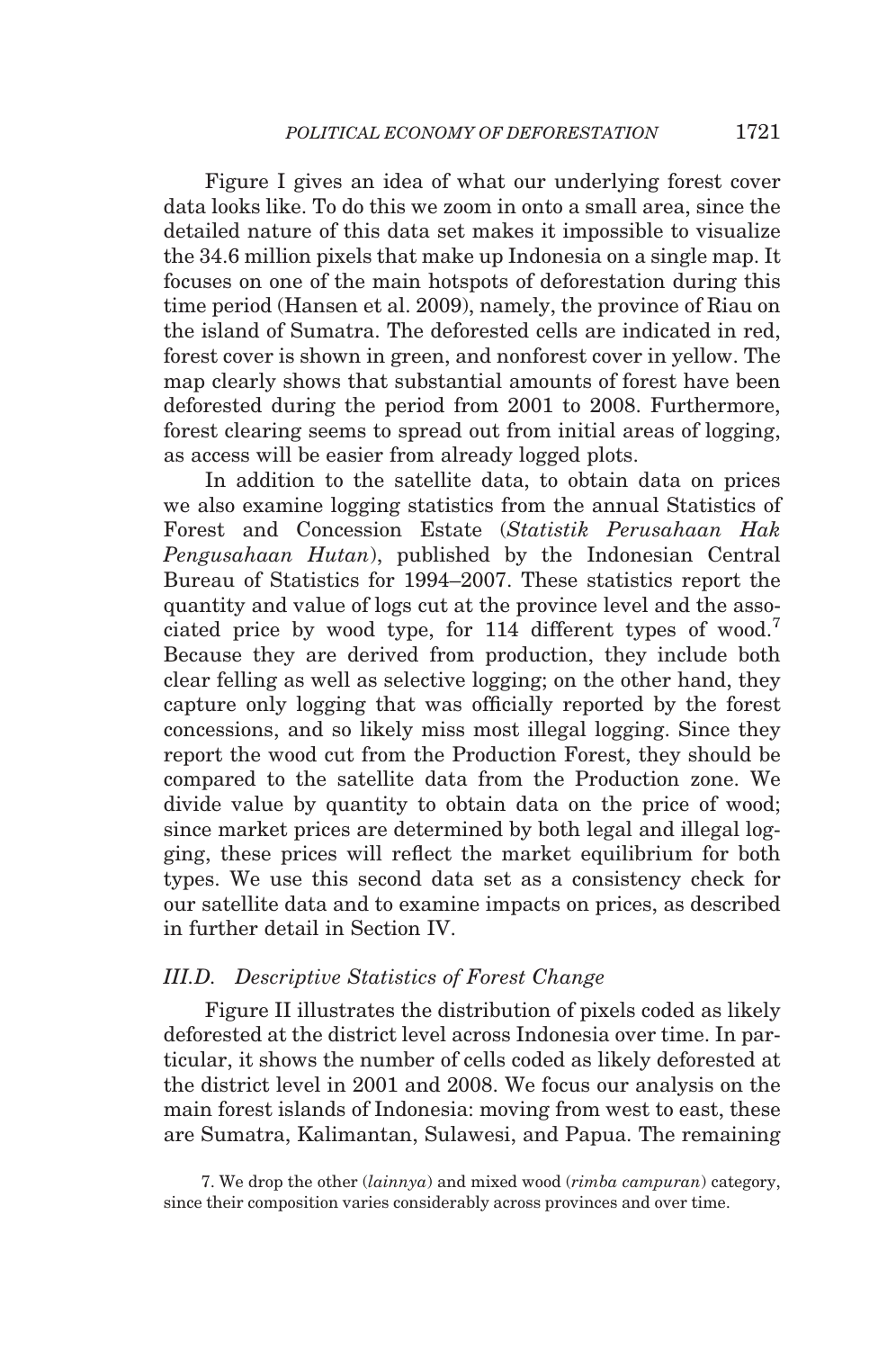Figure I gives an idea of what our underlying forest cover data looks like. To do this we zoom in onto a small area, since the detailed nature of this data set makes it impossible to visualize the 34.6 million pixels that make up Indonesia on a single map. It focuses on one of the main hotspots of deforestation during this time period (Hansen et al. 2009), namely, the province of Riau on the island of Sumatra. The deforested cells are indicated in red, forest cover is shown in green, and nonforest cover in yellow. The map clearly shows that substantial amounts of forest have been deforested during the period from 2001 to 2008. Furthermore, forest clearing seems to spread out from initial areas of logging, as access will be easier from already logged plots.

In addition to the satellite data, to obtain data on prices we also examine logging statistics from the annual Statistics of Forest and Concession Estate (*Statistik Perusahaan Hak Pengusahaan Hutan*), published by the Indonesian Central Bureau of Statistics for 1994–2007. These statistics report the quantity and value of logs cut at the province level and the associated price by wood type, for 114 different types of wood.[7] Because they are derived from production, they include both clear felling as well as selective logging; on the other hand, they capture only logging that was officially reported by the forest concessions, and so likely miss most illegal logging. Since they report the wood cut from the Production Forest, they should be compared to the satellite data from the Production zone. We divide value by quantity to obtain data on the price of wood; since market prices are determined by both legal and illegal logging, these prices will reflect the market equilibrium for both types. We use this second data set as a consistency check for our satellite data and to examine impacts on prices, as described in further detail in Section IV.

### III.D. Descriptive Statistics of Forest Change

Figure II illustrates the distribution of pixels coded as likely deforested at the district level across Indonesia over time. In particular, it shows the number of cells coded as likely deforested at the district level in 2001 and 2008. We focus our analysis on the main forest islands of Indonesia: moving from west to east, these are Sumatra, Kalimantan, Sulawesi, and Papua. The remaining

7. We drop the other (*lainnya*) and mixed wood (*rimba campuran*) category, since their composition varies considerably across provinces and over time.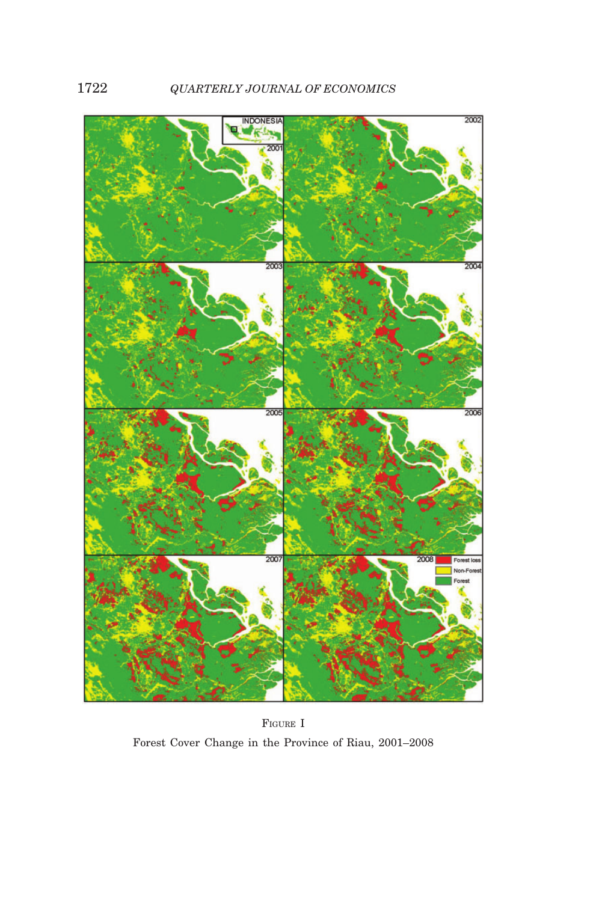Figure I

Forest Cover Change in the Province of Riau, 2001–2008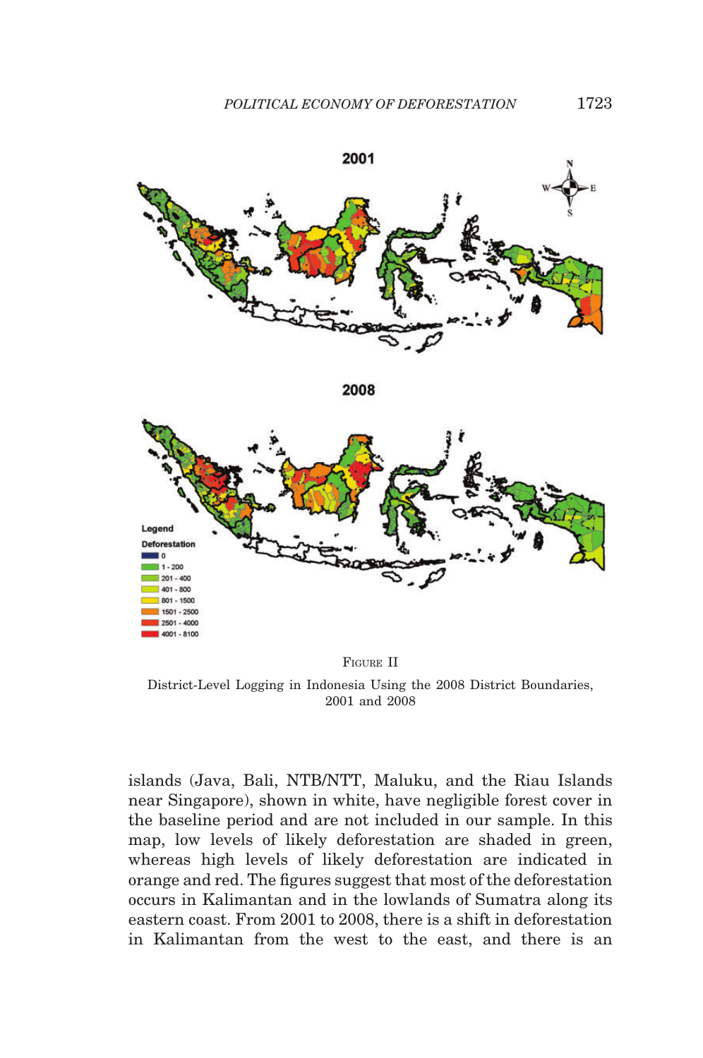FIGURE II

District-Level Logging in Indonesia Using the 2008 District Boundaries, 2001 and 2008

islands (Java, Bali, NTB/NTT, Maluku, and the Riau Islands near Singapore), shown in white, have negligible forest cover in the baseline period and are not included in our sample. In this map, low levels of likely deforestation are shaded in green, whereas high levels of likely deforestation are indicated in orange and red. The figures suggest that most of the deforestation occurs in Kalimantan and in the lowlands of Sumatra along its eastern coast. From 2001 to 2008, there is a shift in deforestation in Kalimantan from the west to the east, and there is an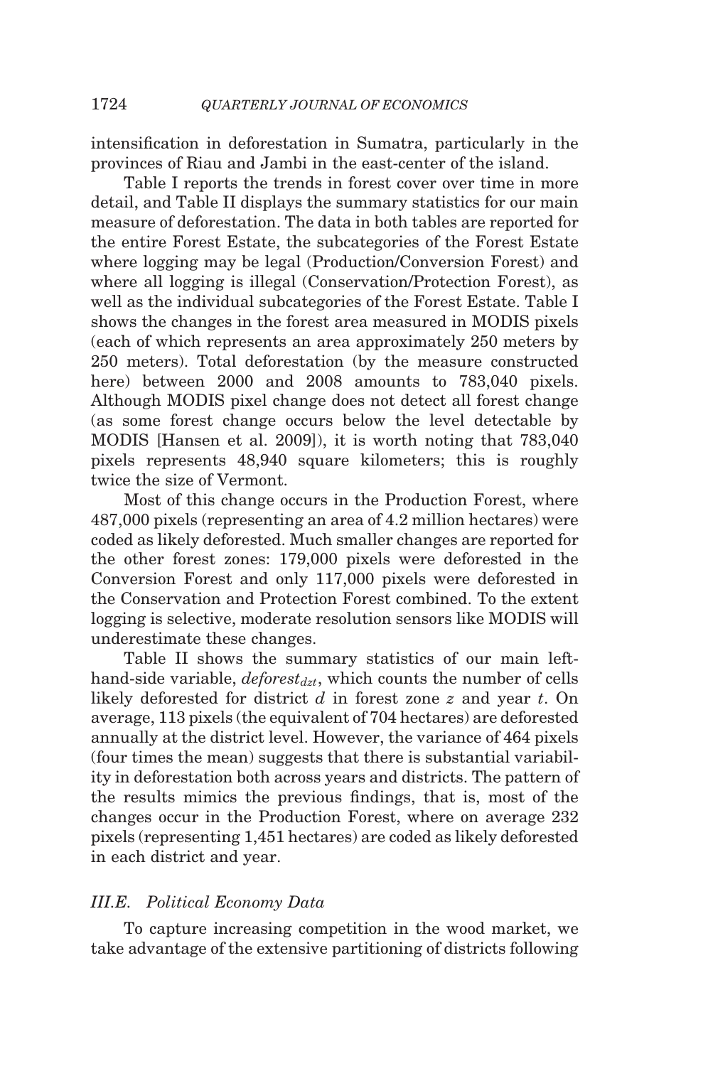intensification in deforestation in Sumatra, particularly in the provinces of Riau and Jambi in the east-center of the island.

Table I reports the trends in forest cover over time in more detail, and Table II displays the summary statistics for our main measure of deforestation. The data in both tables are reported for the entire Forest Estate, the subcategories of the Forest Estate where logging may be legal (Production/Conversion Forest) and where all logging is illegal (Conservation/Protection Forest), as well as the individual subcategories of the Forest Estate. Table I shows the changes in the forest area measured in MODIS pixels (each of which represents an area approximately 250 meters by 250 meters). Total deforestation (by the measure constructed here) between 2000 and 2008 amounts to 783,040 pixels. Although MODIS pixel change does not detect all forest change (as some forest change occurs below the level detectable by MODIS [Hansen et al. 2009]), it is worth noting that 783,040 pixels represents 48,940 square kilometers; this is roughly twice the size of Vermont.

Most of this change occurs in the Production Forest, where 487,000 pixels (representing an area of 4.2 million hectares) were coded as likely deforested. Much smaller changes are reported for the other forest zones: 179,000 pixels were deforested in the Conversion Forest and only 117,000 pixels were deforested in the Conservation and Protection Forest combined. To the extent logging is selective, moderate resolution sensors like MODIS will underestimate these changes.

Table II shows the summary statistics of our main left-hand-side variable, $deforest_{dzt}$, which counts the number of cells likely deforested for district $d$ in forest zone $z$ and year $t$. On average, 113 pixels (the equivalent of 704 hectares) are deforested annually at the district level. However, the variance of 464 pixels (four times the mean) suggests that there is substantial variability in deforestation both across years and districts. The pattern of the results mimics the previous findings, that is, most of the changes occur in the Production Forest, where on average 232 pixels (representing 1,451 hectares) are coded as likely deforested in each district and year.

### III.E. Political Economy Data

To capture increasing competition in the wood market, we take advantage of the extensive partitioning of districts following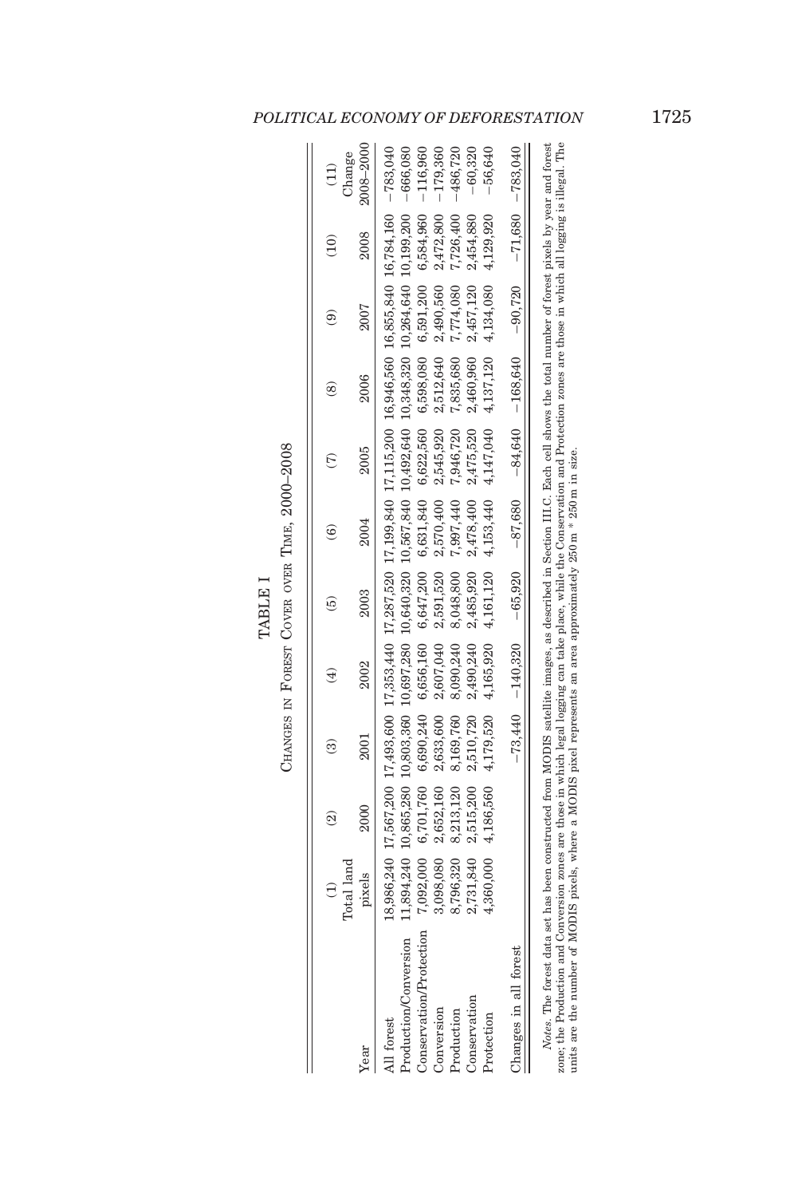TABLE I

Changes in Forest Cover over Time, 2000–2008

| Year | (1) Total land pixels | (2) 2000 | (3) 2001 | (4) 2002 | (5) 2003 | (6) 2004 | (7) 2005 | (8) 2006 | (9) 2007 | (10) 2008 | (11) Change 2008–2000 |
|---|---|---|---|---|---|---|---|---|---|---|---|
| All forest | 18,986,240 | 17,567,200 | 17,493,600 | 17,353,440 | 17,287,520 | 17,199,840 | 17,115,200 | 16,946,560 | 16,855,840 | 16,784,160 | −783,040 |
| Production/Conversion | 11,894,240 | 10,865,280 | 10,803,360 | 10,697,280 | 10,640,320 | 10,567,840 | 10,492,640 | 10,348,320 | 10,264,640 | 10,199,200 | −666,080 |
| Conservation/Protection | 7,092,000 | 6,701,760 | 6,690,240 | 6,656,160 | 6,647,200 | 6,631,840 | 6,622,560 | 6,598,080 | 6,591,200 | 6,584,960 | −116,960 |
| Conversion | 3,098,080 | 2,652,160 | 2,633,600 | 2,607,040 | 2,591,520 | 2,570,400 | 2,545,920 | 2,512,640 | 2,490,560 | 2,472,800 | −179,360 |
| Production | 8,796,320 | 8,213,120 | 8,169,760 | 8,090,240 | 8,048,800 | 7,997,440 | 7,946,720 | 7,835,680 | 7,774,080 | 7,726,400 | −486,720 |
| Conservation | 2,731,840 | 2,515,200 | 2,510,720 | 2,490,240 | 2,485,920 | 2,478,400 | 2,475,520 | 2,460,960 | 2,457,120 | 2,454,880 | −60,320 |
| Protection | 4,360,000 | 4,186,560 | 4,179,520 | 4,165,920 | 4,161,120 | 4,153,440 | 4,147,040 | 4,137,120 | 4,134,080 | 4,129,920 | −56,640 |
| Changes in all forest | | | −73,440 | −140,320 | −65,920 | −87,680 | −84,640 | −168,640 | −90,720 | −71,680 | −783,040 |

*Notes.* The forest data set has been constructed from MODIS satellite images, as described in Section III.C. Each cell shows the total number of forest pixels by year and forest zone; the Production and Conversion zones are those in which legal logging can take place, while the Conservation and Protection zones are those in which all logging is illegal. The units are the number of MODIS pixels, where a MODIS pixel represents an area approximately 250 m * 250 m in size.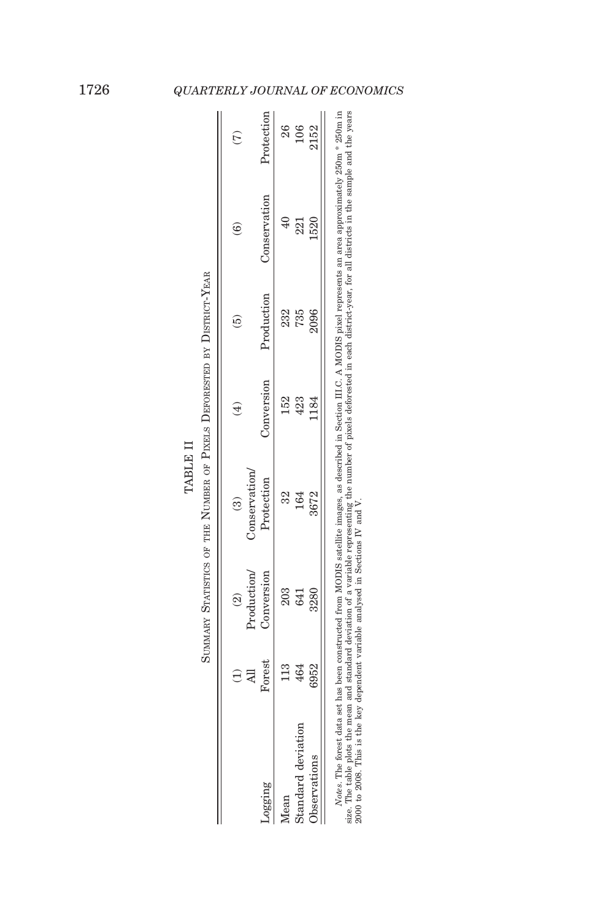TABLE II

SUMMARY STATISTICS OF THE NUMBER OF PIXELS DEFORESTED BY DISTRICT-YEAR

| Logging | (1) All Forest | (2) Production/ Conversion | (3) Conservation/ Protection | (4) Conversion | (5) Production | (6) Conservation | (7) Protection |
|---|---|---|---|---|---|---|---|
| Mean | 113 | 203 | 32 | 152 | 232 | 40 | 26 |
| Standard deviation | 464 | 641 | 164 | 423 | 735 | 221 | 106 |
| Observations | 6952 | 3280 | 3672 | 1184 | 2096 | 1520 | 2152 |

*Notes.* The forest data set has been constructed from MODIS satellite images, as described in Section III.C. A MODIS pixel represents an area approximately 250m * 250m in size. The table plots the mean and standard deviation of a variable representing the number of pixels deforested in each district-year, for all districts in the sample and the years 2000 to 2008. This is the key dependent variable analysed in Sections IV and V.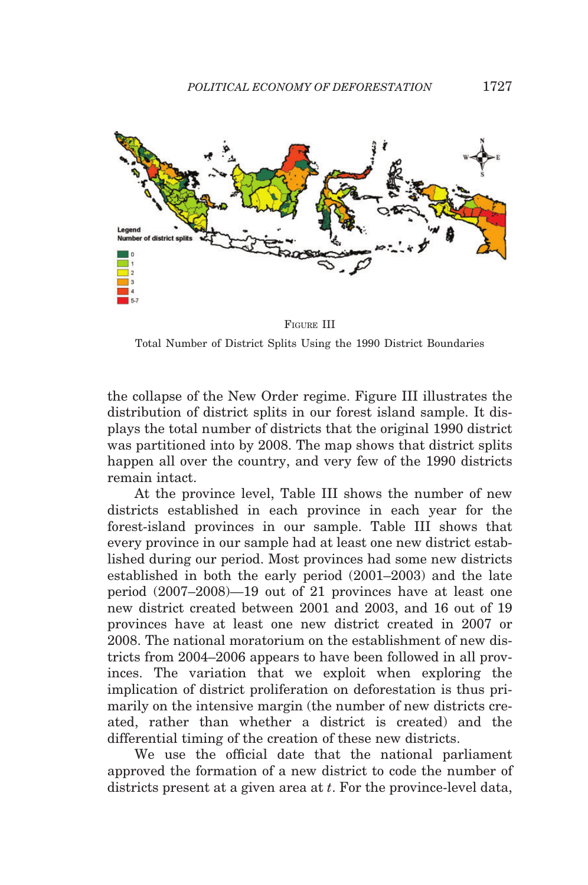Legend
Number of district splits

- 0
- 1
- 2
- 3
- 4
- 5-7

FIGURE III

Total Number of District Splits Using the 1990 District Boundaries

the collapse of the New Order regime. Figure III illustrates the distribution of district splits in our forest island sample. It displays the total number of districts that the original 1990 district was partitioned into by 2008. The map shows that district splits happen all over the country, and very few of the 1990 districts remain intact.

At the province level, Table III shows the number of new districts established in each province in each year for the forest-island provinces in our sample. Table III shows that every province in our sample had at least one new district established during our period. Most provinces had some new districts established in both the early period (2001–2003) and the late period (2007–2008)—19 out of 21 provinces have at least one new district created between 2001 and 2003, and 16 out of 19 provinces have at least one new district created in 2007 or 2008. The national moratorium on the establishment of new districts from 2004–2006 appears to have been followed in all provinces. The variation that we exploit when exploring the implication of district proliferation on deforestation is thus primarily on the intensive margin (the number of new districts created, rather than whether a district is created) and the differential timing of the creation of these new districts.

We use the official date that the national parliament approved the formation of a new district to code the number of districts present at a given area at *t*. For the province-level data,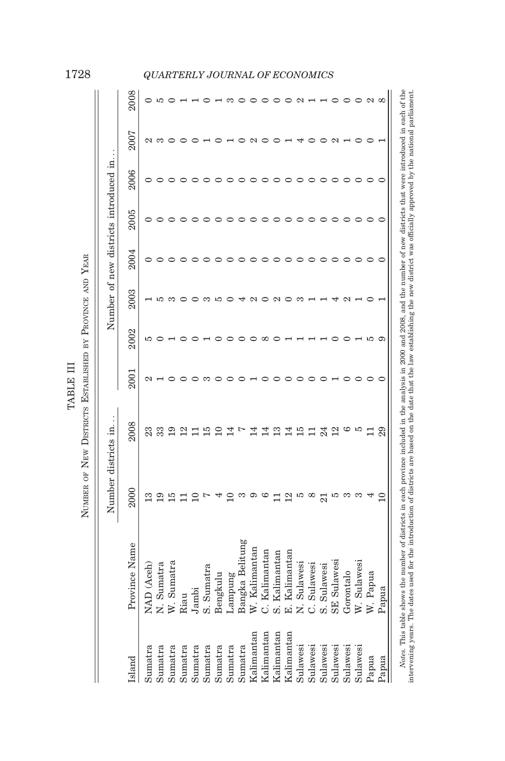TABLE III

NUMBER OF NEW DISTRICTS ESTABLISHED BY PROVINCE AND YEAR

| Island | Province Name | Number districts in... | | Number of new districts introduced in... | | | | | | | |
|---|---|---|---|---|---|---|---|---|---|---|---|
| | | 2000 | 2008 | 2001 | 2002 | 2003 | 2004 | 2005 | 2006 | 2007 | 2008 |
| Sumatra | NAD (Aceh) | 13 | 23 | 2 | 5 | 1 | 0 | 0 | 0 | 2 | 0 |
| Sumatra | N. Sumatra | 19 | 33 | 1 | 0 | 5 | 0 | 0 | 0 | 3 | 5 |
| Sumatra | W. Sumatra | 15 | 19 | 0 | 1 | 3 | 0 | 0 | 0 | 0 | 0 |
| Sumatra | Riau | 11 | 12 | 0 | 0 | 0 | 0 | 0 | 0 | 0 | 1 |
| Sumatra | Jambi | 10 | 11 | 0 | 0 | 0 | 0 | 0 | 0 | 0 | 1 |
| Sumatra | S. Sumatra | 7 | 15 | 3 | 1 | 3 | 0 | 0 | 0 | 1 | 0 |
| Sumatra | Bengkulu | 4 | 10 | 0 | 0 | 5 | 0 | 0 | 0 | 0 | 1 |
| Sumatra | Lampung | 10 | 14 | 0 | 0 | 0 | 0 | 0 | 0 | 1 | 3 |
| Sumatra | Bangka Belitung | 3 | 7 | 0 | 0 | 4 | 0 | 0 | 0 | 0 | 0 |
| Kalimantan | W. Kalimantan | 9 | 14 | 1 | 0 | 2 | 0 | 0 | 0 | 2 | 0 |
| Kalimantan | C. Kalimantan | 6 | 14 | 0 | 8 | 0 | 0 | 0 | 0 | 0 | 0 |
| Kalimantan | S. Kalimantan | 11 | 13 | 0 | 0 | 2 | 0 | 0 | 0 | 0 | 0 |
| Kalimantan | E. Kalimantan | 12 | 14 | 0 | 1 | 0 | 0 | 0 | 0 | 1 | 0 |
| Sulawesi | N. Sulawesi | 5 | 15 | 0 | 1 | 3 | 0 | 0 | 0 | 4 | 2 |
| Sulawesi | C. Sulawesi | 8 | 11 | 0 | 1 | 1 | 0 | 0 | 0 | 0 | 1 |
| Sulawesi | S. Sulawesi | 21 | 24 | 0 | 1 | 1 | 0 | 0 | 0 | 0 | 1 |
| Sulawesi | SE Sulawesi | 5 | 12 | 1 | 0 | 4 | 0 | 0 | 0 | 2 | 0 |
| Sulawesi | Gorontalo | 3 | 6 | 0 | 0 | 2 | 0 | 0 | 0 | 1 | 0 |
| Sulawesi | W. Sulawesi | 3 | 5 | 0 | 1 | 1 | 0 | 0 | 0 | 0 | 0 |
| Papua | W. Papua | 4 | 11 | 0 | 5 | 0 | 0 | 0 | 0 | 0 | 2 |
| Papua | Papua | 10 | 29 | 0 | 9 | 1 | 0 | 0 | 0 | 1 | 8 |

*Notes.* This table shows the number of districts in each province included in the analysis in 2000 and 2008, and the number of new districts that were introduced in each of the intervening years. The dates used for the introduction of districts are based on the date that the law establishing the new district was officially approved by the national parliament.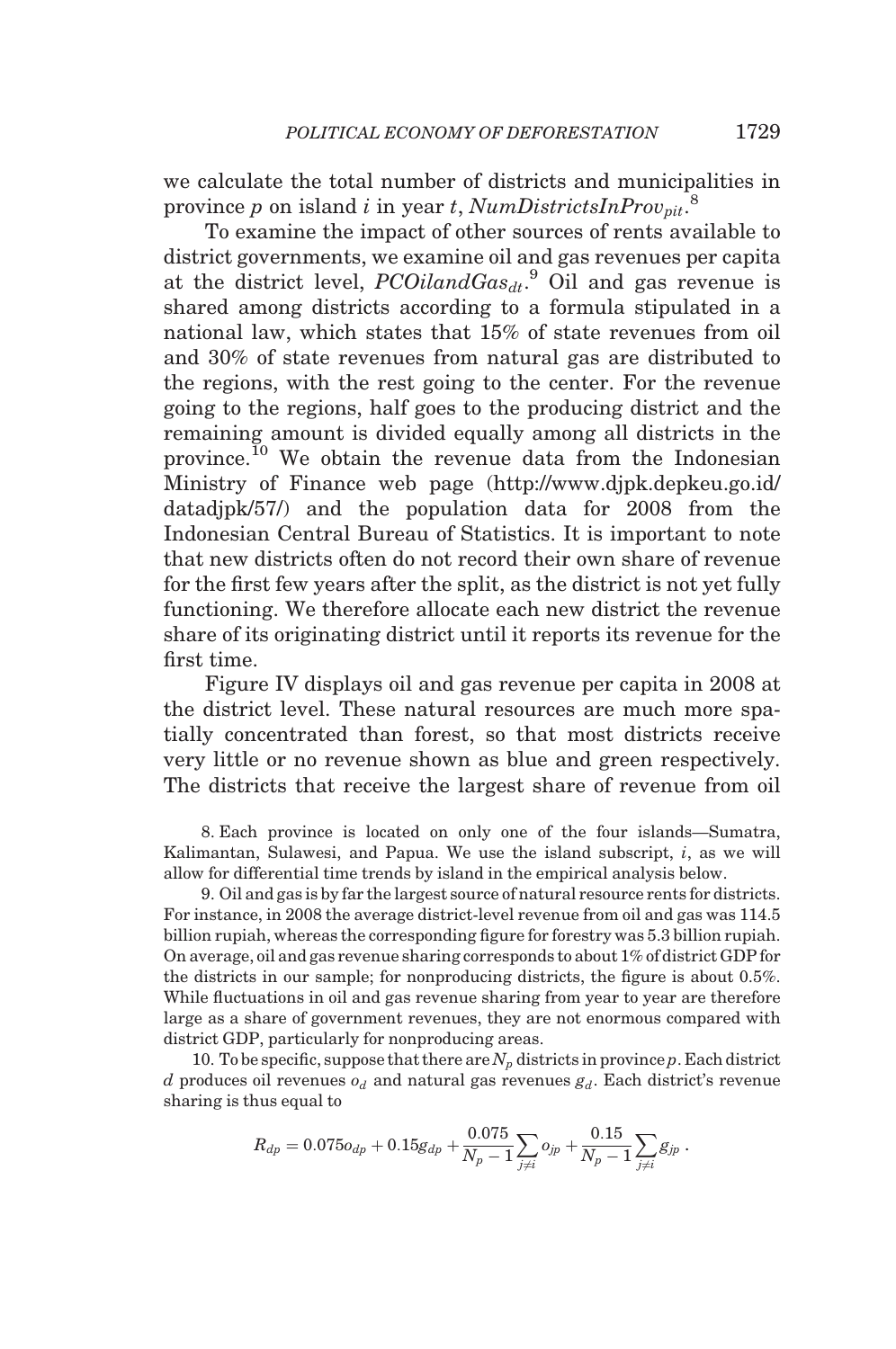we calculate the total number of districts and municipalities in province $p$ on island $i$ in year $t$, $NumDistrictsInProv_{pit}$.[8]

To examine the impact of other sources of rents available to district governments, we examine oil and gas revenues per capita at the district level, $PCOilandGas_{dt}$.[9] Oil and gas revenue is shared among districts according to a formula stipulated in a national law, which states that 15% of state revenues from oil and 30% of state revenues from natural gas are distributed to the regions, with the rest going to the center. For the revenue going to the regions, half goes to the producing district and the remaining amount is divided equally among all districts in the province.[10] We obtain the revenue data from the Indonesian Ministry of Finance web page (http://www.djpk.depkeu.go.id/datadjpk/57/) and the population data for 2008 from the Indonesian Central Bureau of Statistics. It is important to note that new districts often do not record their own share of revenue for the first few years after the split, as the district is not yet fully functioning. We therefore allocate each new district the revenue share of its originating district until it reports its revenue for the first time.

Figure IV displays oil and gas revenue per capita in 2008 at the district level. These natural resources are much more spatially concentrated than forest, so that most districts receive very little or no revenue shown as blue and green respectively. The districts that receive the largest share of revenue from oil

8. Each province is located on only one of the four islands—Sumatra, Kalimantan, Sulawesi, and Papua. We use the island subscript, $i$, as we will allow for differential time trends by island in the empirical analysis below.

9. Oil and gas is by far the largest source of natural resource rents for districts. For instance, in 2008 the average district-level revenue from oil and gas was 114.5 billion rupiah, whereas the corresponding figure for forestry was 5.3 billion rupiah. On average, oil and gas revenue sharing corresponds to about 1% of district GDP for the districts in our sample; for nonproducing districts, the figure is about 0.5%. While fluctuations in oil and gas revenue sharing from year to year are therefore large as a share of government revenues, they are not enormous compared with district GDP, particularly for nonproducing areas.

10. To be specific, suppose that there are $N_p$ districts in province $p$. Each district $d$ produces oil revenues $o_d$ and natural gas revenues $g_d$. Each district's revenue sharing is thus equal to

$$R_{dp} = 0.075o_{dp} + 0.15g_{dp} + \frac{0.075}{N_p - 1}\sum_{j \neq i} o_{jp} + \frac{0.15}{N_p - 1}\sum_{j \neq i} g_{jp} .$$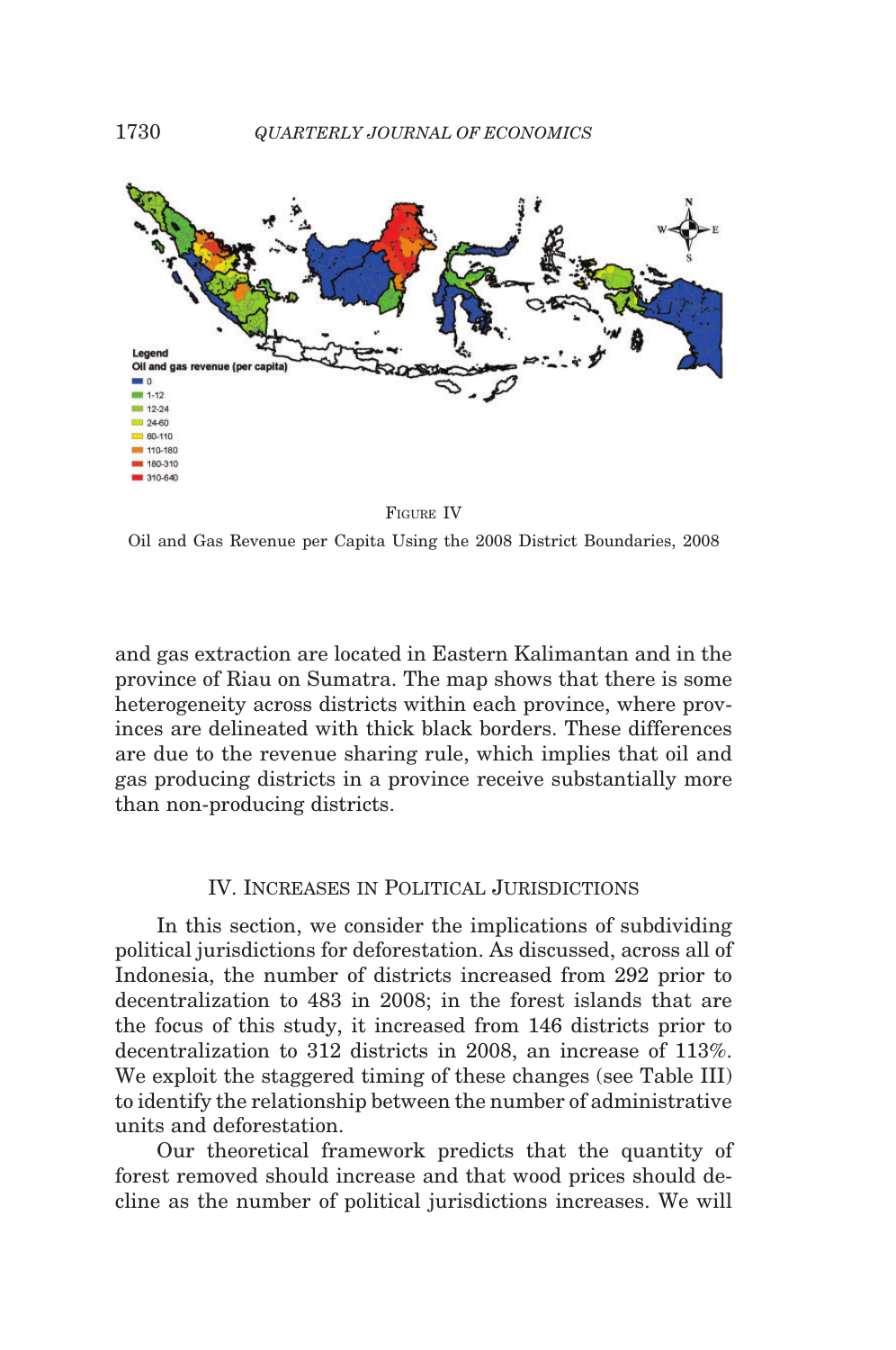Legend

Oil and gas revenue (per capita)

- 0
- 1-12
- 12-24
- 24-60
- 60-110
- 110-180
- 180-310
- 310-640

FIGURE IV

Oil and Gas Revenue per Capita Using the 2008 District Boundaries, 2008

and gas extraction are located in Eastern Kalimantan and in the province of Riau on Sumatra. The map shows that there is some heterogeneity across districts within each province, where provinces are delineated with thick black borders. These differences are due to the revenue sharing rule, which implies that oil and gas producing districts in a province receive substantially more than non-producing districts.

## IV. INCREASES IN POLITICAL JURISDICTIONS

In this section, we consider the implications of subdividing political jurisdictions for deforestation. As discussed, across all of Indonesia, the number of districts increased from 292 prior to decentralization to 483 in 2008; in the forest islands that are the focus of this study, it increased from 146 districts prior to decentralization to 312 districts in 2008, an increase of 113%. We exploit the staggered timing of these changes (see Table III) to identify the relationship between the number of administrative units and deforestation.

Our theoretical framework predicts that the quantity of forest removed should increase and that wood prices should decline as the number of political jurisdictions increases. We will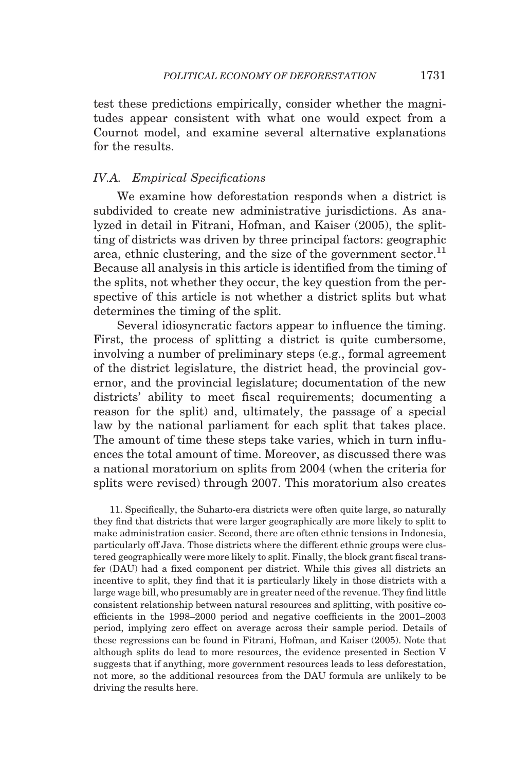test these predictions empirically, consider whether the magnitudes appear consistent with what one would expect from a Cournot model, and examine several alternative explanations for the results.

### *IV.A. Empirical Specifications*

We examine how deforestation responds when a district is subdivided to create new administrative jurisdictions. As analyzed in detail in Fitrani, Hofman, and Kaiser (2005), the splitting of districts was driven by three principal factors: geographic area, ethnic clustering, and the size of the government sector.[11] Because all analysis in this article is identified from the timing of the splits, not whether they occur, the key question from the perspective of this article is not whether a district splits but what determines the timing of the split.

Several idiosyncratic factors appear to influence the timing. First, the process of splitting a district is quite cumbersome, involving a number of preliminary steps (e.g., formal agreement of the district legislature, the district head, the provincial governor, and the provincial legislature; documentation of the new districts' ability to meet fiscal requirements; documenting a reason for the split) and, ultimately, the passage of a special law by the national parliament for each split that takes place. The amount of time these steps take varies, which in turn influences the total amount of time. Moreover, as discussed there was a national moratorium on splits from 2004 (when the criteria for splits were revised) through 2007. This moratorium also creates

11. Specifically, the Suharto-era districts were often quite large, so naturally they find that districts that were larger geographically are more likely to split to make administration easier. Second, there are often ethnic tensions in Indonesia, particularly off Java. Those districts where the different ethnic groups were clustered geographically were more likely to split. Finally, the block grant fiscal transfer (DAU) had a fixed component per district. While this gives all districts an incentive to split, they find that it is particularly likely in those districts with a large wage bill, who presumably are in greater need of the revenue. They find little consistent relationship between natural resources and splitting, with positive coefficients in the 1998–2000 period and negative coefficients in the 2001–2003 period, implying zero effect on average across their sample period. Details of these regressions can be found in Fitrani, Hofman, and Kaiser (2005). Note that although splits do lead to more resources, the evidence presented in Section V suggests that if anything, more government resources leads to less deforestation, not more, so the additional resources from the DAU formula are unlikely to be driving the results here.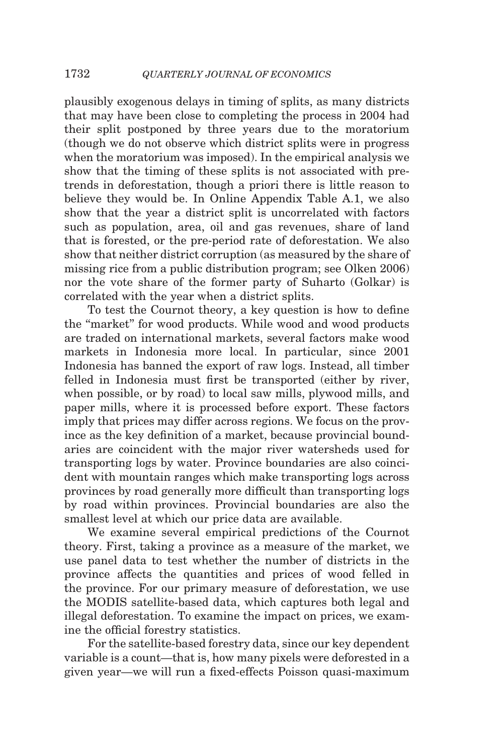plausibly exogenous delays in timing of splits, as many districts that may have been close to completing the process in 2004 had their split postponed by three years due to the moratorium (though we do not observe which district splits were in progress when the moratorium was imposed). In the empirical analysis we show that the timing of these splits is not associated with pretrends in deforestation, though a priori there is little reason to believe they would be. In Online Appendix Table A.1, we also show that the year a district split is uncorrelated with factors such as population, area, oil and gas revenues, share of land that is forested, or the pre-period rate of deforestation. We also show that neither district corruption (as measured by the share of missing rice from a public distribution program; see Olken 2006) nor the vote share of the former party of Suharto (Golkar) is correlated with the year when a district splits.

To test the Cournot theory, a key question is how to define the "market" for wood products. While wood and wood products are traded on international markets, several factors make wood markets in Indonesia more local. In particular, since 2001 Indonesia has banned the export of raw logs. Instead, all timber felled in Indonesia must first be transported (either by river, when possible, or by road) to local saw mills, plywood mills, and paper mills, where it is processed before export. These factors imply that prices may differ across regions. We focus on the province as the key definition of a market, because provincial boundaries are coincident with the major river watersheds used for transporting logs by water. Province boundaries are also coincident with mountain ranges which make transporting logs across provinces by road generally more difficult than transporting logs by road within provinces. Provincial boundaries are also the smallest level at which our price data are available.

We examine several empirical predictions of the Cournot theory. First, taking a province as a measure of the market, we use panel data to test whether the number of districts in the province affects the quantities and prices of wood felled in the province. For our primary measure of deforestation, we use the MODIS satellite-based data, which captures both legal and illegal deforestation. To examine the impact on prices, we examine the official forestry statistics.

For the satellite-based forestry data, since our key dependent variable is a count—that is, how many pixels were deforested in a given year—we will run a fixed-effects Poisson quasi-maximum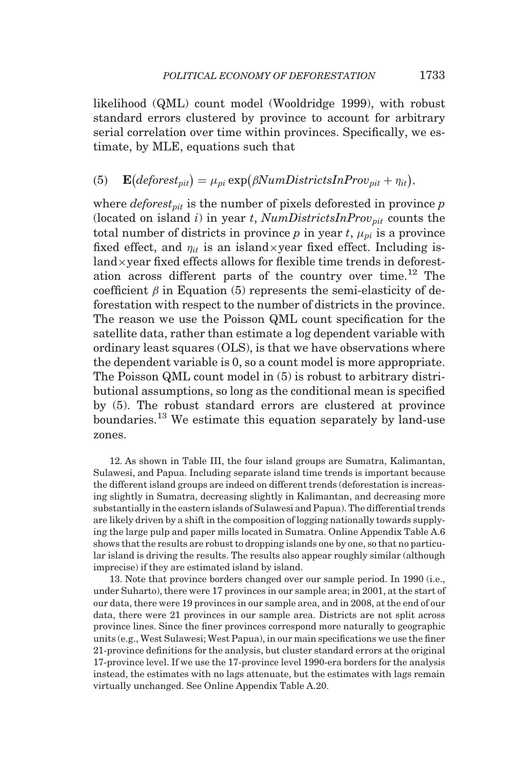likelihood (QML) count model (Wooldridge 1999), with robust standard errors clustered by province to account for arbitrary serial correlation over time within provinces. Specifically, we estimate, by MLE, equations such that

$$\text{(5)} \quad \mathbf{E}(deforest_{pit}) = \mu_{pi} \exp(\beta NumDistrictsInProv_{pit} + \eta_{it}),$$

where $deforest_{pit}$ is the number of pixels deforested in province $p$ (located on island $i$) in year $t$, $NumDistrictsInProv_{pit}$ counts the total number of districts in province $p$ in year $t$, $\mu_{pi}$ is a province fixed effect, and $\eta_{it}$ is an island×year fixed effect. Including island×year fixed effects allows for flexible time trends in deforestation across different parts of the country over time.[12] The coefficient $\beta$ in Equation (5) represents the semi-elasticity of deforestation with respect to the number of districts in the province. The reason we use the Poisson QML count specification for the satellite data, rather than estimate a log dependent variable with ordinary least squares (OLS), is that we have observations where the dependent variable is 0, so a count model is more appropriate. The Poisson QML count model in (5) is robust to arbitrary distributional assumptions, so long as the conditional mean is specified by (5). The robust standard errors are clustered at province boundaries.[13] We estimate this equation separately by land-use zones.

12. As shown in Table III, the four island groups are Sumatra, Kalimantan, Sulawesi, and Papua. Including separate island time trends is important because the different island groups are indeed on different trends (deforestation is increasing slightly in Sumatra, decreasing slightly in Kalimantan, and decreasing more substantially in the eastern islands of Sulawesi and Papua). The differential trends are likely driven by a shift in the composition of logging nationally towards supplying the large pulp and paper mills located in Sumatra. Online Appendix Table A.6 shows that the results are robust to dropping islands one by one, so that no particular island is driving the results. The results also appear roughly similar (although imprecise) if they are estimated island by island.

13. Note that province borders changed over our sample period. In 1990 (i.e., under Suharto), there were 17 provinces in our sample area; in 2001, at the start of our data, there were 19 provinces in our sample area, and in 2008, at the end of our data, there were 21 provinces in our sample area. Districts are not split across province lines. Since the finer provinces correspond more naturally to geographic units (e.g., West Sulawesi; West Papua), in our main specifications we use the finer 21-province definitions for the analysis, but cluster standard errors at the original 17-province level. If we use the 17-province level 1990-era borders for the analysis instead, the estimates with no lags attenuate, but the estimates with lags remain virtually unchanged. See Online Appendix Table A.20.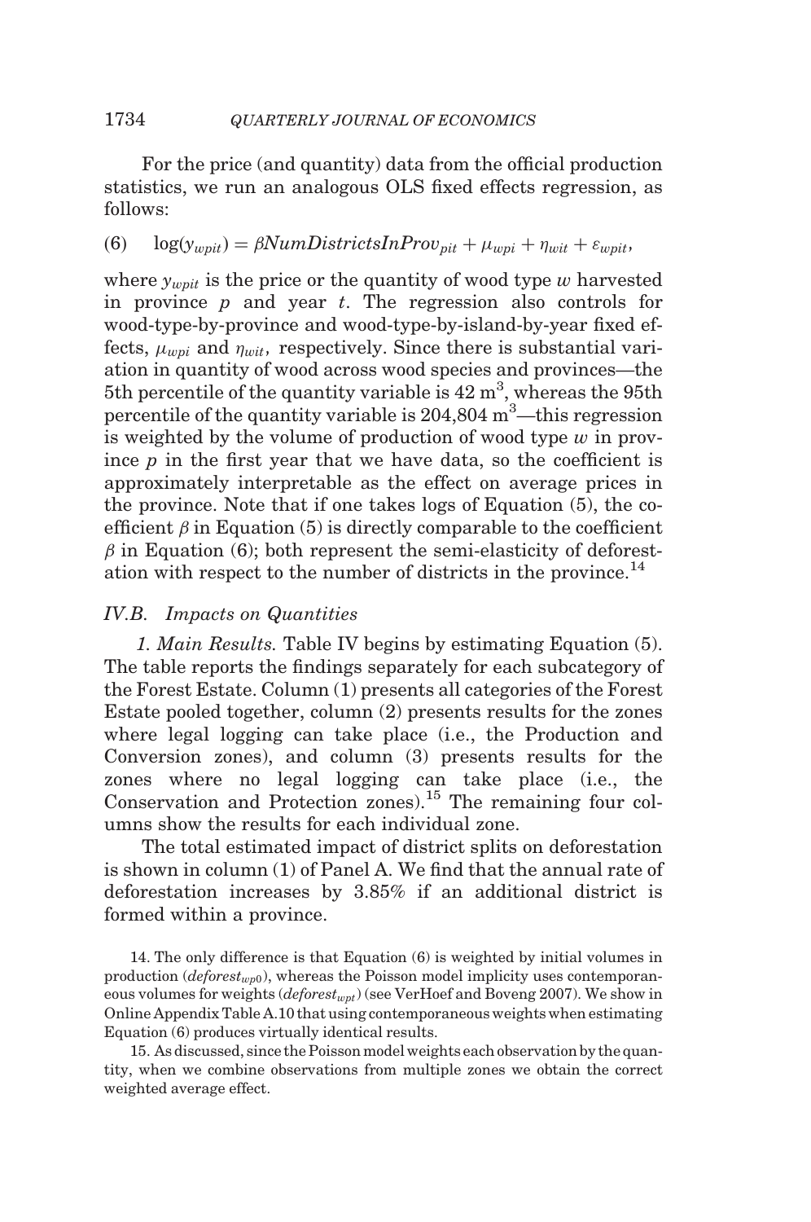For the price (and quantity) data from the official production statistics, we run an analogous OLS fixed effects regression, as follows:

$$\log(y_{wpit}) = \beta NumDistrictsInProv_{pit} + \mu_{wpi} + \eta_{wit} + \varepsilon_{wpit}, \quad (6)$$

where $y_{wpit}$ is the price or the quantity of wood type $w$ harvested in province $p$ and year $t$. The regression also controls for wood-type-by-province and wood-type-by-island-by-year fixed effects, $\mu_{wpi}$ and $\eta_{wit}$, respectively. Since there is substantial variation in quantity of wood across wood species and provinces—the 5th percentile of the quantity variable is 42 $m^3$, whereas the 95th percentile of the quantity variable is 204,804 $m^3$—this regression is weighted by the volume of production of wood type $w$ in province $p$ in the first year that we have data, so the coefficient is approximately interpretable as the effect on average prices in the province. Note that if one takes logs of Equation (5), the coefficient $\beta$ in Equation (5) is directly comparable to the coefficient $\beta$ in Equation (6); both represent the semi-elasticity of deforestation with respect to the number of districts in the province.[14]

### *IV.B. Impacts on Quantities*

*1. Main Results.* Table IV begins by estimating Equation (5). The table reports the findings separately for each subcategory of the Forest Estate. Column (1) presents all categories of the Forest Estate pooled together, column (2) presents results for the zones where legal logging can take place (i.e., the Production and Conversion zones), and column (3) presents results for the zones where no legal logging can take place (i.e., the Conservation and Protection zones).[15] The remaining four columns show the results for each individual zone.

The total estimated impact of district splits on deforestation is shown in column (1) of Panel A. We find that the annual rate of deforestation increases by 3.85% if an additional district is formed within a province.

14. The only difference is that Equation (6) is weighted by initial volumes in production ($deforest_{wp0}$), whereas the Poisson model implicity uses contemporaneous volumes for weights ($deforest_{wpt}$) (see VerHoef and Boveng 2007). We show in Online Appendix Table A.10 that using contemporaneous weights when estimating Equation (6) produces virtually identical results.

15. As discussed, since the Poisson model weights each observation by the quantity, when we combine observations from multiple zones we obtain the correct weighted average effect.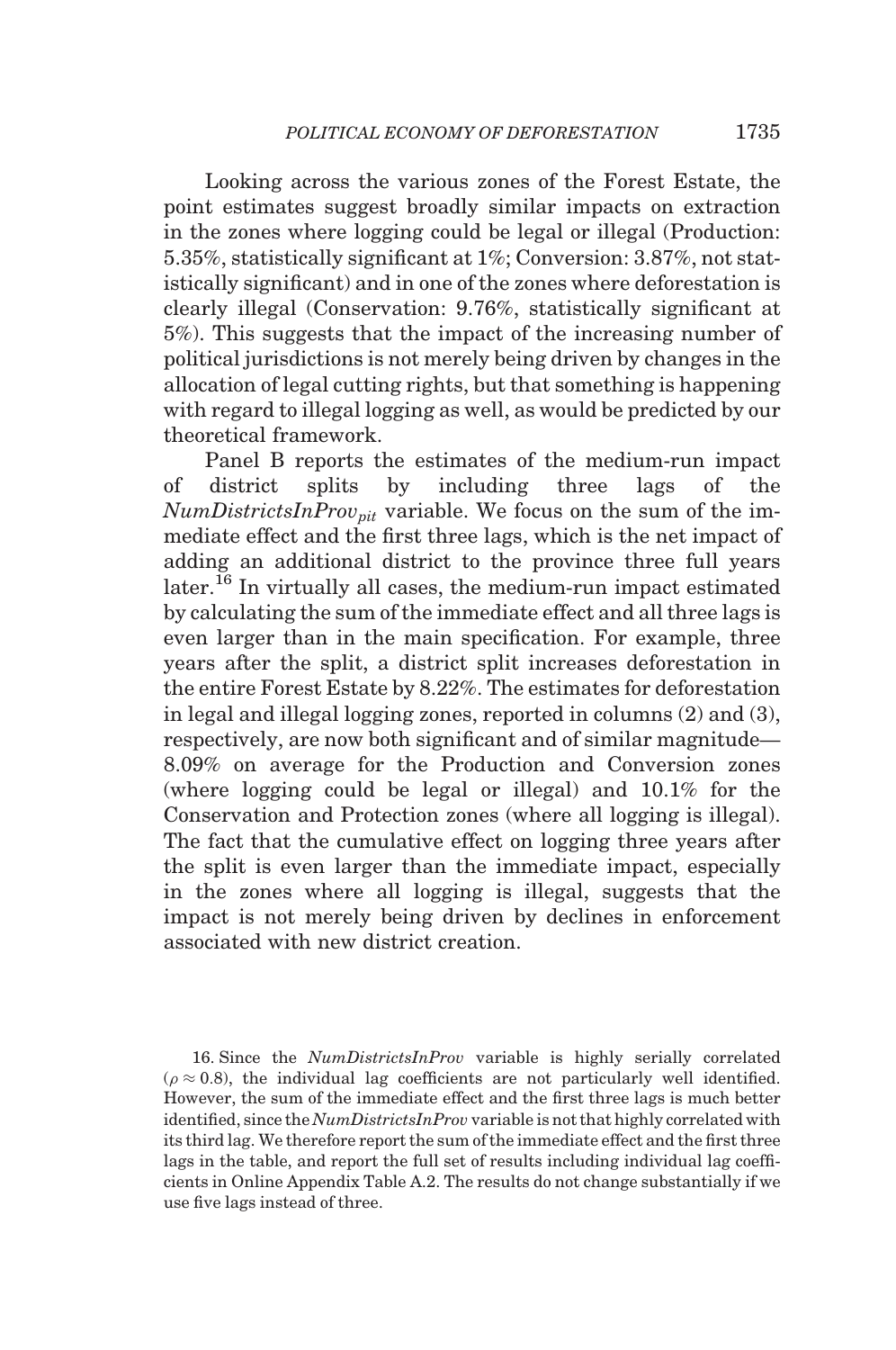Looking across the various zones of the Forest Estate, the point estimates suggest broadly similar impacts on extraction in the zones where logging could be legal or illegal (Production: 5.35%, statistically significant at 1%; Conversion: 3.87%, not statistically significant) and in one of the zones where deforestation is clearly illegal (Conservation: 9.76%, statistically significant at 5%). This suggests that the impact of the increasing number of political jurisdictions is not merely being driven by changes in the allocation of legal cutting rights, but that something is happening with regard to illegal logging as well, as would be predicted by our theoretical framework.

Panel B reports the estimates of the medium-run impact of district splits by including three lags of the $NumDistrictsInProv_{pit}$ variable. We focus on the sum of the immediate effect and the first three lags, which is the net impact of adding an additional district to the province three full years later.[16] In virtually all cases, the medium-run impact estimated by calculating the sum of the immediate effect and all three lags is even larger than in the main specification. For example, three years after the split, a district split increases deforestation in the entire Forest Estate by 8.22%. The estimates for deforestation in legal and illegal logging zones, reported in columns (2) and (3), respectively, are now both significant and of similar magnitude—8.09% on average for the Production and Conversion zones (where logging could be legal or illegal) and 10.1% for the Conservation and Protection zones (where all logging is illegal). The fact that the cumulative effect on logging three years after the split is even larger than the immediate impact, especially in the zones where all logging is illegal, suggests that the impact is not merely being driven by declines in enforcement associated with new district creation.

16. Since the *NumDistrictsInProv* variable is highly serially correlated ($\rho \approx 0.8$), the individual lag coefficients are not particularly well identified. However, the sum of the immediate effect and the first three lags is much better identified, since the *NumDistrictsInProv* variable is not that highly correlated with its third lag. We therefore report the sum of the immediate effect and the first three lags in the table, and report the full set of results including individual lag coefficients in Online Appendix Table A.2. The results do not change substantially if we use five lags instead of three.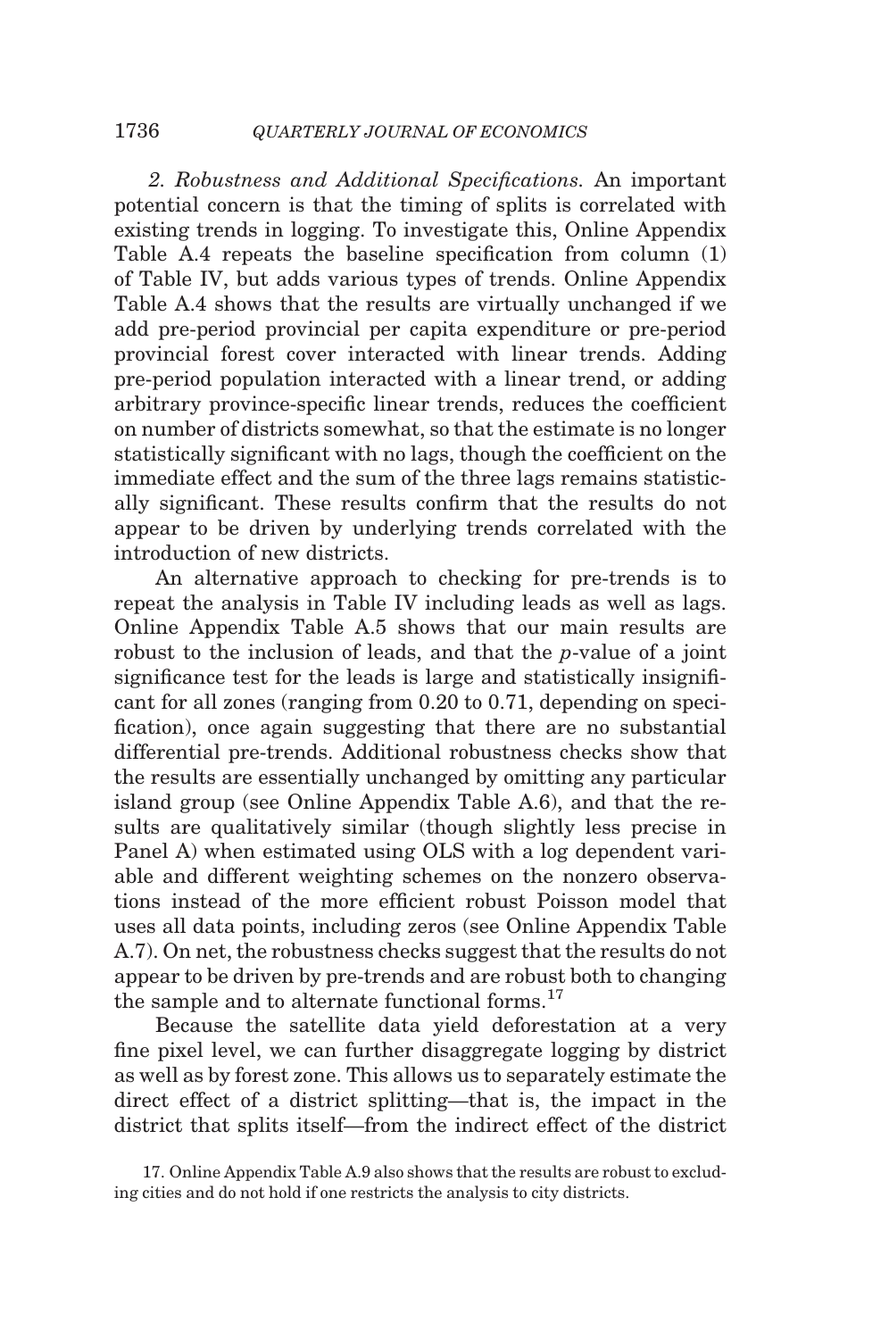*2. Robustness and Additional Specifications.* An important potential concern is that the timing of splits is correlated with existing trends in logging. To investigate this, Online Appendix Table A.4 repeats the baseline specification from column (1) of Table IV, but adds various types of trends. Online Appendix Table A.4 shows that the results are virtually unchanged if we add pre-period provincial per capita expenditure or pre-period provincial forest cover interacted with linear trends. Adding pre-period population interacted with a linear trend, or adding arbitrary province-specific linear trends, reduces the coefficient on number of districts somewhat, so that the estimate is no longer statistically significant with no lags, though the coefficient on the immediate effect and the sum of the three lags remains statistically significant. These results confirm that the results do not appear to be driven by underlying trends correlated with the introduction of new districts.

An alternative approach to checking for pre-trends is to repeat the analysis in Table IV including leads as well as lags. Online Appendix Table A.5 shows that our main results are robust to the inclusion of leads, and that the *p*-value of a joint significance test for the leads is large and statistically insignificant for all zones (ranging from 0.20 to 0.71, depending on specification), once again suggesting that there are no substantial differential pre-trends. Additional robustness checks show that the results are essentially unchanged by omitting any particular island group (see Online Appendix Table A.6), and that the results are qualitatively similar (though slightly less precise in Panel A) when estimated using OLS with a log dependent variable and different weighting schemes on the nonzero observations instead of the more efficient robust Poisson model that uses all data points, including zeros (see Online Appendix Table A.7). On net, the robustness checks suggest that the results do not appear to be driven by pre-trends and are robust both to changing the sample and to alternate functional forms.[17]

Because the satellite data yield deforestation at a very fine pixel level, we can further disaggregate logging by district as well as by forest zone. This allows us to separately estimate the direct effect of a district splitting—that is, the impact in the district that splits itself—from the indirect effect of the district

17. Online Appendix Table A.9 also shows that the results are robust to excluding cities and do not hold if one restricts the analysis to city districts.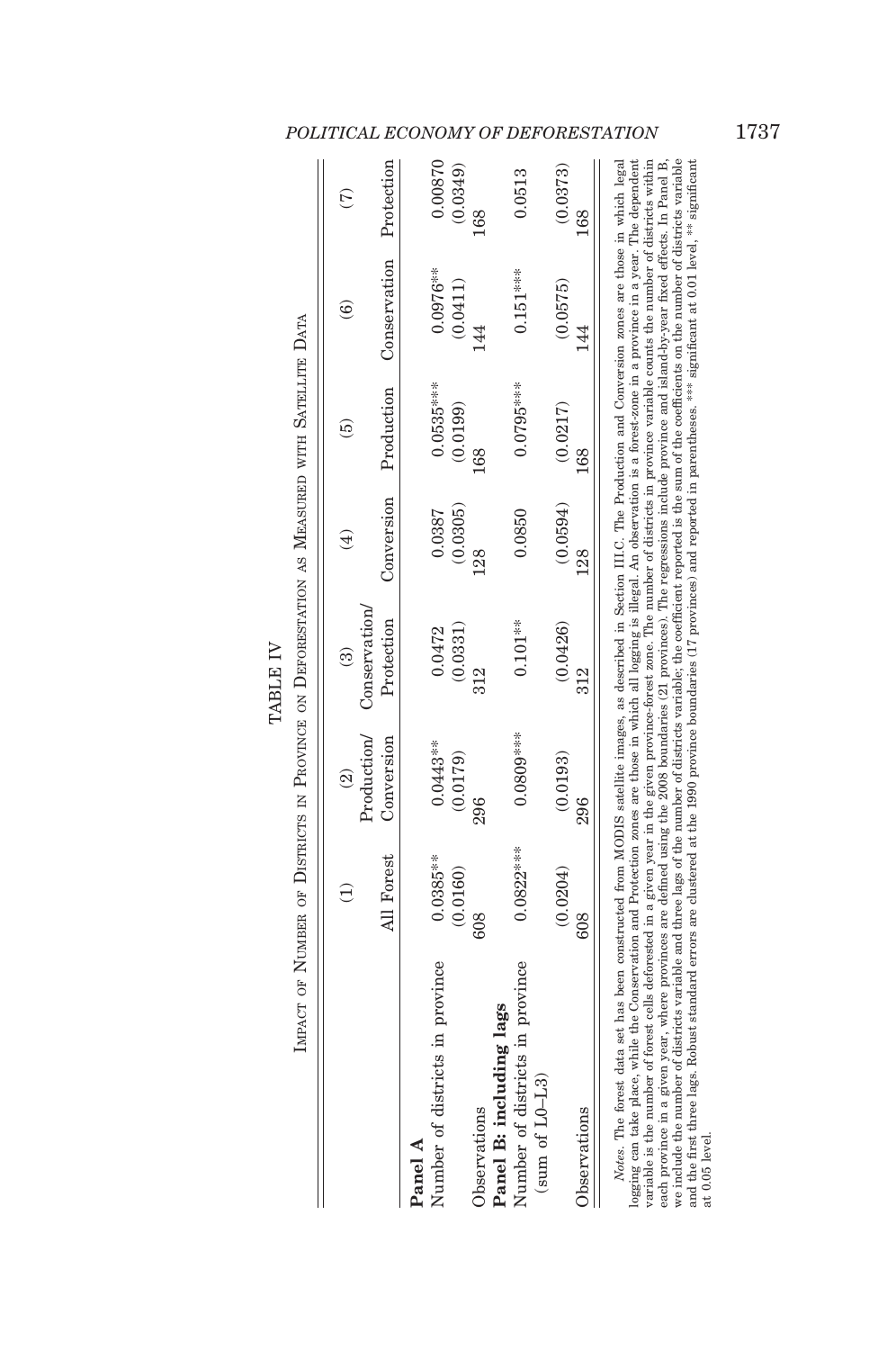TABLE IV

IMPACT OF NUMBER OF DISTRICTS IN PROVINCE ON DEFORESTATION AS MEASURED WITH SATELLITE DATA

| | (1) | (2) | (3) | (4) | (5) | (6) | (7) |
|---|---|---|---|---|---|---|---|
| | All Forest | Production/ Conversion | Conservation/ Protection | Conversion | Production | Conservation | Protection |
| **Panel A** | | | | | | | |
| Number of districts in province | 0.0385** | 0.0443** | 0.0472 | 0.0387 | 0.0535*** | 0.0976** | 0.00870 |
| | (0.0160) | (0.0179) | (0.0331) | (0.0305) | (0.0199) | (0.0411) | (0.0349) |
| Observations | 608 | 296 | 312 | 128 | 168 | 144 | 168 |
| **Panel B: including lags** | | | | | | | |
| Number of districts in province (sum of L0–L3) | 0.0822*** | 0.0809*** | 0.101** | 0.0850 | 0.0795*** | 0.151*** | 0.0513 |
| | (0.0204) | (0.0193) | (0.0426) | (0.0594) | (0.0217) | (0.0575) | (0.0373) |
| Observations | 608 | 296 | 312 | 128 | 168 | 144 | 168 |

*Notes.* The forest data set has been constructed from MODIS satellite images, as described in Section III.C. The Production and Conversion zones are those in which legal logging can take place, while the Conservation and Protection zones are those in which all logging is illegal. An observation is a forest-zone in a province in a year. The dependent variable is the number of forest cells deforested in a given year in the given province-forest zone. The number of districts in province variable counts the number of districts within each province in a given year, where provinces are defined using the 2008 boundaries (21 provinces). The regressions include province and island-by-year fixed effects. In Panel B, we include the number of districts variable and three lags of the number of districts variable; the coefficient reported is the sum of the coefficients on the number of districts variable and the first three lags. Robust standard errors are clustered at the 1990 province boundaries (17 provinces) and reported in parentheses. *** significant at 0.01 level, ** significant at 0.05 level.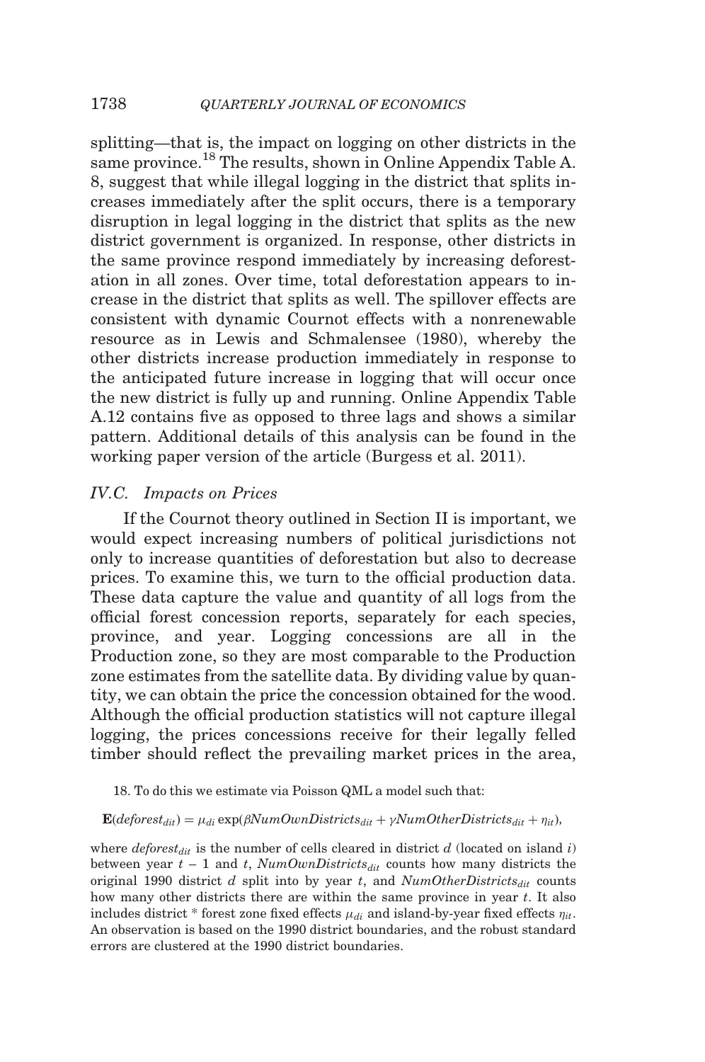splitting—that is, the impact on logging on other districts in the same province.[18] The results, shown in Online Appendix Table A. 8, suggest that while illegal logging in the district that splits increases immediately after the split occurs, there is a temporary disruption in legal logging in the district that splits as the new district government is organized. In response, other districts in the same province respond immediately by increasing deforestation in all zones. Over time, total deforestation appears to increase in the district that splits as well. The spillover effects are consistent with dynamic Cournot effects with a nonrenewable resource as in Lewis and Schmalensee (1980), whereby the other districts increase production immediately in response to the anticipated future increase in logging that will occur once the new district is fully up and running. Online Appendix Table A.12 contains five as opposed to three lags and shows a similar pattern. Additional details of this analysis can be found in the working paper version of the article (Burgess et al. 2011).

### IV.C. Impacts on Prices

If the Cournot theory outlined in Section II is important, we would expect increasing numbers of political jurisdictions not only to increase quantities of deforestation but also to decrease prices. To examine this, we turn to the official production data. These data capture the value and quantity of all logs from the official forest concession reports, separately for each species, province, and year. Logging concessions are all in the Production zone, so they are most comparable to the Production zone estimates from the satellite data. By dividing value by quantity, we can obtain the price the concession obtained for the wood. Although the official production statistics will not capture illegal logging, the prices concessions receive for their legally felled timber should reflect the prevailing market prices in the area,

18. To do this we estimate via Poisson QML a model such that:

$$\mathbf{E}(deforest_{dit}) = \mu_{di} \exp(\beta NumOwnDistricts_{dit} + \gamma NumOtherDistricts_{dit} + \eta_{it}),$$

where $deforest_{dit}$ is the number of cells cleared in district $d$ (located on island $i$) between year $t-1$ and $t$, $NumOwnDistricts_{dit}$ counts how many districts the original 1990 district $d$ split into by year $t$, and $NumOtherDistricts_{dit}$ counts how many other districts there are within the same province in year $t$. It also includes district * forest zone fixed effects $\mu_{di}$ and island-by-year fixed effects $\eta_{it}$. An observation is based on the 1990 district boundaries, and the robust standard errors are clustered at the 1990 district boundaries.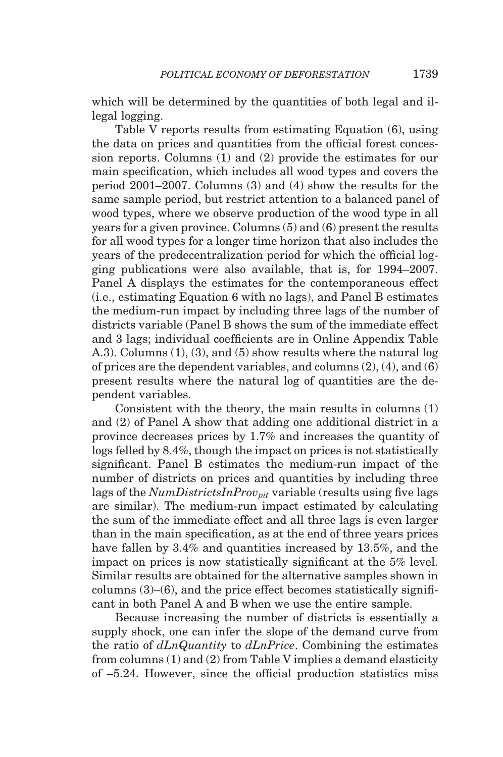which will be determined by the quantities of both legal and illegal logging.

Table V reports results from estimating Equation (6), using the data on prices and quantities from the official forest concession reports. Columns (1) and (2) provide the estimates for our main specification, which includes all wood types and covers the period 2001–2007. Columns (3) and (4) show the results for the same sample period, but restrict attention to a balanced panel of wood types, where we observe production of the wood type in all years for a given province. Columns (5) and (6) present the results for all wood types for a longer time horizon that also includes the years of the predecentralization period for which the official logging publications were also available, that is, for 1994–2007. Panel A displays the estimates for the contemporaneous effect (i.e., estimating Equation 6 with no lags), and Panel B estimates the medium-run impact by including three lags of the number of districts variable (Panel B shows the sum of the immediate effect and 3 lags; individual coefficients are in Online Appendix Table A.3). Columns (1), (3), and (5) show results where the natural log of prices are the dependent variables, and columns (2), (4), and (6) present results where the natural log of quantities are the dependent variables.

Consistent with the theory, the main results in columns (1) and (2) of Panel A show that adding one additional district in a province decreases prices by 1.7% and increases the quantity of logs felled by 8.4%, though the impact on prices is not statistically significant. Panel B estimates the medium-run impact of the number of districts on prices and quantities by including three lags of the $NumDistrictsInProv_{pit}$ variable (results using five lags are similar). The medium-run impact estimated by calculating the sum of the immediate effect and all three lags is even larger than in the main specification, as at the end of three years prices have fallen by 3.4% and quantities increased by 13.5%, and the impact on prices is now statistically significant at the 5% level. Similar results are obtained for the alternative samples shown in columns (3)–(6), and the price effect becomes statistically significant in both Panel A and B when we use the entire sample.

Because increasing the number of districts is essentially a supply shock, one can infer the slope of the demand curve from the ratio of *dLnQuantity* to *dLnPrice*. Combining the estimates from columns (1) and (2) from Table V implies a demand elasticity of –5.24. However, since the official production statistics miss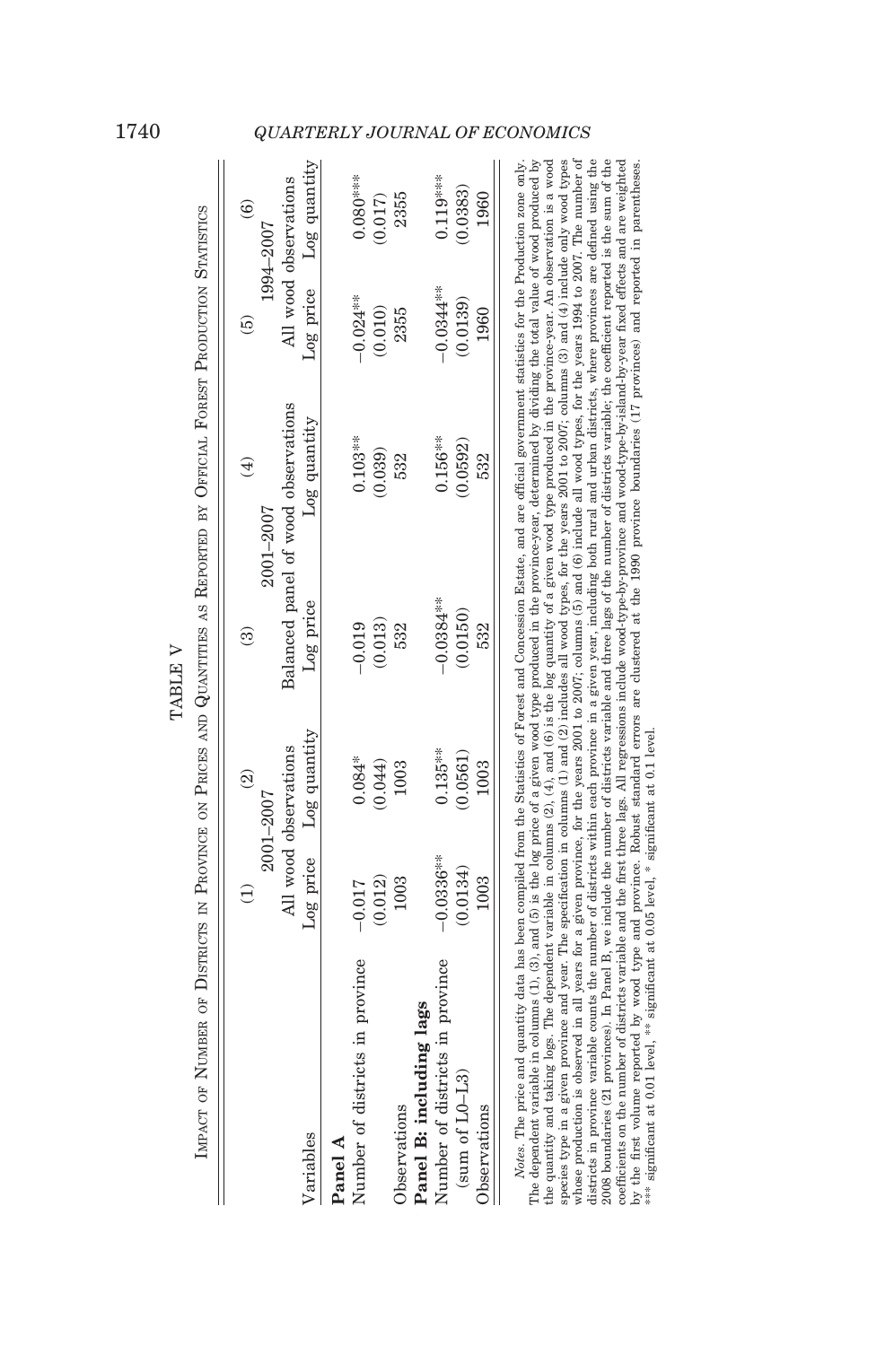TABLE V

Impact of Number of Districts in Province on Prices and Quantities as Reported by Official Forest Production Statistics

| Variables | (1) | (2) | (3) | (4) | (5) | (6) |
|---|---|---|---|---|---|---|
| | 2001–2007 | | 2001–2007 | | 1994–2007 | |
| | All wood observations | | Balanced panel of wood observations | | All wood observations | |
| | Log price | Log quantity | Log price | Log quantity | Log price | Log quantity |
| **Panel A** | | | | | | |
| Number of districts in province | −0.017 | 0.084* | −0.019 | 0.103** | −0.024** | 0.080*** |
| | (0.012) | (0.044) | (0.013) | (0.039) | (0.010) | (0.017) |
| Observations | 1003 | 1003 | 532 | 532 | 2355 | 2355 |
| **Panel B: including lags** | | | | | | |
| Number of districts in province | −0.0336** | 0.135** | −0.0384** | 0.156** | −0.0344** | 0.119*** |
| (sum of L0–L3) | (0.0134) | (0.0561) | (0.0150) | (0.0592) | (0.0139) | (0.0383) |
| Observations | 1003 | 1003 | 532 | 532 | 1960 | 1960 |

*Notes*. The price and quantity data has been compiled from the Statistics of Forest and Concession Estate, and are official government statistics for the Production zone only. The dependent variable in columns (1), (3), and (5) is the log price of a given wood type produced in the province-year, determined by dividing the total value of wood produced by the quantity and taking logs. The dependent variable in columns (2), (4), and (6) is the log quantity of a given wood type produced in the province-year. An observation is a wood species type in a given province and year. The specification in columns (1) and (2) includes all wood types, for the years 2001 to 2007; columns (3) and (4) include only wood types whose production is observed in all years for a given province, for the years 2001 to 2007; columns (5) and (6) include all wood types, for the years 1994 to 2007. The number of districts in province variable counts the number of districts within each province in a given year, including both rural and urban districts, where provinces are defined using the 2008 boundaries (21 provinces). In Panel B, we include the number of districts variable and three lags of the number of districts variable; the coefficient reported is the sum of the coefficients on the number of districts variable and the first three lags. All regressions include wood-type-by-province and wood-type-by-island-by-year fixed effects and are weighted by the first volume reported by wood type and province. Robust standard errors are clustered at the 1990 province boundaries (17 provinces) and reported in parentheses. *** significant at 0.01 level, ** significant at 0.05 level, * significant at 0.1 level.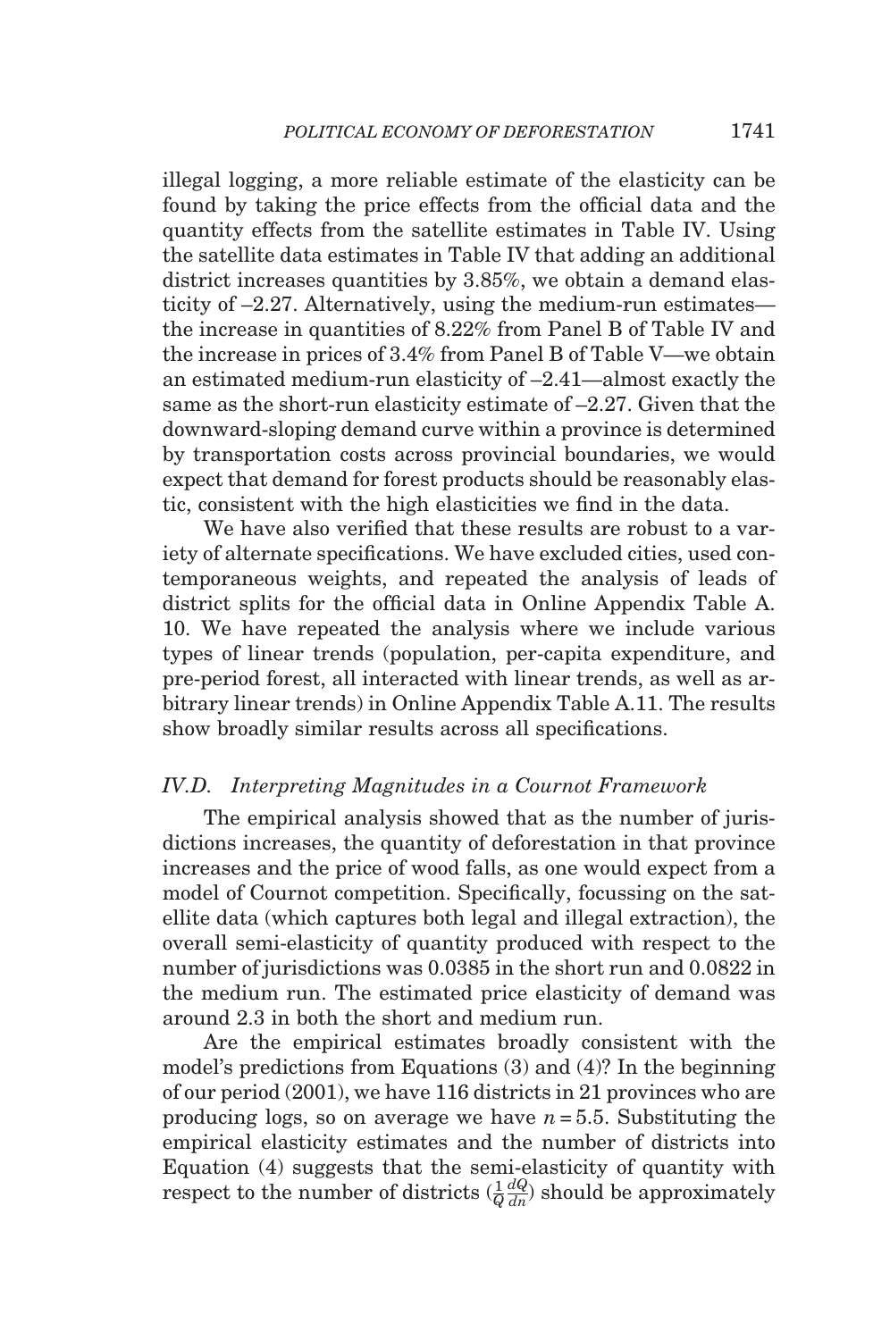illegal logging, a more reliable estimate of the elasticity can be found by taking the price effects from the official data and the quantity effects from the satellite estimates in Table IV. Using the satellite data estimates in Table IV that adding an additional district increases quantities by 3.85%, we obtain a demand elasticity of –2.27. Alternatively, using the medium-run estimates—the increase in quantities of 8.22% from Panel B of Table IV and the increase in prices of 3.4% from Panel B of Table V—we obtain an estimated medium-run elasticity of –2.41—almost exactly the same as the short-run elasticity estimate of –2.27. Given that the downward-sloping demand curve within a province is determined by transportation costs across provincial boundaries, we would expect that demand for forest products should be reasonably elastic, consistent with the high elasticities we find in the data.

We have also verified that these results are robust to a variety of alternate specifications. We have excluded cities, used contemporaneous weights, and repeated the analysis of leads of district splits for the official data in Online Appendix Table A. 10. We have repeated the analysis where we include various types of linear trends (population, per-capita expenditure, and pre-period forest, all interacted with linear trends, as well as arbitrary linear trends) in Online Appendix Table A.11. The results show broadly similar results across all specifications.

### IV.D. *Interpreting Magnitudes in a Cournot Framework*

The empirical analysis showed that as the number of jurisdictions increases, the quantity of deforestation in that province increases and the price of wood falls, as one would expect from a model of Cournot competition. Specifically, focussing on the satellite data (which captures both legal and illegal extraction), the overall semi-elasticity of quantity produced with respect to the number of jurisdictions was 0.0385 in the short run and 0.0822 in the medium run. The estimated price elasticity of demand was around 2.3 in both the short and medium run.

Are the empirical estimates broadly consistent with the model's predictions from Equations (3) and (4)? In the beginning of our period (2001), we have 116 districts in 21 provinces who are producing logs, so on average we have $n = 5.5$. Substituting the empirical elasticity estimates and the number of districts into Equation (4) suggests that the semi-elasticity of quantity with respect to the number of districts ($\frac{1}{Q}\frac{dQ}{dn}$) should be approximately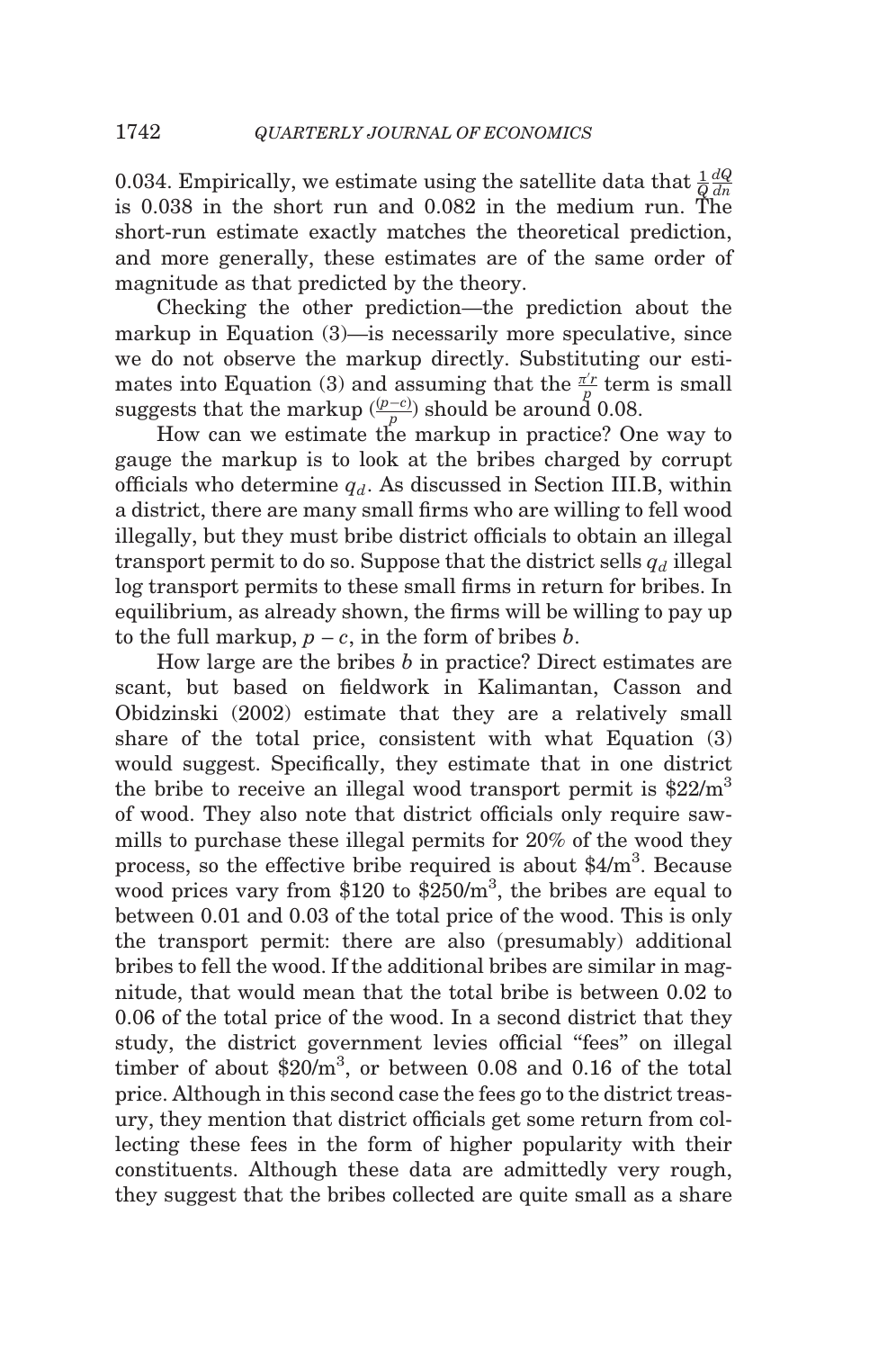0.034. Empirically, we estimate using the satellite data that $\frac{1}{Q}\frac{dQ}{dn}$ is 0.038 in the short run and 0.082 in the medium run. The short-run estimate exactly matches the theoretical prediction, and more generally, these estimates are of the same order of magnitude as that predicted by the theory.

Checking the other prediction—the prediction about the markup in Equation (3)—is necessarily more speculative, since we do not observe the markup directly. Substituting our estimates into Equation (3) and assuming that the $\frac{\pi' r}{p}$ term is small suggests that the markup ($\frac{(p-c)}{p}$) should be around 0.08.

How can we estimate the markup in practice? One way to gauge the markup is to look at the bribes charged by corrupt officials who determine $q_d$. As discussed in Section III.B, within a district, there are many small firms who are willing to fell wood illegally, but they must bribe district officials to obtain an illegal transport permit to do so. Suppose that the district sells $q_d$ illegal log transport permits to these small firms in return for bribes. In equilibrium, as already shown, the firms will be willing to pay up to the full markup, $p - c$, in the form of bribes $b$.

How large are the bribes $b$ in practice? Direct estimates are scant, but based on fieldwork in Kalimantan, Casson and Obidzinski (2002) estimate that they are a relatively small share of the total price, consistent with what Equation (3) would suggest. Specifically, they estimate that in one district the bribe to receive an illegal wood transport permit is \$22/m$^3$ of wood. They also note that district officials only require sawmills to purchase these illegal permits for 20% of the wood they process, so the effective bribe required is about \$4/m$^3$. Because wood prices vary from \$120 to \$250/m$^3$, the bribes are equal to between 0.01 and 0.03 of the total price of the wood. This is only the transport permit: there are also (presumably) additional bribes to fell the wood. If the additional bribes are similar in magnitude, that would mean that the total bribe is between 0.02 to 0.06 of the total price of the wood. In a second district that they study, the district government levies official "fees" on illegal timber of about \$20/m$^3$, or between 0.08 and 0.16 of the total price. Although in this second case the fees go to the district treasury, they mention that district officials get some return from collecting these fees in the form of higher popularity with their constituents. Although these data are admittedly very rough, they suggest that the bribes collected are quite small as a share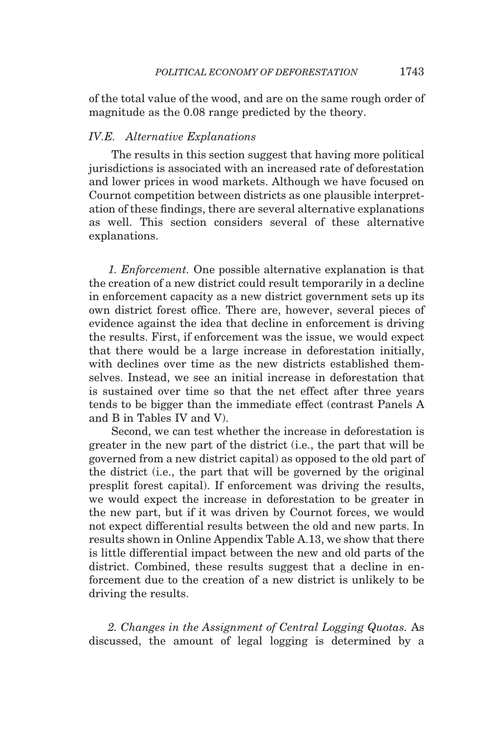of the total value of the wood, and are on the same rough order of magnitude as the 0.08 range predicted by the theory.

### *IV.E. Alternative Explanations*

The results in this section suggest that having more political jurisdictions is associated with an increased rate of deforestation and lower prices in wood markets. Although we have focused on Cournot competition between districts as one plausible interpretation of these findings, there are several alternative explanations as well. This section considers several of these alternative explanations.

*1. Enforcement.* One possible alternative explanation is that the creation of a new district could result temporarily in a decline in enforcement capacity as a new district government sets up its own district forest office. There are, however, several pieces of evidence against the idea that decline in enforcement is driving the results. First, if enforcement was the issue, we would expect that there would be a large increase in deforestation initially, with declines over time as the new districts established themselves. Instead, we see an initial increase in deforestation that is sustained over time so that the net effect after three years tends to be bigger than the immediate effect (contrast Panels A and B in Tables IV and V).

Second, we can test whether the increase in deforestation is greater in the new part of the district (i.e., the part that will be governed from a new district capital) as opposed to the old part of the district (i.e., the part that will be governed by the original presplit forest capital). If enforcement was driving the results, we would expect the increase in deforestation to be greater in the new part, but if it was driven by Cournot forces, we would not expect differential results between the old and new parts. In results shown in Online Appendix Table A.13, we show that there is little differential impact between the new and old parts of the district. Combined, these results suggest that a decline in enforcement due to the creation of a new district is unlikely to be driving the results.

*2. Changes in the Assignment of Central Logging Quotas.* As discussed, the amount of legal logging is determined by a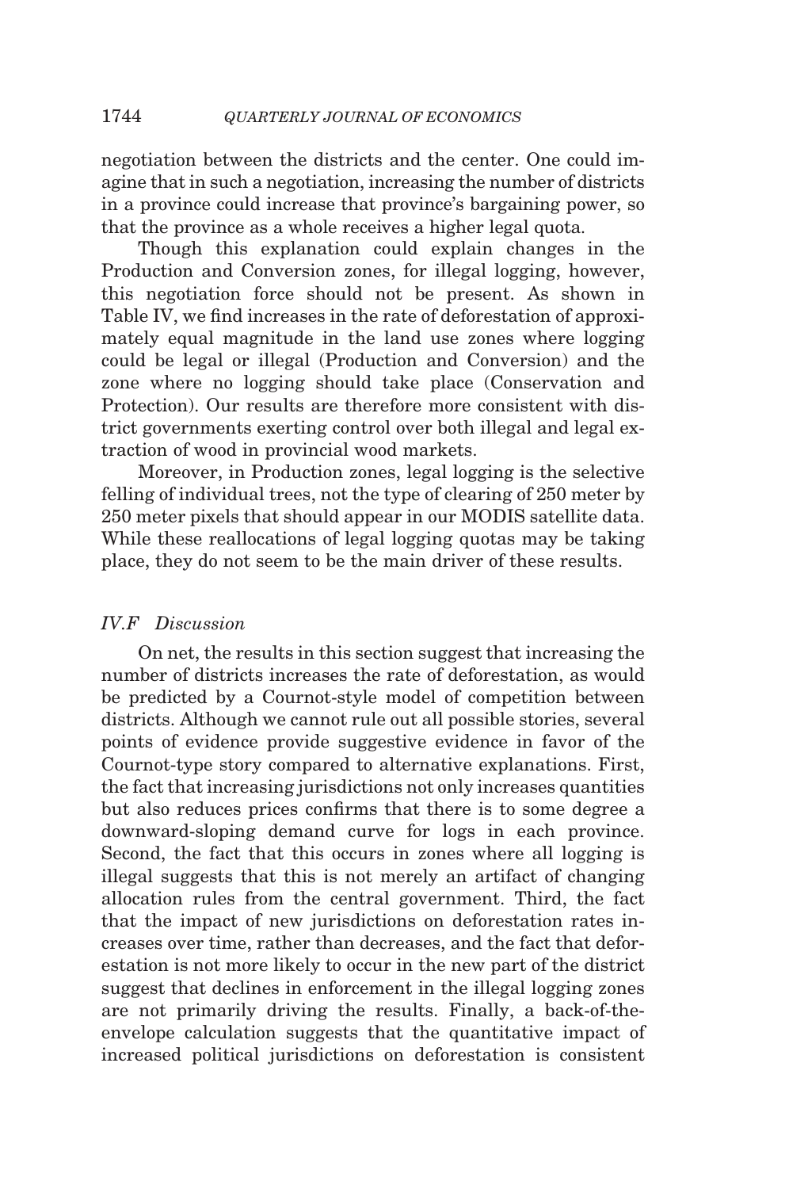negotiation between the districts and the center. One could imagine that in such a negotiation, increasing the number of districts in a province could increase that province's bargaining power, so that the province as a whole receives a higher legal quota.

Though this explanation could explain changes in the Production and Conversion zones, for illegal logging, however, this negotiation force should not be present. As shown in Table IV, we find increases in the rate of deforestation of approximately equal magnitude in the land use zones where logging could be legal or illegal (Production and Conversion) and the zone where no logging should take place (Conservation and Protection). Our results are therefore more consistent with district governments exerting control over both illegal and legal extraction of wood in provincial wood markets.

Moreover, in Production zones, legal logging is the selective felling of individual trees, not the type of clearing of 250 meter by 250 meter pixels that should appear in our MODIS satellite data. While these reallocations of legal logging quotas may be taking place, they do not seem to be the main driver of these results.

### *IV.F Discussion*

On net, the results in this section suggest that increasing the number of districts increases the rate of deforestation, as would be predicted by a Cournot-style model of competition between districts. Although we cannot rule out all possible stories, several points of evidence provide suggestive evidence in favor of the Cournot-type story compared to alternative explanations. First, the fact that increasing jurisdictions not only increases quantities but also reduces prices confirms that there is to some degree a downward-sloping demand curve for logs in each province. Second, the fact that this occurs in zones where all logging is illegal suggests that this is not merely an artifact of changing allocation rules from the central government. Third, the fact that the impact of new jurisdictions on deforestation rates increases over time, rather than decreases, and the fact that deforestation is not more likely to occur in the new part of the district suggest that declines in enforcement in the illegal logging zones are not primarily driving the results. Finally, a back-of-the-envelope calculation suggests that the quantitative impact of increased political jurisdictions on deforestation is consistent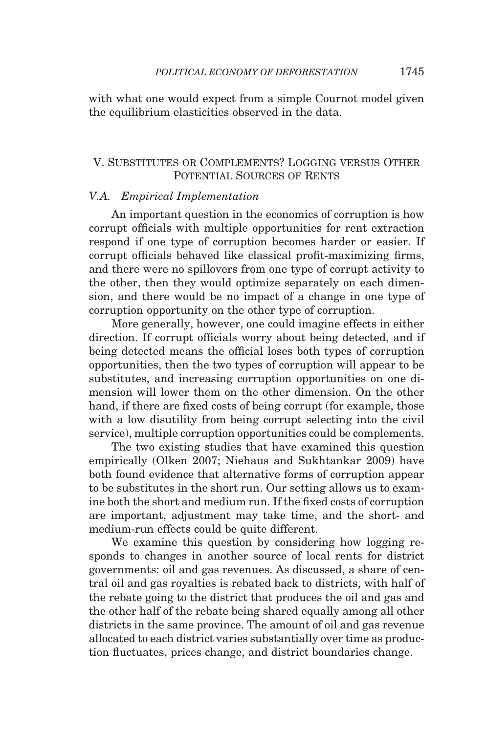with what one would expect from a simple Cournot model given the equilibrium elasticities observed in the data.

## V. Substitutes or Complements? Logging versus Other Potential Sources of Rents

### V.A. *Empirical Implementation*

An important question in the economics of corruption is how corrupt officials with multiple opportunities for rent extraction respond if one type of corruption becomes harder or easier. If corrupt officials behaved like classical profit-maximizing firms, and there were no spillovers from one type of corrupt activity to the other, then they would optimize separately on each dimension, and there would be no impact of a change in one type of corruption opportunity on the other type of corruption.

More generally, however, one could imagine effects in either direction. If corrupt officials worry about being detected, and if being detected means the official loses both types of corruption opportunities, then the two types of corruption will appear to be substitutes, and increasing corruption opportunities on one dimension will lower them on the other dimension. On the other hand, if there are fixed costs of being corrupt (for example, those with a low disutility from being corrupt selecting into the civil service), multiple corruption opportunities could be complements.

The two existing studies that have examined this question empirically (Olken 2007; Niehaus and Sukhtankar 2009) have both found evidence that alternative forms of corruption appear to be substitutes in the short run. Our setting allows us to examine both the short and medium run. If the fixed costs of corruption are important, adjustment may take time, and the short- and medium-run effects could be quite different.

We examine this question by considering how logging responds to changes in another source of local rents for district governments: oil and gas revenues. As discussed, a share of central oil and gas royalties is rebated back to districts, with half of the rebate going to the district that produces the oil and gas and the other half of the rebate being shared equally among all other districts in the same province. The amount of oil and gas revenue allocated to each district varies substantially over time as production fluctuates, prices change, and district boundaries change.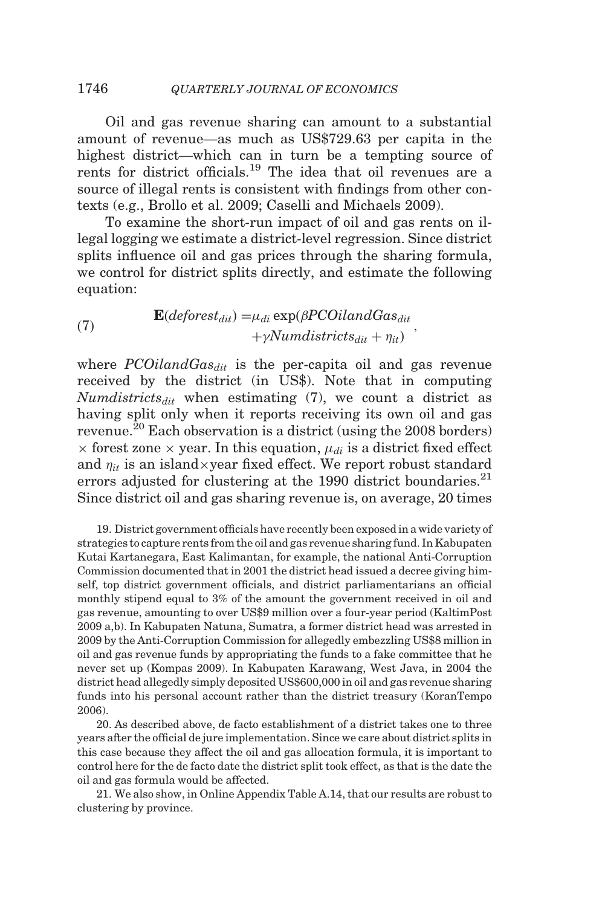Oil and gas revenue sharing can amount to a substantial amount of revenue—as much as US$729.63 per capita in the highest district—which can in turn be a tempting source of rents for district officials.[19] The idea that oil revenues are a source of illegal rents is consistent with findings from other contexts (e.g., Brollo et al. 2009; Caselli and Michaels 2009).

To examine the short-run impact of oil and gas rents on illegal logging we estimate a district-level regression. Since district splits influence oil and gas prices through the sharing formula, we control for district splits directly, and estimate the following equation:

$$\mathbf{E}(deforest_{dit}) = \mu_{di} \exp(\beta PCOilandGas_{dit} + \gamma Numdistricts_{dit} + \eta_{it}), \tag{7}$$

where $PCOilandGas_{dit}$ is the per-capita oil and gas revenue received by the district (in US$). Note that in computing $Numdistricts_{dit}$ when estimating (7), we count a district as having split only when it reports receiving its own oil and gas revenue.[20] Each observation is a district (using the 2008 borders) $\times$ forest zone $\times$ year. In this equation, $\mu_{di}$ is a district fixed effect and $\eta_{it}$ is an island$\times$year fixed effect. We report robust standard errors adjusted for clustering at the 1990 district boundaries.[21] Since district oil and gas sharing revenue is, on average, 20 times

19. District government officials have recently been exposed in a wide variety of strategies to capture rents from the oil and gas revenue sharing fund. In Kabupaten Kutai Kartanegara, East Kalimantan, for example, the national Anti-Corruption Commission documented that in 2001 the district head issued a decree giving himself, top district government officials, and district parliamentarians an official monthly stipend equal to 3% of the amount the government received in oil and gas revenue, amounting to over US$9 million over a four-year period (KaltimPost 2009 a,b). In Kabupaten Natuna, Sumatra, a former district head was arrested in 2009 by the Anti-Corruption Commission for allegedly embezzling US$8 million in oil and gas revenue funds by appropriating the funds to a fake committee that he never set up (Kompas 2009). In Kabupaten Karawang, West Java, in 2004 the district head allegedly simply deposited US$600,000 in oil and gas revenue sharing funds into his personal account rather than the district treasury (KoranTempo 2006).

20. As described above, de facto establishment of a district takes one to three years after the official de jure implementation. Since we care about district splits in this case because they affect the oil and gas allocation formula, it is important to control here for the de facto date the district split took effect, as that is the date the oil and gas formula would be affected.

21. We also show, in Online Appendix Table A.14, that our results are robust to clustering by province.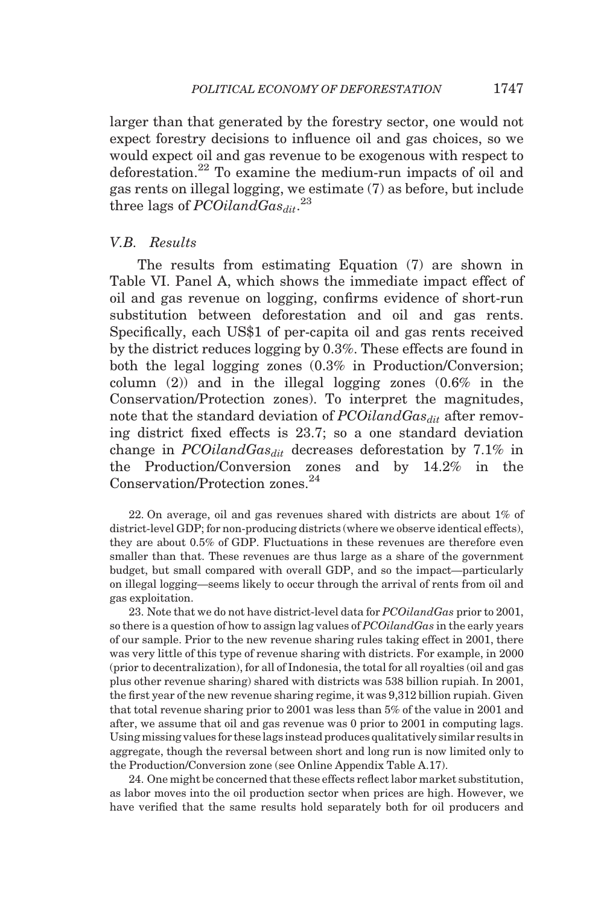larger than that generated by the forestry sector, one would not expect forestry decisions to influence oil and gas choices, so we would expect oil and gas revenue to be exogenous with respect to deforestation.[22] To examine the medium-run impacts of oil and gas rents on illegal logging, we estimate (7) as before, but include three lags of $PCOilandGas_{dit}$.[23]

### V.B. Results

The results from estimating Equation (7) are shown in Table VI. Panel A, which shows the immediate impact effect of oil and gas revenue on logging, confirms evidence of short-run substitution between deforestation and oil and gas rents. Specifically, each US$1 of per-capita oil and gas rents received by the district reduces logging by 0.3%. These effects are found in both the legal logging zones (0.3% in Production/Conversion; column (2)) and in the illegal logging zones (0.6% in the Conservation/Protection zones). To interpret the magnitudes, note that the standard deviation of $PCOilandGas_{dit}$ after removing district fixed effects is 23.7; so a one standard deviation change in $PCOilandGas_{dit}$ decreases deforestation by 7.1% in the Production/Conversion zones and by 14.2% in the Conservation/Protection zones.[24]

22. On average, oil and gas revenues shared with districts are about 1% of district-level GDP; for non-producing districts (where we observe identical effects), they are about 0.5% of GDP. Fluctuations in these revenues are therefore even smaller than that. These revenues are thus large as a share of the government budget, but small compared with overall GDP, and so the impact—particularly on illegal logging—seems likely to occur through the arrival of rents from oil and gas exploitation.

23. Note that we do not have district-level data for *PCOilandGas* prior to 2001, so there is a question of how to assign lag values of *PCOilandGas* in the early years of our sample. Prior to the new revenue sharing rules taking effect in 2001, there was very little of this type of revenue sharing with districts. For example, in 2000 (prior to decentralization), for all of Indonesia, the total for all royalties (oil and gas plus other revenue sharing) shared with districts was 538 billion rupiah. In 2001, the first year of the new revenue sharing regime, it was 9,312 billion rupiah. Given that total revenue sharing prior to 2001 was less than 5% of the value in 2001 and after, we assume that oil and gas revenue was 0 prior to 2001 in computing lags. Using missing values for these lags instead produces qualitatively similar results in aggregate, though the reversal between short and long run is now limited only to the Production/Conversion zone (see Online Appendix Table A.17).

24. One might be concerned that these effects reflect labor market substitution, as labor moves into the oil production sector when prices are high. However, we have verified that the same results hold separately both for oil producers and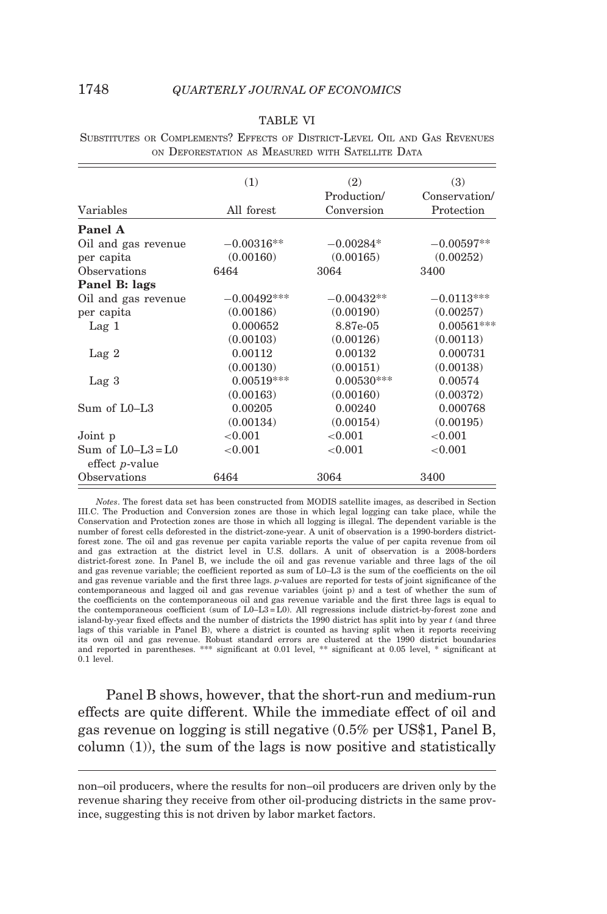TABLE VI

SUBSTITUTES OR COMPLEMENTS? EFFECTS OF DISTRICT-LEVEL OIL AND GAS REVENUES ON DEFORESTATION AS MEASURED WITH SATELLITE DATA

| Variables | (1) All forest | (2) Production/ Conversion | (3) Conservation/ Protection |
|---|---|---|---|
| **Panel A** | | | |
| Oil and gas revenue per capita | −0.00316** | −0.00284* | −0.00597** |
| | (0.00160) | (0.00165) | (0.00252) |
| Observations | 6464 | 3064 | 3400 |
| **Panel B: lags** | | | |
| Oil and gas revenue per capita | −0.00492*** | −0.00432** | −0.0113*** |
| | (0.00186) | (0.00190) | (0.00257) |
| Lag 1 | 0.000652 | 8.87e-05 | 0.00561*** |
| | (0.00103) | (0.00126) | (0.00113) |
| Lag 2 | 0.00112 | 0.00132 | 0.000731 |
| | (0.00130) | (0.00151) | (0.00138) |
| Lag 3 | 0.00519*** | 0.00530*** | 0.00574 |
| | (0.00163) | (0.00160) | (0.00372) |
| Sum of L0–L3 | 0.00205 | 0.00240 | 0.000768 |
| | (0.00134) | (0.00154) | (0.00195) |
| Joint p | <0.001 | <0.001 | <0.001 |
| Sum of L0–L3 = L0 effect *p*-value | <0.001 | <0.001 | <0.001 |
| Observations | 6464 | 3064 | 3400 |

*Notes*. The forest data set has been constructed from MODIS satellite images, as described in Section III.C. The Production and Conversion zones are those in which legal logging can take place, while the Conservation and Protection zones are those in which all logging is illegal. The dependent variable is the number of forest cells deforested in the district-zone-year. A unit of observation is a 1990-borders district-forest zone. The oil and gas revenue per capita variable reports the value of per capita revenue from oil and gas extraction at the district level in U.S. dollars. A unit of observation is a 2008-borders district-forest zone. In Panel B, we include the oil and gas revenue variable and three lags of the oil and gas revenue variable; the coefficient reported as sum of L0–L3 is the sum of the coefficients on the oil and gas revenue variable and the first three lags. *p*-values are reported for tests of joint significance of the contemporaneous and lagged oil and gas revenue variables (joint p) and a test of whether the sum of the coefficients on the contemporaneous oil and gas revenue variable and the first three lags is equal to the contemporaneous coefficient (sum of L0–L3 = L0). All regressions include district-by-forest zone and island-by-year fixed effects and the number of districts the 1990 district has split into by year $t$ (and three lags of this variable in Panel B), where a district is counted as having split when it reports receiving its own oil and gas revenue. Robust standard errors are clustered at the 1990 district boundaries and reported in parentheses. *** significant at 0.01 level, ** significant at 0.05 level, * significant at 0.1 level.

Panel B shows, however, that the short-run and medium-run effects are quite different. While the immediate effect of oil and gas revenue on logging is still negative (0.5% per US$1, Panel B, column (1)), the sum of the lags is now positive and statistically

non–oil producers, where the results for non–oil producers are driven only by the revenue sharing they receive from other oil-producing districts in the same province, suggesting this is not driven by labor market factors.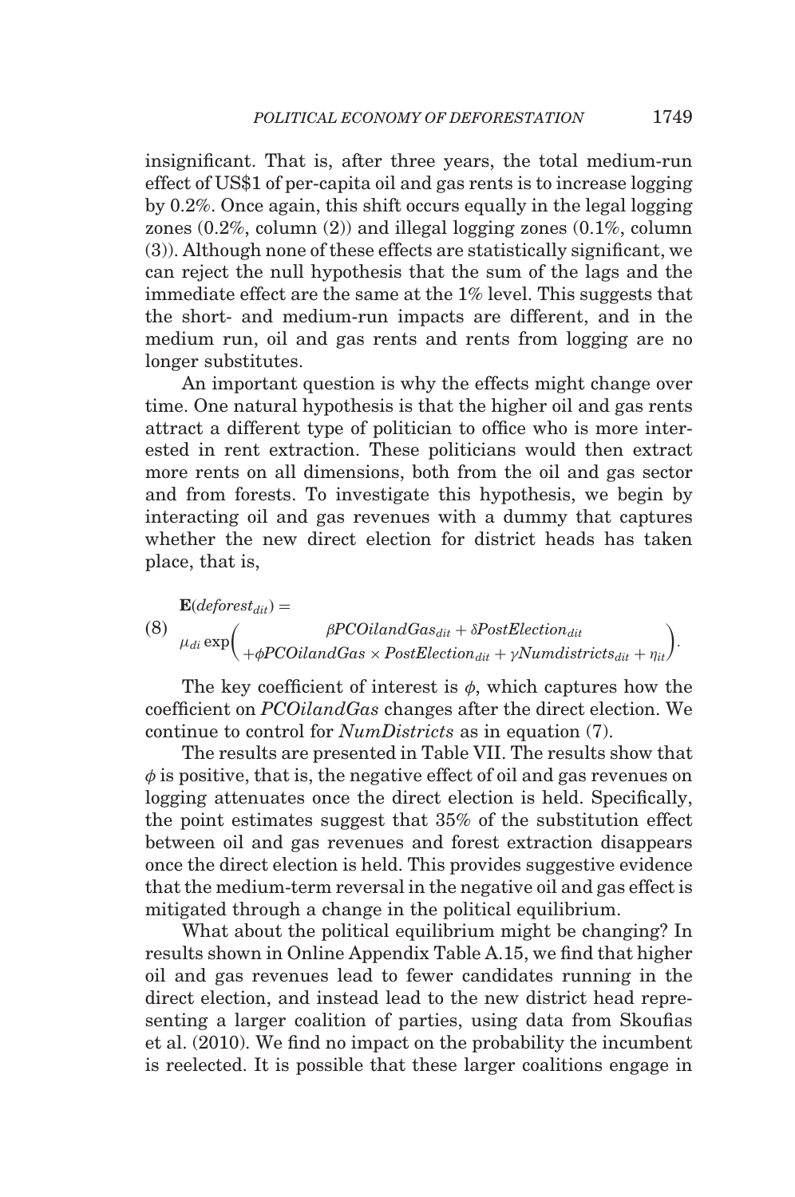insignificant. That is, after three years, the total medium-run effect of US$1 of per-capita oil and gas rents is to increase logging by 0.2%. Once again, this shift occurs equally in the legal logging zones (0.2%, column (2)) and illegal logging zones (0.1%, column (3)). Although none of these effects are statistically significant, we can reject the null hypothesis that the sum of the lags and the immediate effect are the same at the 1% level. This suggests that the short- and medium-run impacts are different, and in the medium run, oil and gas rents and rents from logging are no longer substitutes.

An important question is why the effects might change over time. One natural hypothesis is that the higher oil and gas rents attract a different type of politician to office who is more interested in rent extraction. These politicians would then extract more rents on all dimensions, both from the oil and gas sector and from forests. To investigate this hypothesis, we begin by interacting oil and gas revenues with a dummy that captures whether the new direct election for district heads has taken place, that is,

$$
\mathbf{E}(deforest_{dit}) = \mu_{di} \exp\left( \begin{array}{c} \beta PCOilandGas_{dit} + \delta PostElection_{dit} \\ + \phi PCOilandGas \times PostElection_{dit} + \gamma Numdistricts_{dit} + \eta_{it} \end{array} \right). \tag{8}
$$

The key coefficient of interest is $\phi$, which captures how the coefficient on *PCOilandGas* changes after the direct election. We continue to control for *NumDistricts* as in equation (7).

The results are presented in Table VII. The results show that $\phi$ is positive, that is, the negative effect of oil and gas revenues on logging attenuates once the direct election is held. Specifically, the point estimates suggest that 35% of the substitution effect between oil and gas revenues and forest extraction disappears once the direct election is held. This provides suggestive evidence that the medium-term reversal in the negative oil and gas effect is mitigated through a change in the political equilibrium.

What about the political equilibrium might be changing? In results shown in Online Appendix Table A.15, we find that higher oil and gas revenues lead to fewer candidates running in the direct election, and instead lead to the new district head representing a larger coalition of parties, using data from Skoufias et al. (2010). We find no impact on the probability the incumbent is reelected. It is possible that these larger coalitions engage in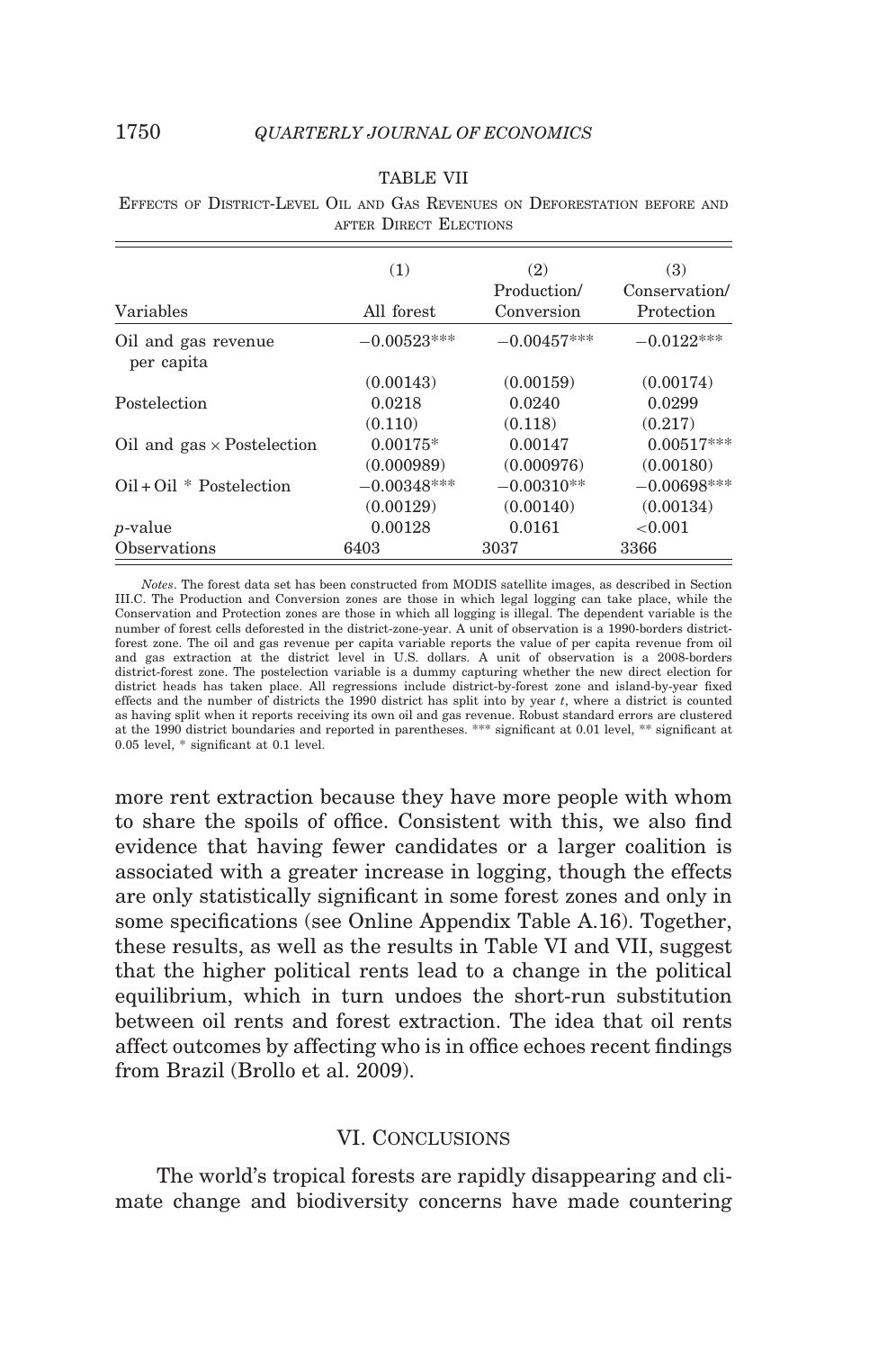TABLE VII

Effects of District-Level Oil and Gas Revenues on Deforestation before and after Direct Elections

| Variables | (1) All forest | (2) Production/ Conversion | (3) Conservation/ Protection |
|---|---|---|---|
| Oil and gas revenue per capita | −0.00523*** | −0.00457*** | −0.0122*** |
| | (0.00143) | (0.00159) | (0.00174) |
| Postelection | 0.0218 | 0.0240 | 0.0299 |
| | (0.110) | (0.118) | (0.217) |
| Oil and gas × Postelection | 0.00175* | 0.00147 | 0.00517*** |
| | (0.000989) | (0.000976) | (0.00180) |
| Oil + Oil * Postelection | −0.00348*** | −0.00310** | −0.00698*** |
| | (0.00129) | (0.00140) | (0.00134) |
| *p*-value | 0.00128 | 0.0161 | <0.001 |
| Observations | 6403 | 3037 | 3366 |

*Notes*. The forest data set has been constructed from MODIS satellite images, as described in Section III.C. The Production and Conversion zones are those in which legal logging can take place, while the Conservation and Protection zones are those in which all logging is illegal. The dependent variable is the number of forest cells deforested in the district-zone-year. A unit of observation is a 1990-borders district-forest zone. The oil and gas revenue per capita variable reports the value of per capita revenue from oil and gas extraction at the district level in U.S. dollars. A unit of observation is a 2008-borders district-forest zone. The postelection variable is a dummy capturing whether the new direct election for district heads has taken place. All regressions include district-by-forest zone and island-by-year fixed effects and the number of districts the 1990 district has split into by year $t$, where a district is counted as having split when it reports receiving its own oil and gas revenue. Robust standard errors are clustered at the 1990 district boundaries and reported in parentheses. *** significant at 0.01 level, ** significant at 0.05 level, * significant at 0.1 level.

more rent extraction because they have more people with whom to share the spoils of office. Consistent with this, we also find evidence that having fewer candidates or a larger coalition is associated with a greater increase in logging, though the effects are only statistically significant in some forest zones and only in some specifications (see Online Appendix Table A.16). Together, these results, as well as the results in Table VI and VII, suggest that the higher political rents lead to a change in the political equilibrium, which in turn undoes the short-run substitution between oil rents and forest extraction. The idea that oil rents affect outcomes by affecting who is in office echoes recent findings from Brazil (Brollo et al. 2009).

## VI. Conclusions

The world's tropical forests are rapidly disappearing and climate change and biodiversity concerns have made countering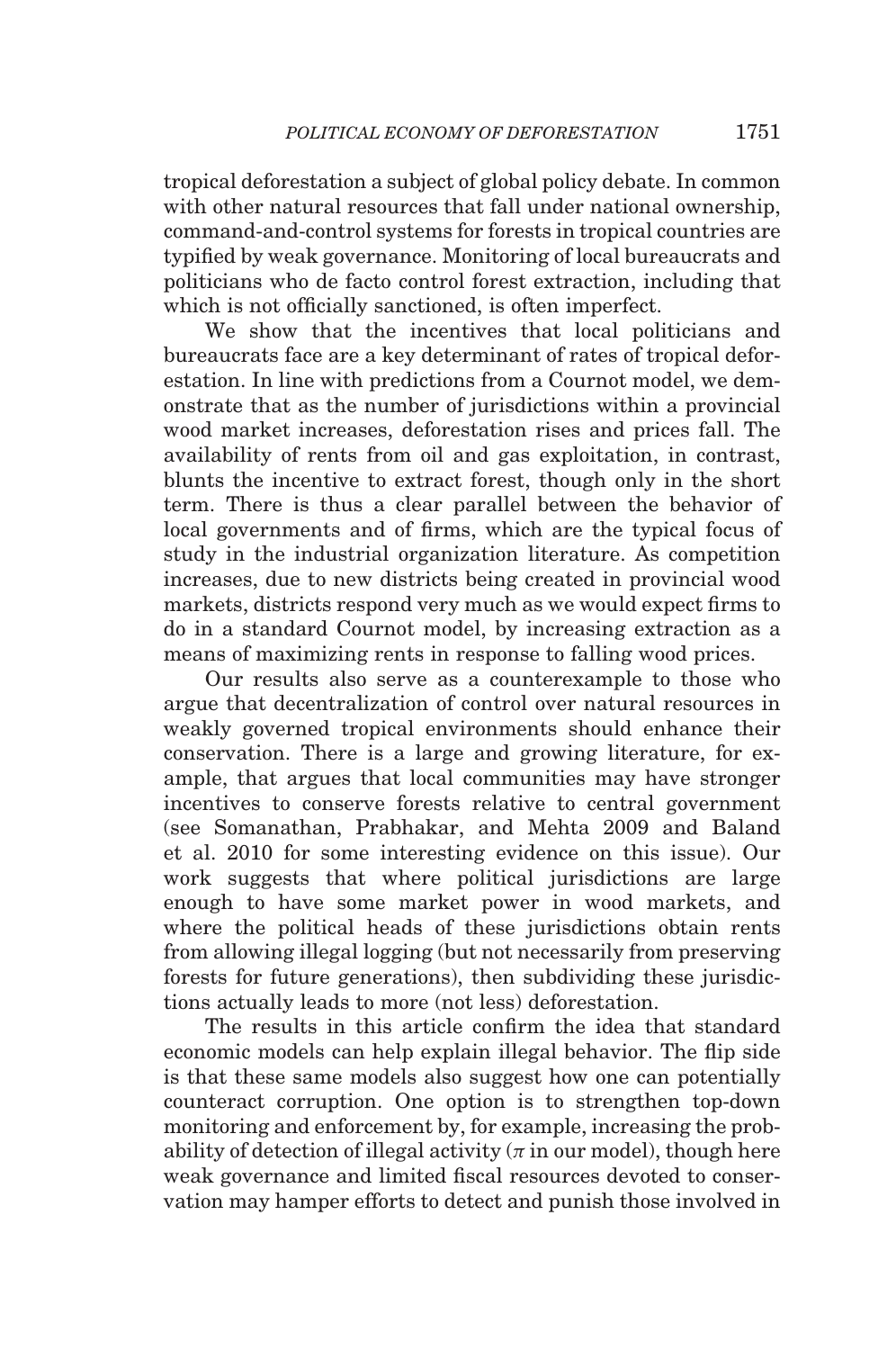tropical deforestation a subject of global policy debate. In common with other natural resources that fall under national ownership, command-and-control systems for forests in tropical countries are typified by weak governance. Monitoring of local bureaucrats and politicians who de facto control forest extraction, including that which is not officially sanctioned, is often imperfect.

We show that the incentives that local politicians and bureaucrats face are a key determinant of rates of tropical deforestation. In line with predictions from a Cournot model, we demonstrate that as the number of jurisdictions within a provincial wood market increases, deforestation rises and prices fall. The availability of rents from oil and gas exploitation, in contrast, blunts the incentive to extract forest, though only in the short term. There is thus a clear parallel between the behavior of local governments and of firms, which are the typical focus of study in the industrial organization literature. As competition increases, due to new districts being created in provincial wood markets, districts respond very much as we would expect firms to do in a standard Cournot model, by increasing extraction as a means of maximizing rents in response to falling wood prices.

Our results also serve as a counterexample to those who argue that decentralization of control over natural resources in weakly governed tropical environments should enhance their conservation. There is a large and growing literature, for example, that argues that local communities may have stronger incentives to conserve forests relative to central government (see Somanathan, Prabhakar, and Mehta 2009 and Baland et al. 2010 for some interesting evidence on this issue). Our work suggests that where political jurisdictions are large enough to have some market power in wood markets, and where the political heads of these jurisdictions obtain rents from allowing illegal logging (but not necessarily from preserving forests for future generations), then subdividing these jurisdictions actually leads to more (not less) deforestation.

The results in this article confirm the idea that standard economic models can help explain illegal behavior. The flip side is that these same models also suggest how one can potentially counteract corruption. One option is to strengthen top-down monitoring and enforcement by, for example, increasing the probability of detection of illegal activity ($\pi$ in our model), though here weak governance and limited fiscal resources devoted to conservation may hamper efforts to detect and punish those involved in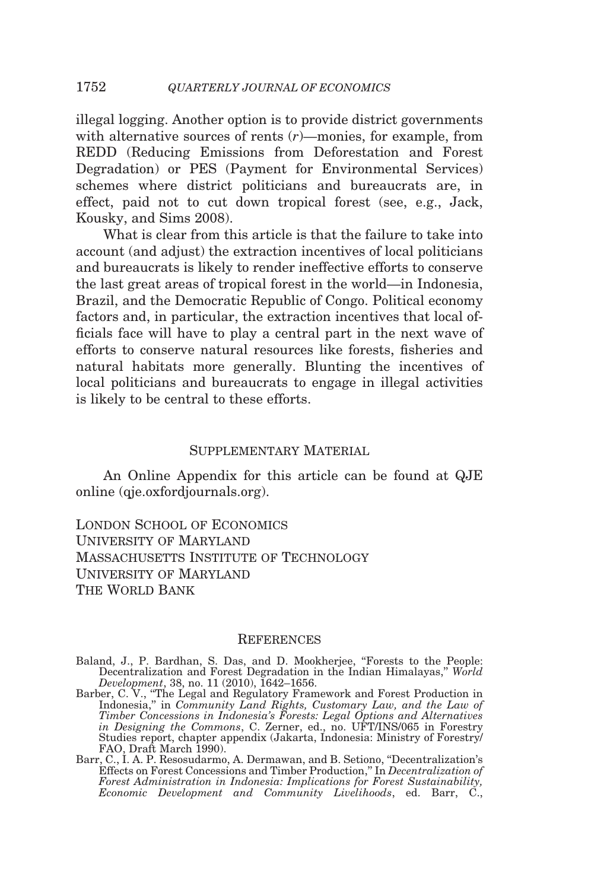illegal logging. Another option is to provide district governments with alternative sources of rents ($r$)—monies, for example, from REDD (Reducing Emissions from Deforestation and Forest Degradation) or PES (Payment for Environmental Services) schemes where district politicians and bureaucrats are, in effect, paid not to cut down tropical forest (see, e.g., Jack, Kousky, and Sims 2008).

What is clear from this article is that the failure to take into account (and adjust) the extraction incentives of local politicians and bureaucrats is likely to render ineffective efforts to conserve the last great areas of tropical forest in the world—in Indonesia, Brazil, and the Democratic Republic of Congo. Political economy factors and, in particular, the extraction incentives that local officials face will have to play a central part in the next wave of efforts to conserve natural resources like forests, fisheries and natural habitats more generally. Blunting the incentives of local politicians and bureaucrats to engage in illegal activities is likely to be central to these efforts.

## Supplementary Material

An Online Appendix for this article can be found at QJE online (qje.oxfordjournals.org).

London School of Economics
University of Maryland
Massachusetts Institute of Technology
University of Maryland
The World Bank

## References

Baland, J., P. Bardhan, S. Das, and D. Mookherjee, "Forests to the People: Decentralization and Forest Degradation in the Indian Himalayas," *World Development*, 38, no. 11 (2010), 1642–1656.

Barber, C. V., "The Legal and Regulatory Framework and Forest Production in Indonesia," in *Community Land Rights, Customary Law, and the Law of Timber Concessions in Indonesia's Forests: Legal Options and Alternatives in Designing the Commons*, C. Zerner, ed., no. UFT/INS/065 in Forestry Studies report, chapter appendix (Jakarta, Indonesia: Ministry of Forestry/FAO, Draft March 1990).

Barr, C., I. A. P. Resosudarmo, A. Dermawan, and B. Setiono, "Decentralization's Effects on Forest Concessions and Timber Production," In *Decentralization of Forest Administration in Indonesia: Implications for Forest Sustainability, Economic Development and Community Livelihoods*, ed. Barr, C.,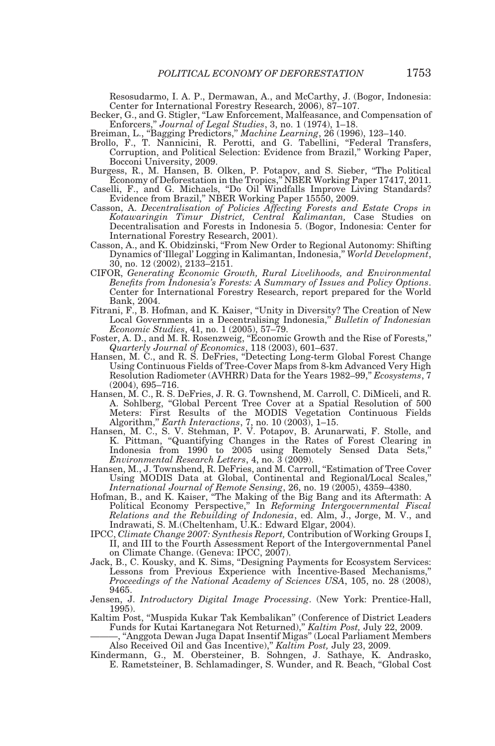Resosudarmo, I. A. P., Dermawan, A., and McCarthy, J. (Bogor, Indonesia: Center for International Forestry Research, 2006), 87–107.

Becker, G., and G. Stigler, "Law Enforcement, Malfeasance, and Compensation of Enforcers," *Journal of Legal Studies*, 3, no. 1 (1974), 1–18.

Breiman, L., "Bagging Predictors," *Machine Learning*, 26 (1996), 123–140.

Brollo, F., T. Nannicini, R. Perotti, and G. Tabellini, "Federal Transfers, Corruption, and Political Selection: Evidence from Brazil," Working Paper, Bocconi University, 2009.

Burgess, R., M. Hansen, B. Olken, P. Potapov, and S. Sieber, "The Political Economy of Deforestation in the Tropics," NBER Working Paper 17417, 2011.

Caselli, F., and G. Michaels, "Do Oil Windfalls Improve Living Standards? Evidence from Brazil," NBER Working Paper 15550, 2009.

Casson, A. *Decentralisation of Policies Affecting Forests and Estate Crops in Kotawaringin Timur District, Central Kalimantan,* Case Studies on Decentralisation and Forests in Indonesia 5. (Bogor, Indonesia: Center for International Forestry Research, 2001).

Casson, A., and K. Obidzinski, "From New Order to Regional Autonomy: Shifting Dynamics of 'Illegal' Logging in Kalimantan, Indonesia," *World Development*, 30, no. 12 (2002), 2133–2151.

CIFOR, *Generating Economic Growth, Rural Livelihoods, and Environmental Benefits from Indonesia's Forests: A Summary of Issues and Policy Options*. Center for International Forestry Research, report prepared for the World Bank, 2004.

Fitrani, F., B. Hofman, and K. Kaiser, "Unity in Diversity? The Creation of New Local Governments in a Decentralising Indonesia," *Bulletin of Indonesian Economic Studies*, 41, no. 1 (2005), 57–79.

Foster, A. D., and M. R. Rosenzweig, "Economic Growth and the Rise of Forests," *Quarterly Journal of Economics*, 118 (2003), 601–637.

Hansen, M. C., and R. S. DeFries, "Detecting Long-term Global Forest Change Using Continuous Fields of Tree-Cover Maps from 8-km Advanced Very High Resolution Radiometer (AVHRR) Data for the Years 1982–99," *Ecosystems*, 7 (2004), 695–716.

Hansen, M. C., R. S. DeFries, J. R. G. Townshend, M. Carroll, C. DiMiceli, and R. A. Sohlberg, "Global Percent Tree Cover at a Spatial Resolution of 500 Meters: First Results of the MODIS Vegetation Continuous Fields Algorithm," *Earth Interactions*, 7, no. 10 (2003), 1–15.

Hansen, M. C., S. V. Stehman, P. V. Potapov, B. Arunarwati, F. Stolle, and K. Pittman, "Quantifying Changes in the Rates of Forest Clearing in Indonesia from 1990 to 2005 using Remotely Sensed Data Sets," *Environmental Research Letters*, 4, no. 3 (2009).

Hansen, M., J. Townshend, R. DeFries, and M. Carroll, "Estimation of Tree Cover Using MODIS Data at Global, Continental and Regional/Local Scales," *International Journal of Remote Sensing*, 26, no. 19 (2005), 4359–4380.

Hofman, B., and K. Kaiser, "The Making of the Big Bang and its Aftermath: A Political Economy Perspective," In *Reforming Intergovernmental Fiscal Relations and the Rebuilding of Indonesia*, ed. Alm, J., Jorge, M. V., and Indrawati, S. M.(Cheltenham, U.K.: Edward Elgar, 2004).

IPCC, *Climate Change 2007: Synthesis Report,* Contribution of Working Groups I, II, and III to the Fourth Assessment Report of the Intergovernmental Panel on Climate Change. (Geneva: IPCC, 2007).

Jack, B., C. Kousky, and K. Sims, "Designing Payments for Ecosystem Services: Lessons from Previous Experience with Incentive-Based Mechanisms," *Proceedings of the National Academy of Sciences USA*, 105, no. 28 (2008), 9465.

Jensen, J. *Introductory Digital Image Processing*. (New York: Prentice-Hall, 1995).

Kaltim Post, "Muspida Kukar Tak Kembalikan" (Conference of District Leaders Funds for Kutai Kartanegara Not Returned)," *Kaltim Post,* July 22, 2009.

———, "Anggota Dewan Juga Dapat Insentif Migas" (Local Parliament Members Also Received Oil and Gas Incentive)," *Kaltim Post,* July 23, 2009.

Kindermann, G., M. Obersteiner, B. Sohngen, J. Sathaye, K. Andrasko, E. Rametsteiner, B. Schlamadinger, S. Wunder, and R. Beach, "Global Cost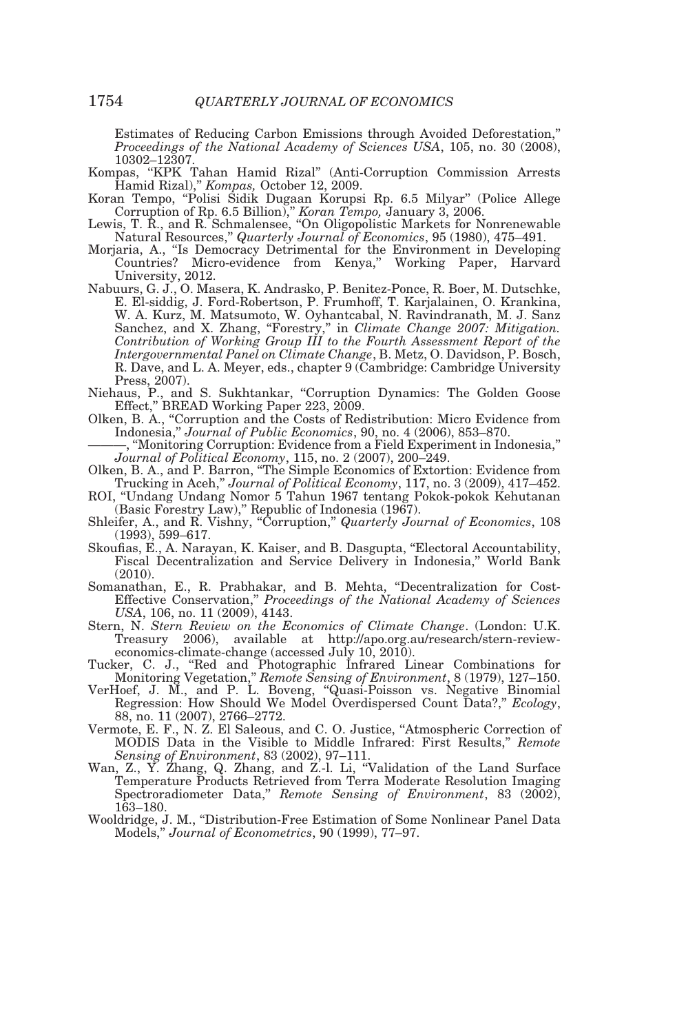Estimates of Reducing Carbon Emissions through Avoided Deforestation," *Proceedings of the National Academy of Sciences USA*, 105, no. 30 (2008), 10302–12307.

Kompas, "KPK Tahan Hamid Rizal" (Anti-Corruption Commission Arrests Hamid Rizal)," *Kompas,* October 12, 2009.

Koran Tempo, "Polisi Sidik Dugaan Korupsi Rp. 6.5 Milyar" (Police Allege Corruption of Rp. 6.5 Billion)," *Koran Tempo,* January 3, 2006.

Lewis, T. R., and R. Schmalensee, "On Oligopolistic Markets for Nonrenewable Natural Resources," *Quarterly Journal of Economics*, 95 (1980), 475–491.

Morjaria, A., "Is Democracy Detrimental for the Environment in Developing Countries? Micro-evidence from Kenya," Working Paper, Harvard University, 2012.

Nabuurs, G. J., O. Masera, K. Andrasko, P. Benitez-Ponce, R. Boer, M. Dutschke, E. El-siddig, J. Ford-Robertson, P. Frumhoff, T. Karjalainen, O. Krankina, W. A. Kurz, M. Matsumoto, W. Oyhantcabal, N. Ravindranath, M. J. Sanz Sanchez, and X. Zhang, "Forestry," in *Climate Change 2007: Mitigation. Contribution of Working Group III to the Fourth Assessment Report of the Intergovernmental Panel on Climate Change*, B. Metz, O. Davidson, P. Bosch, R. Dave, and L. A. Meyer, eds., chapter 9 (Cambridge: Cambridge University Press, 2007).

Niehaus, P., and S. Sukhtankar, "Corruption Dynamics: The Golden Goose Effect," BREAD Working Paper 223, 2009.

Olken, B. A., "Corruption and the Costs of Redistribution: Micro Evidence from Indonesia," *Journal of Public Economics*, 90, no. 4 (2006), 853–870.

———, "Monitoring Corruption: Evidence from a Field Experiment in Indonesia," *Journal of Political Economy*, 115, no. 2 (2007), 200–249.

Olken, B. A., and P. Barron, "The Simple Economics of Extortion: Evidence from Trucking in Aceh," *Journal of Political Economy*, 117, no. 3 (2009), 417–452.

ROI, "Undang Undang Nomor 5 Tahun 1967 tentang Pokok-pokok Kehutanan (Basic Forestry Law)," Republic of Indonesia (1967).

Shleifer, A., and R. Vishny, "Corruption," *Quarterly Journal of Economics*, 108 (1993), 599–617.

Skoufias, E., A. Narayan, K. Kaiser, and B. Dasgupta, "Electoral Accountability, Fiscal Decentralization and Service Delivery in Indonesia," World Bank (2010).

Somanathan, E., R. Prabhakar, and B. Mehta, "Decentralization for Cost-Effective Conservation," *Proceedings of the National Academy of Sciences USA*, 106, no. 11 (2009), 4143.

Stern, N. *Stern Review on the Economics of Climate Change*. (London: U.K. Treasury 2006), available at http://apo.org.au/research/stern-review-economics-climate-change (accessed July 10, 2010).

Tucker, C. J., "Red and Photographic Infrared Linear Combinations for Monitoring Vegetation," *Remote Sensing of Environment*, 8 (1979), 127–150.

VerHoef, J. M., and P. L. Boveng, "Quasi-Poisson vs. Negative Binomial Regression: How Should We Model Overdispersed Count Data?," *Ecology*, 88, no. 11 (2007), 2766–2772.

Vermote, E. F., N. Z. El Saleous, and C. O. Justice, "Atmospheric Correction of MODIS Data in the Visible to Middle Infrared: First Results," *Remote Sensing of Environment*, 83 (2002), 97–111.

Wan, Z., Y. Zhang, Q. Zhang, and Z.-l. Li, "Validation of the Land Surface Temperature Products Retrieved from Terra Moderate Resolution Imaging Spectroradiometer Data," *Remote Sensing of Environment*, 83 (2002), 163–180.

Wooldridge, J. M., "Distribution-Free Estimation of Some Nonlinear Panel Data Models," *Journal of Econometrics*, 90 (1999), 77–97.